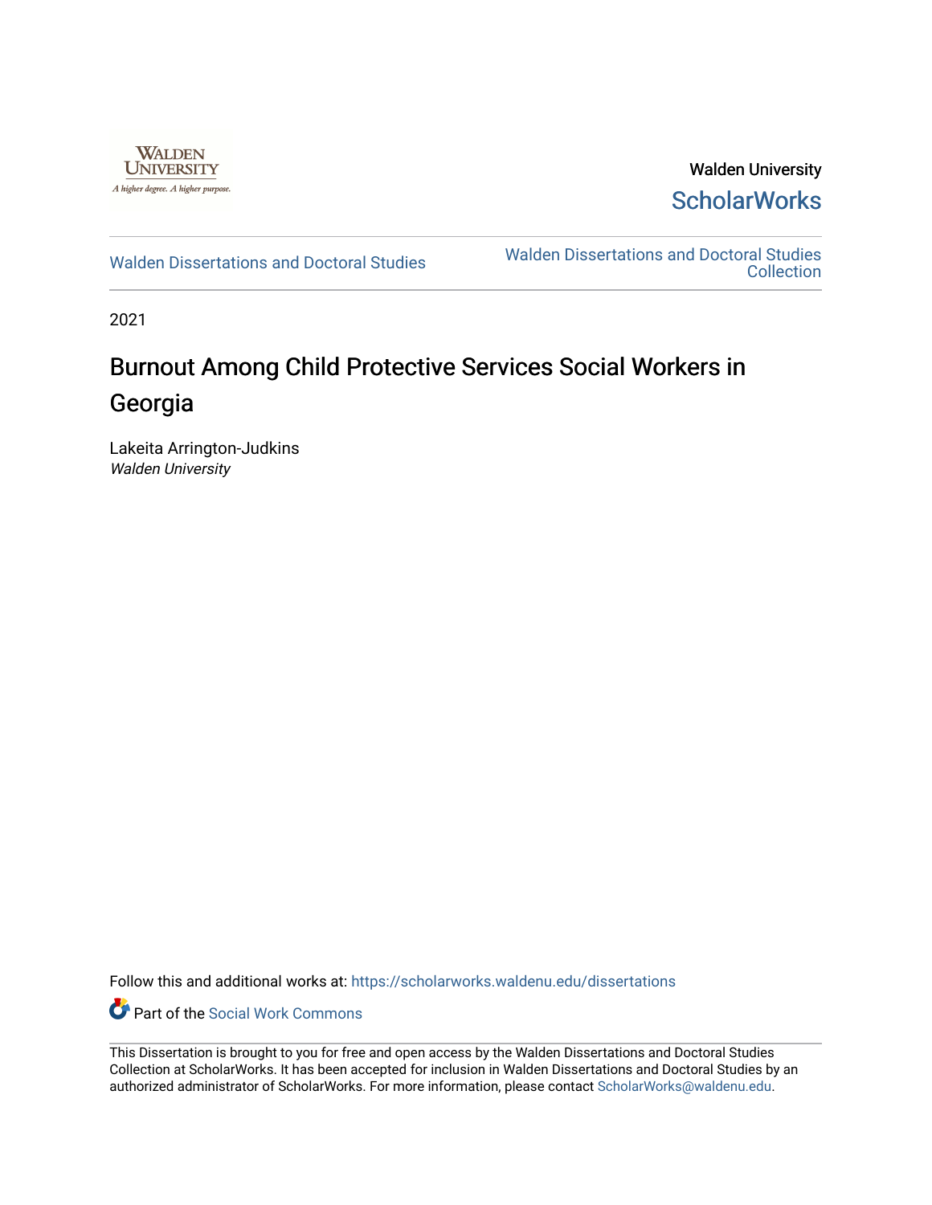Walden University

ScholarWorks

Walden Dissertations and Doctoral Studies

Walden Dissertations and Doctoral Studies Collection

2021

# Burnout Among Child Protective Services Social Workers in Georgia

Lakeita Arrington-Judkins
*Walden University*

Follow this and additional works at: https://scholarworks.waldenu.edu/dissertations

Part of the Social Work Commons

This Dissertation is brought to you for free and open access by the Walden Dissertations and Doctoral Studies Collection at ScholarWorks. It has been accepted for inclusion in Walden Dissertations and Doctoral Studies by an authorized administrator of ScholarWorks. For more information, please contact ScholarWorks@waldenu.edu.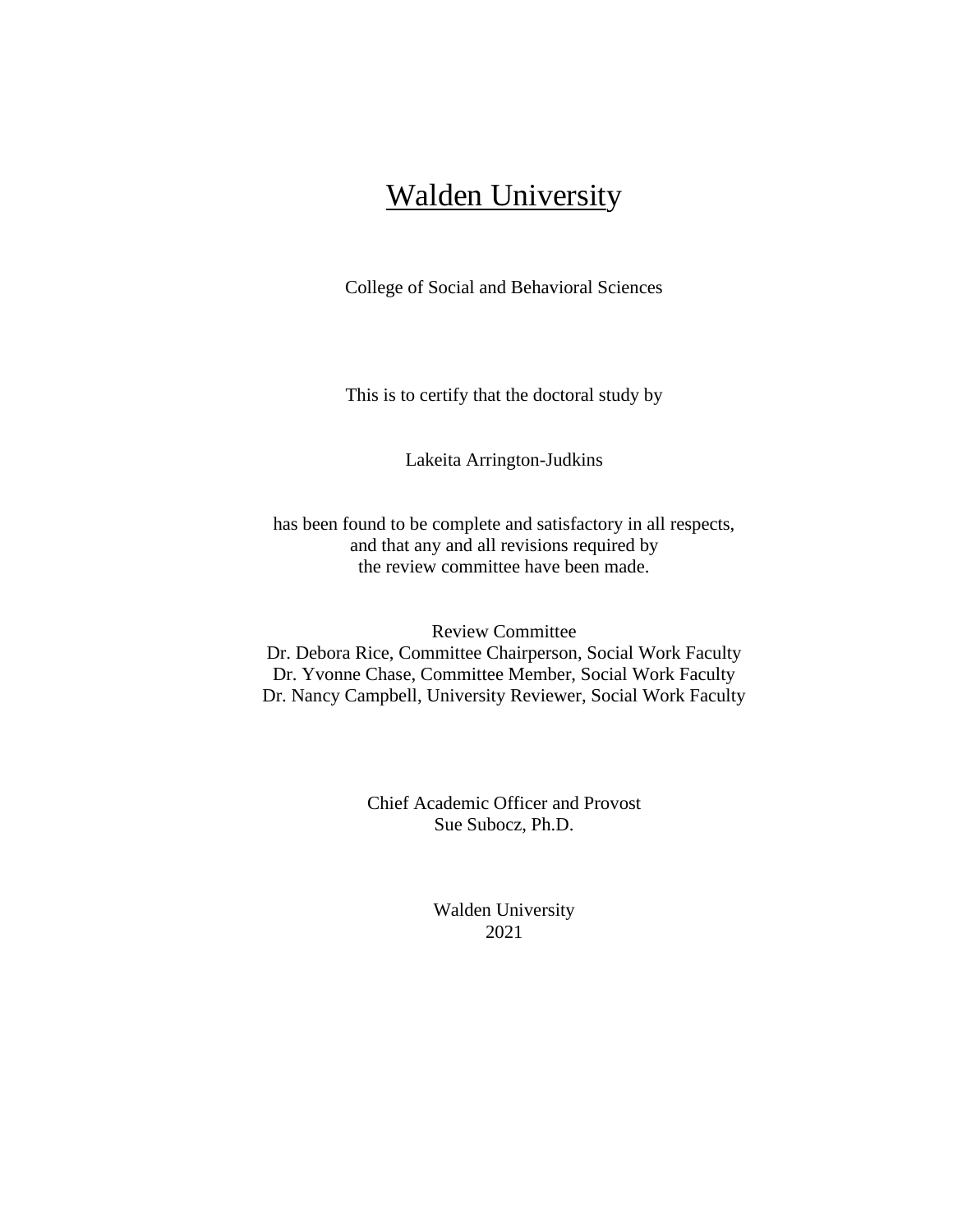# Walden University

College of Social and Behavioral Sciences

This is to certify that the doctoral study by

Lakeita Arrington-Judkins

has been found to be complete and satisfactory in all respects,
and that any and all revisions required by
the review committee have been made.

Review Committee
Dr. Debora Rice, Committee Chairperson, Social Work Faculty
Dr. Yvonne Chase, Committee Member, Social Work Faculty
Dr. Nancy Campbell, University Reviewer, Social Work Faculty

Chief Academic Officer and Provost
Sue Subocz, Ph.D.

Walden University
2021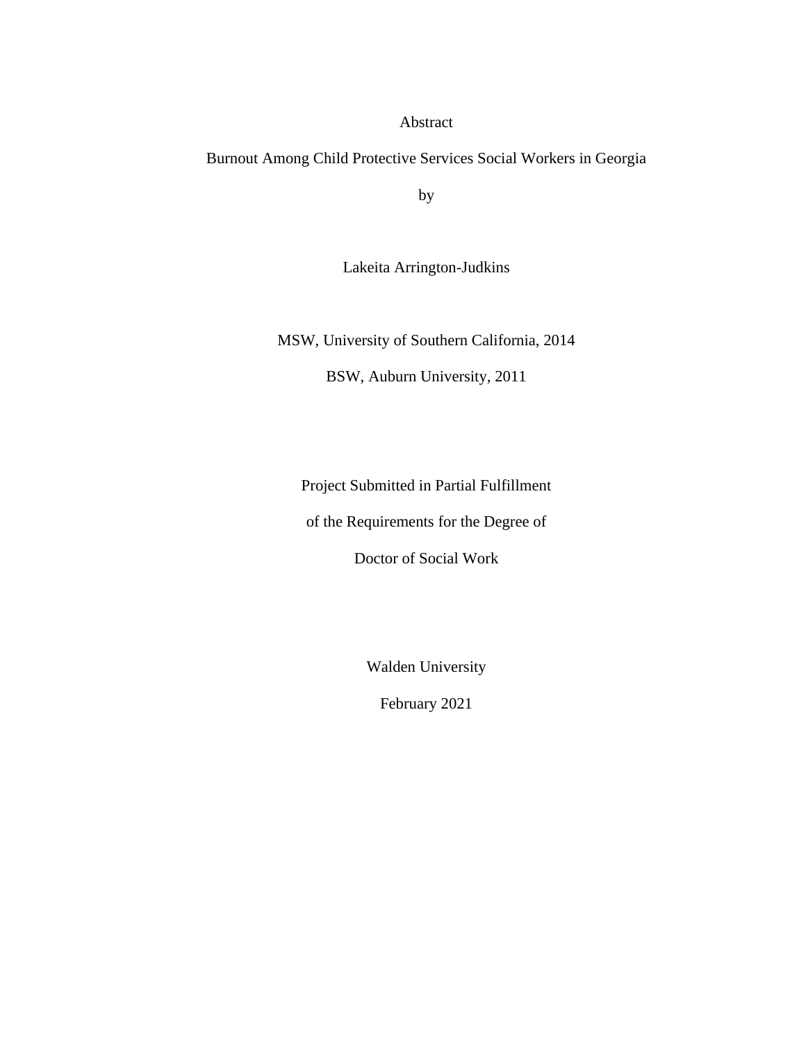Abstract

Burnout Among Child Protective Services Social Workers in Georgia

by

Lakeita Arrington-Judkins

MSW, University of Southern California, 2014

BSW, Auburn University, 2011

Project Submitted in Partial Fulfillment

of the Requirements for the Degree of

Doctor of Social Work

Walden University

February 2021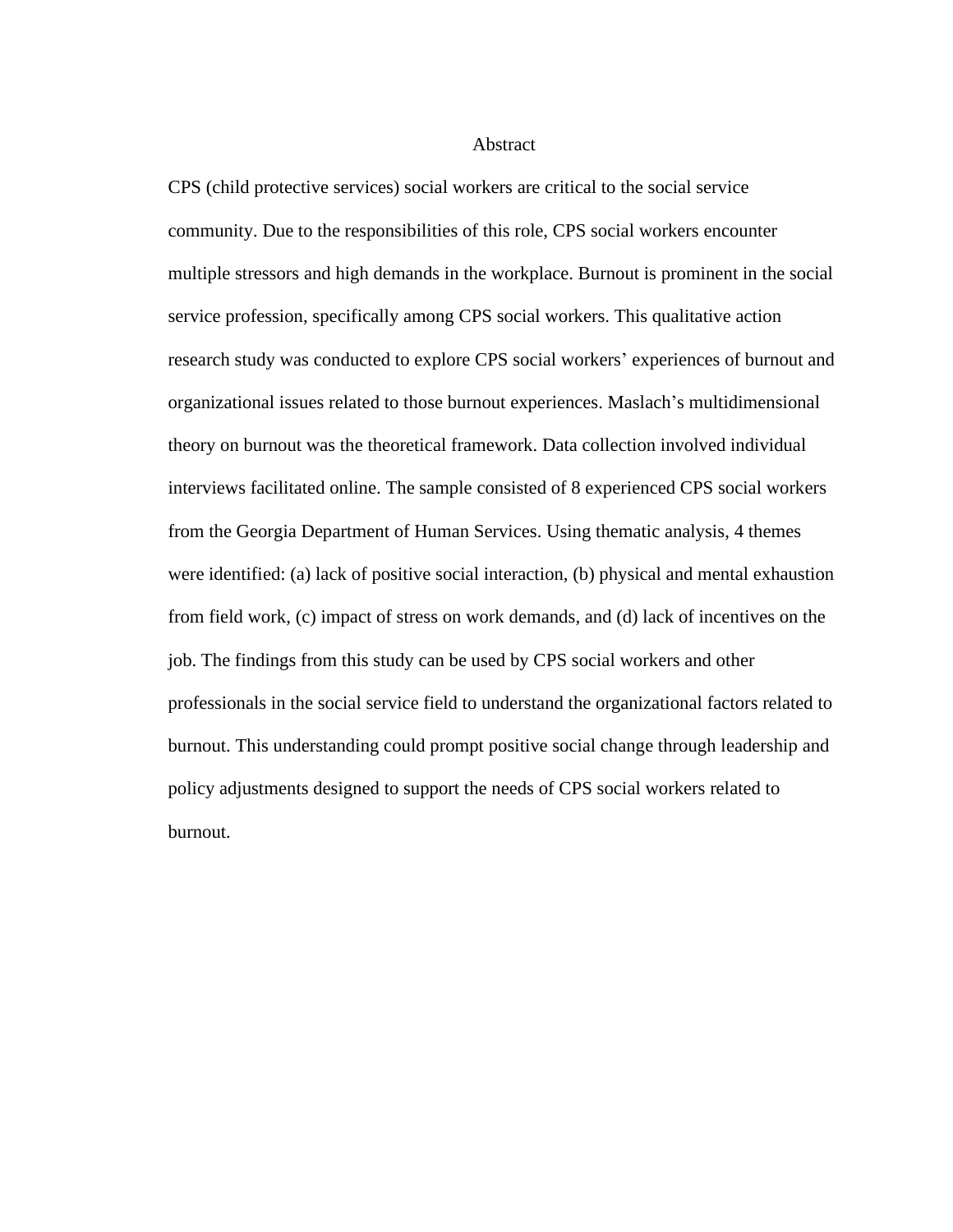# Abstract

CPS (child protective services) social workers are critical to the social service community. Due to the responsibilities of this role, CPS social workers encounter multiple stressors and high demands in the workplace. Burnout is prominent in the social service profession, specifically among CPS social workers. This qualitative action research study was conducted to explore CPS social workers' experiences of burnout and organizational issues related to those burnout experiences. Maslach's multidimensional theory on burnout was the theoretical framework. Data collection involved individual interviews facilitated online. The sample consisted of 8 experienced CPS social workers from the Georgia Department of Human Services. Using thematic analysis, 4 themes were identified: (a) lack of positive social interaction, (b) physical and mental exhaustion from field work, (c) impact of stress on work demands, and (d) lack of incentives on the job. The findings from this study can be used by CPS social workers and other professionals in the social service field to understand the organizational factors related to burnout. This understanding could prompt positive social change through leadership and policy adjustments designed to support the needs of CPS social workers related to burnout.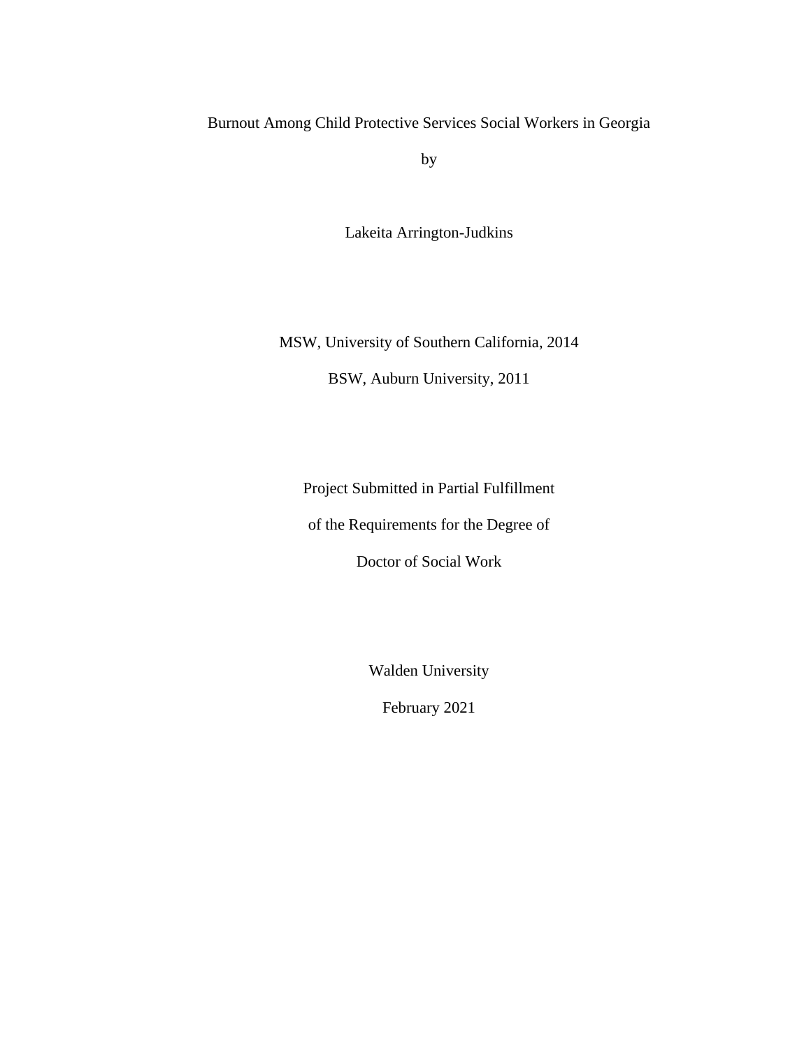Burnout Among Child Protective Services Social Workers in Georgia

by

Lakeita Arrington-Judkins

MSW, University of Southern California, 2014

BSW, Auburn University, 2011

Project Submitted in Partial Fulfillment

of the Requirements for the Degree of

Doctor of Social Work

Walden University

February 2021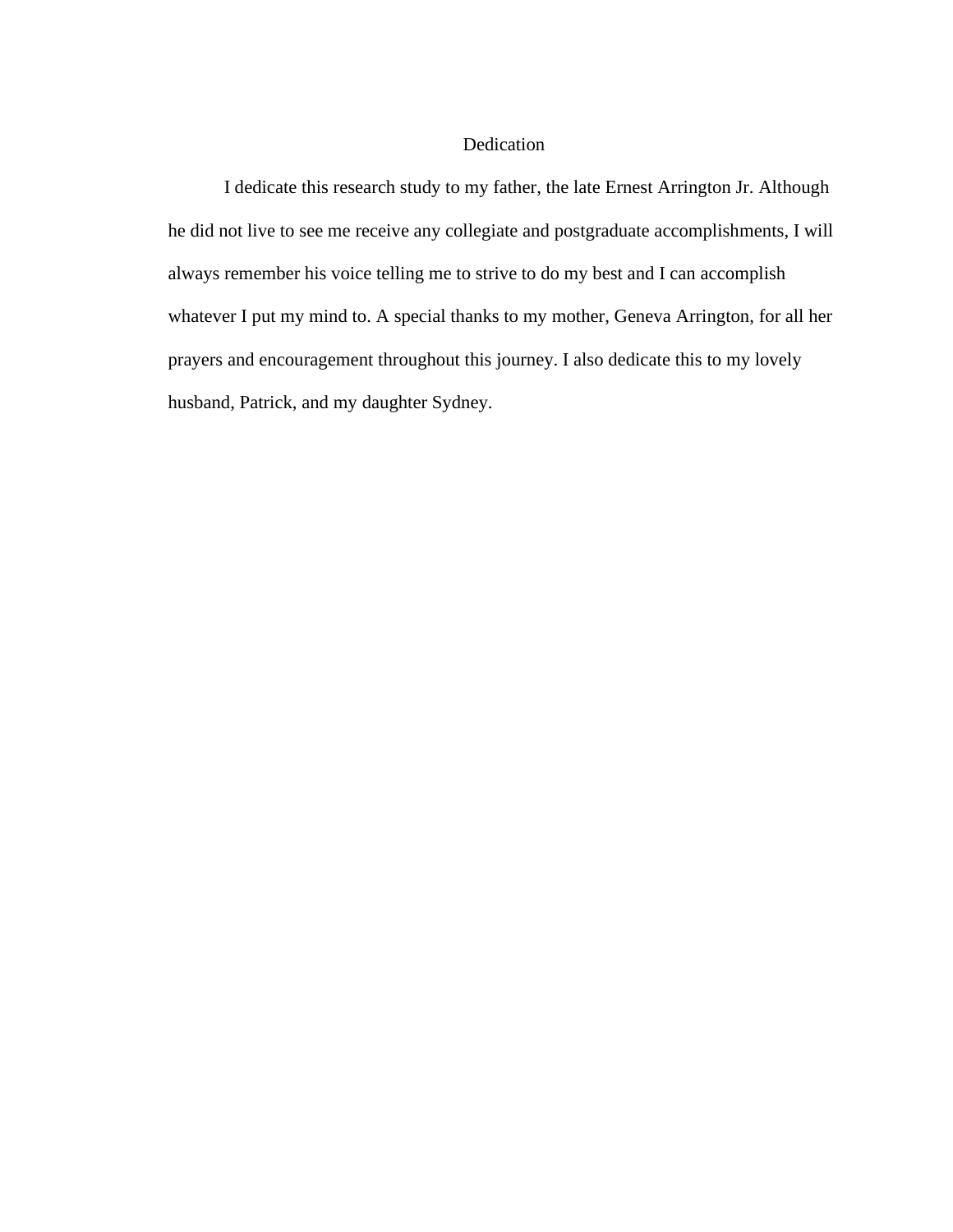# Dedication

I dedicate this research study to my father, the late Ernest Arrington Jr. Although he did not live to see me receive any collegiate and postgraduate accomplishments, I will always remember his voice telling me to strive to do my best and I can accomplish whatever I put my mind to. A special thanks to my mother, Geneva Arrington, for all her prayers and encouragement throughout this journey. I also dedicate this to my lovely husband, Patrick, and my daughter Sydney.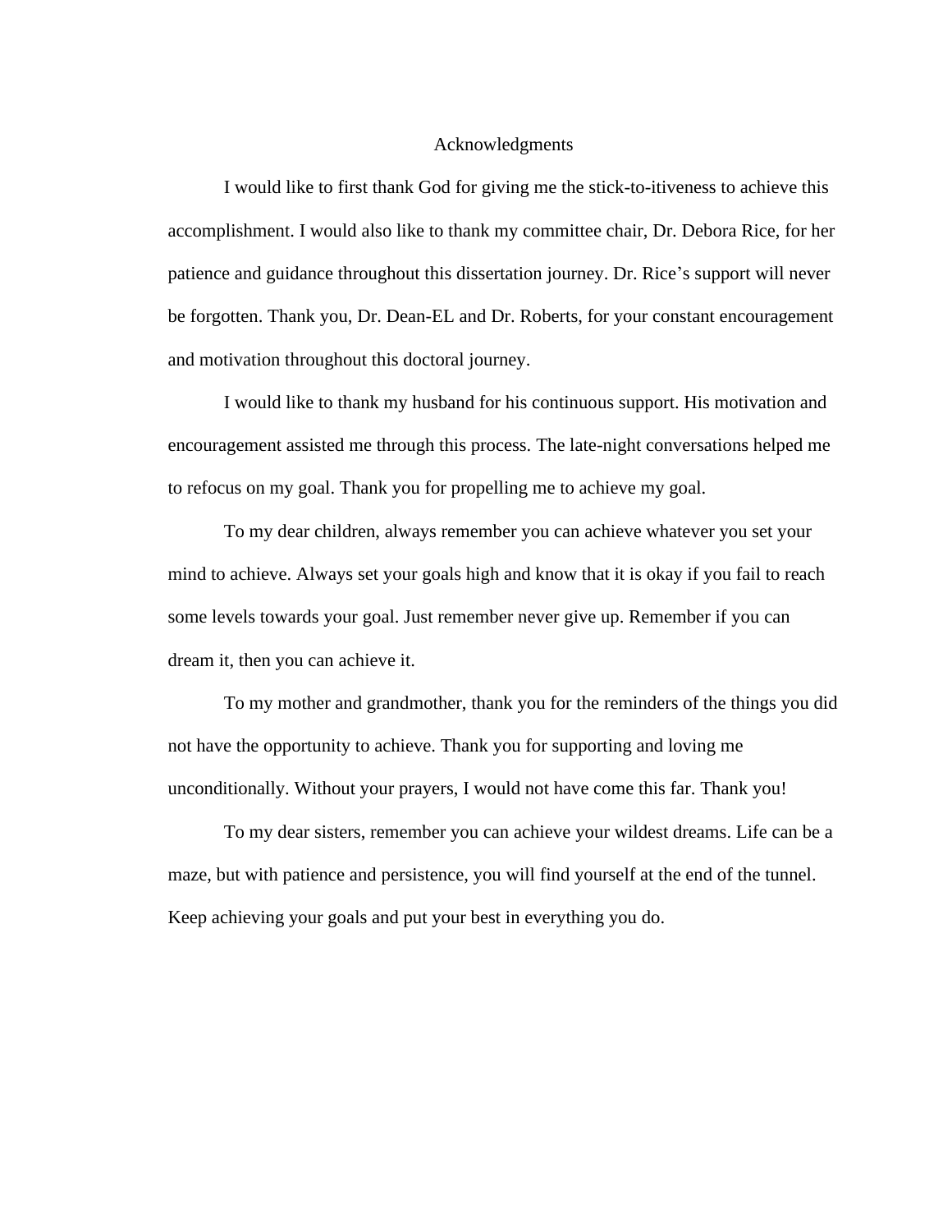# Acknowledgments

I would like to first thank God for giving me the stick-to-itiveness to achieve this accomplishment. I would also like to thank my committee chair, Dr. Debora Rice, for her patience and guidance throughout this dissertation journey. Dr. Rice's support will never be forgotten. Thank you, Dr. Dean-EL and Dr. Roberts, for your constant encouragement and motivation throughout this doctoral journey.

I would like to thank my husband for his continuous support. His motivation and encouragement assisted me through this process. The late-night conversations helped me to refocus on my goal. Thank you for propelling me to achieve my goal.

To my dear children, always remember you can achieve whatever you set your mind to achieve. Always set your goals high and know that it is okay if you fail to reach some levels towards your goal. Just remember never give up. Remember if you can dream it, then you can achieve it.

To my mother and grandmother, thank you for the reminders of the things you did not have the opportunity to achieve. Thank you for supporting and loving me unconditionally. Without your prayers, I would not have come this far. Thank you!

To my dear sisters, remember you can achieve your wildest dreams. Life can be a maze, but with patience and persistence, you will find yourself at the end of the tunnel. Keep achieving your goals and put your best in everything you do.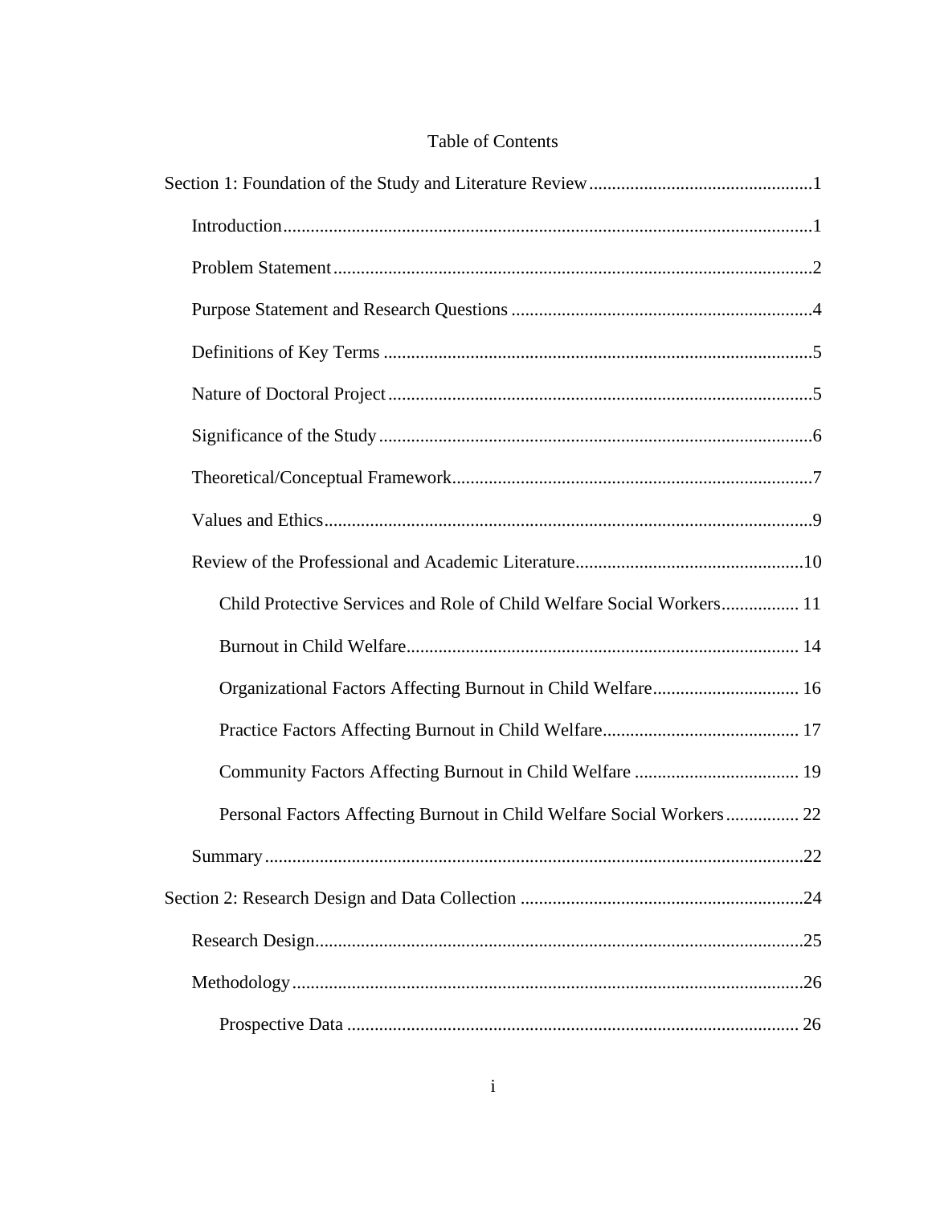Table of Contents

Section 1: Foundation of the Study and Literature Review....................................................1

Introduction....................................................................................................................1

Problem Statement.........................................................................................................2

Purpose Statement and Research Questions ..................................................................4

Definitions of Key Terms ..............................................................................................5

Nature of Doctoral Project .............................................................................................5

Significance of the Study ...............................................................................................6

Theoretical/Conceptual Framework...............................................................................7

Values and Ethics...........................................................................................................9

Review of the Professional and Academic Literature..................................................10

Child Protective Services and Role of Child Welfare Social Workers................. 11

Burnout in Child Welfare...................................................................................... 14

Organizational Factors Affecting Burnout in Child Welfare................................ 16

Practice Factors Affecting Burnout in Child Welfare........................................... 17

Community Factors Affecting Burnout in Child Welfare .................................... 19

Personal Factors Affecting Burnout in Child Welfare Social Workers................ 22

Summary......................................................................................................................22

Section 2: Research Design and Data Collection ..............................................................24

Research Design...........................................................................................................25

Methodology................................................................................................................26

Prospective Data ................................................................................................... 26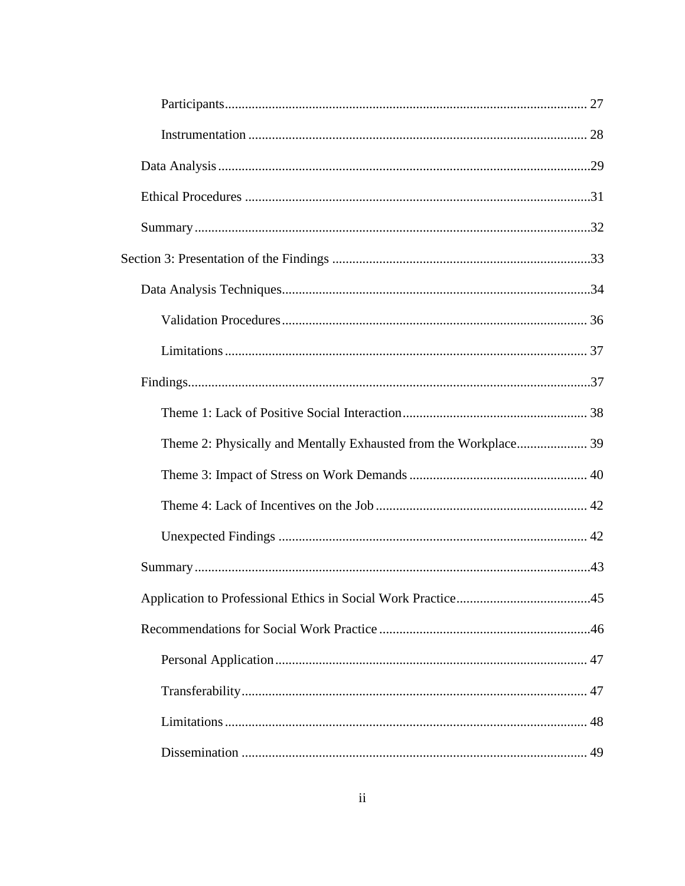Participants ........................................................................................................... 27

Instrumentation .................................................................................................... 28

Data Analysis ..............................................................................................................29

Ethical Procedures ......................................................................................................31

Summary .....................................................................................................................32

Section 3: Presentation of the Findings .............................................................................33

Data Analysis Techniques...........................................................................................34

Validation Procedures .......................................................................................... 36

Limitations ........................................................................................................... 37

Findings.......................................................................................................................37

Theme 1: Lack of Positive Social Interaction ....................................................... 38

Theme 2: Physically and Mentally Exhausted from the Workplace..................... 39

Theme 3: Impact of Stress on Work Demands ..................................................... 40

Theme 4: Lack of Incentives on the Job .............................................................. 42

Unexpected Findings ........................................................................................... 42

Summary .....................................................................................................................43

Application to Professional Ethics in Social Work Practice........................................45

Recommendations for Social Work Practice ..............................................................46

Personal Application ............................................................................................ 47

Transferability ...................................................................................................... 47

Limitations ........................................................................................................... 48

Dissemination ...................................................................................................... 49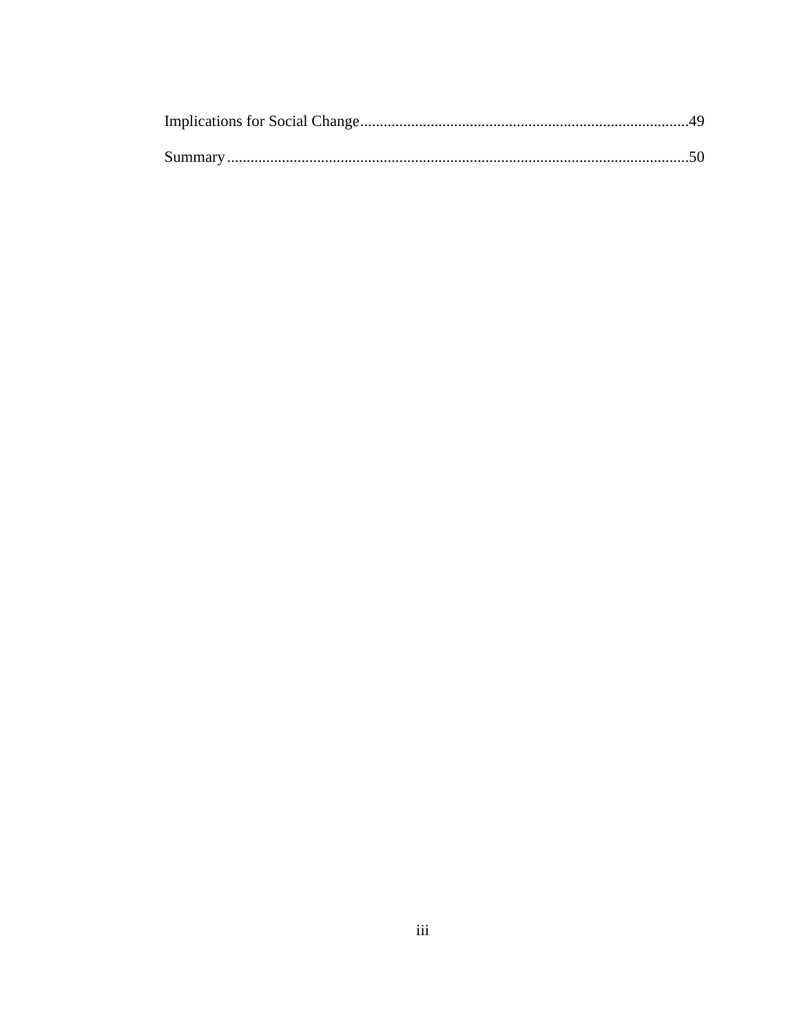Implications for Social Change ..... 49

Summary ..... 50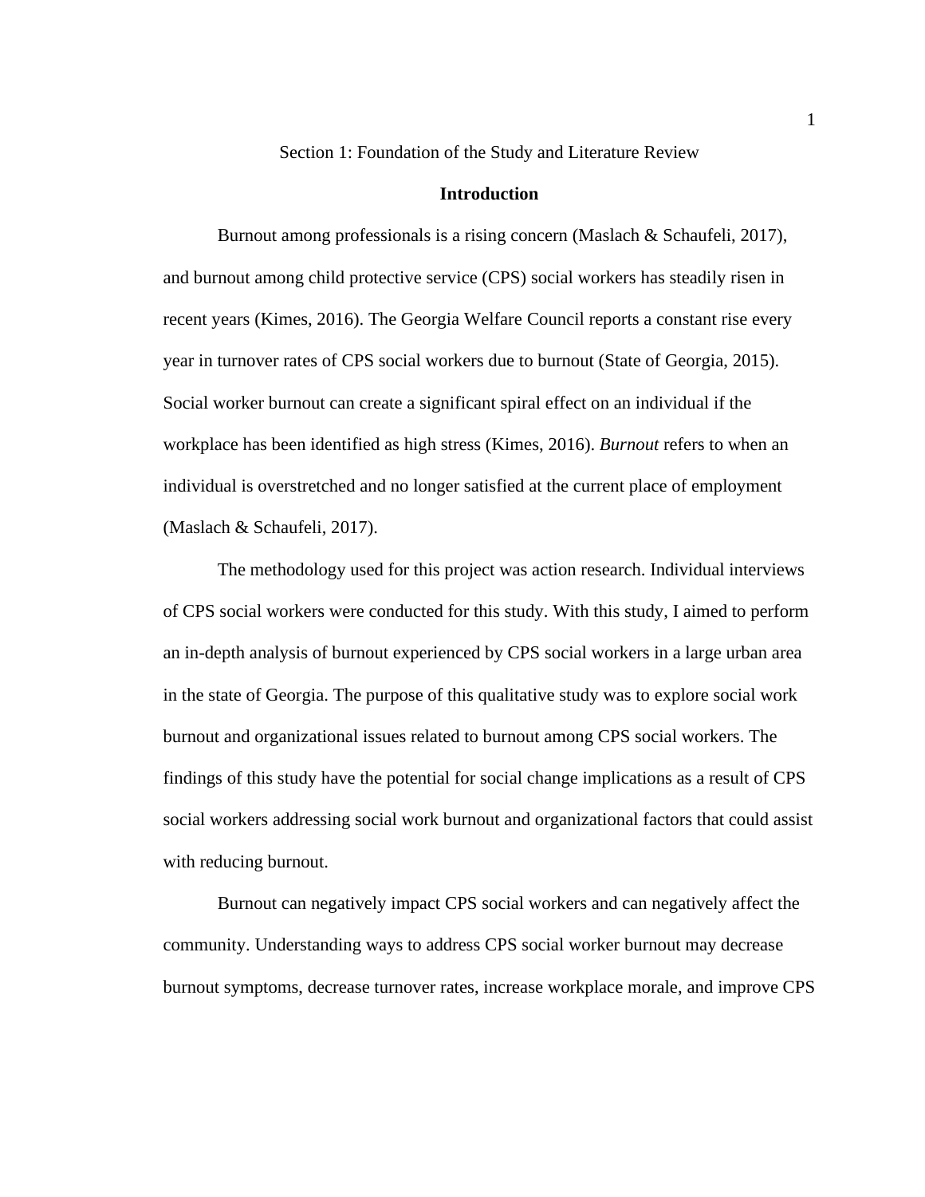Section 1: Foundation of the Study and Literature Review

## Introduction

Burnout among professionals is a rising concern (Maslach & Schaufeli, 2017), and burnout among child protective service (CPS) social workers has steadily risen in recent years (Kimes, 2016). The Georgia Welfare Council reports a constant rise every year in turnover rates of CPS social workers due to burnout (State of Georgia, 2015). Social worker burnout can create a significant spiral effect on an individual if the workplace has been identified as high stress (Kimes, 2016). *Burnout* refers to when an individual is overstretched and no longer satisfied at the current place of employment (Maslach & Schaufeli, 2017).

The methodology used for this project was action research. Individual interviews of CPS social workers were conducted for this study. With this study, I aimed to perform an in-depth analysis of burnout experienced by CPS social workers in a large urban area in the state of Georgia. The purpose of this qualitative study was to explore social work burnout and organizational issues related to burnout among CPS social workers. The findings of this study have the potential for social change implications as a result of CPS social workers addressing social work burnout and organizational factors that could assist with reducing burnout.

Burnout can negatively impact CPS social workers and can negatively affect the community. Understanding ways to address CPS social worker burnout may decrease burnout symptoms, decrease turnover rates, increase workplace morale, and improve CPS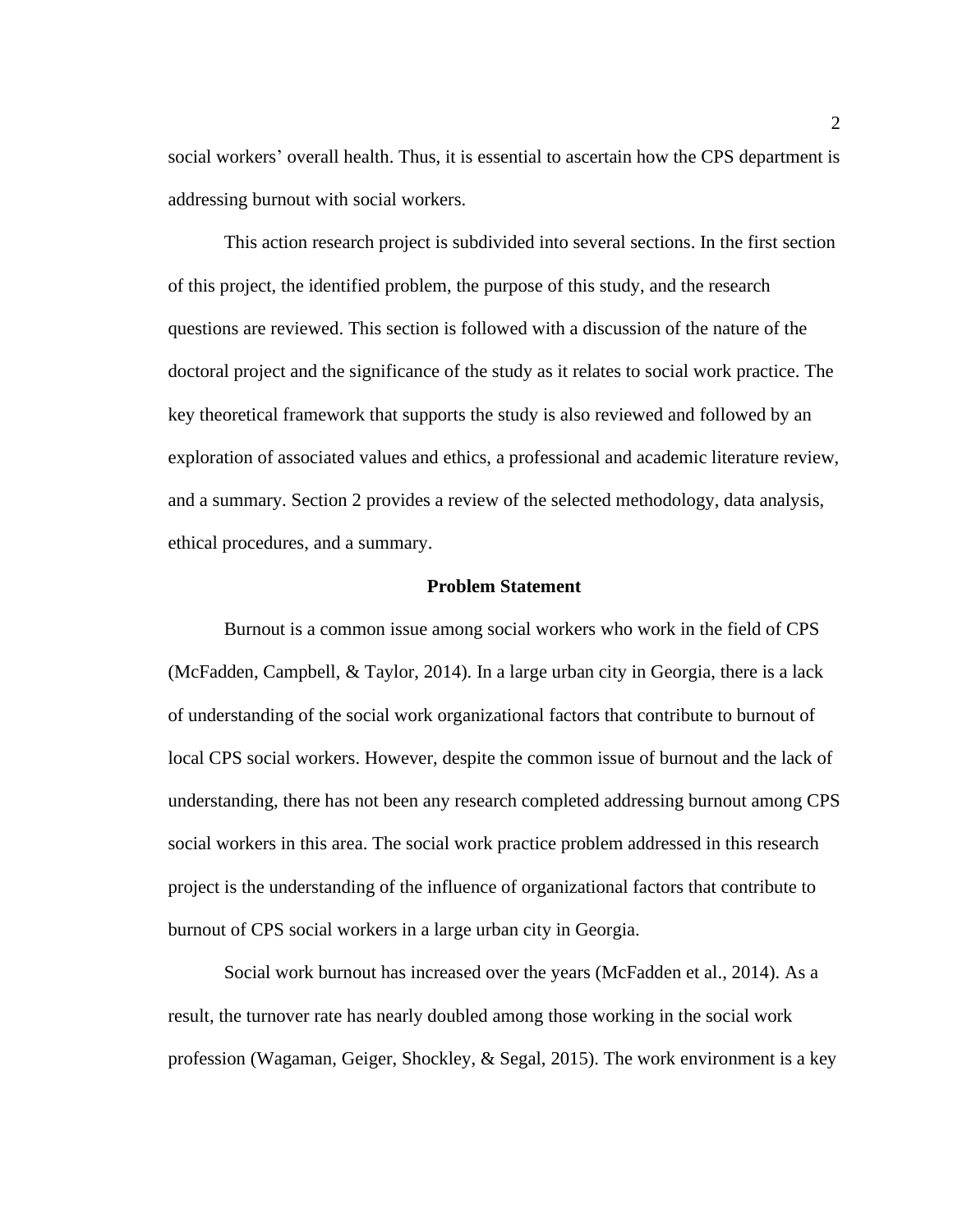social workers' overall health. Thus, it is essential to ascertain how the CPS department is addressing burnout with social workers.

This action research project is subdivided into several sections. In the first section of this project, the identified problem, the purpose of this study, and the research questions are reviewed. This section is followed with a discussion of the nature of the doctoral project and the significance of the study as it relates to social work practice. The key theoretical framework that supports the study is also reviewed and followed by an exploration of associated values and ethics, a professional and academic literature review, and a summary. Section 2 provides a review of the selected methodology, data analysis, ethical procedures, and a summary.

## Problem Statement

Burnout is a common issue among social workers who work in the field of CPS (McFadden, Campbell, & Taylor, 2014). In a large urban city in Georgia, there is a lack of understanding of the social work organizational factors that contribute to burnout of local CPS social workers. However, despite the common issue of burnout and the lack of understanding, there has not been any research completed addressing burnout among CPS social workers in this area. The social work practice problem addressed in this research project is the understanding of the influence of organizational factors that contribute to burnout of CPS social workers in a large urban city in Georgia.

Social work burnout has increased over the years (McFadden et al., 2014). As a result, the turnover rate has nearly doubled among those working in the social work profession (Wagaman, Geiger, Shockley, & Segal, 2015). The work environment is a key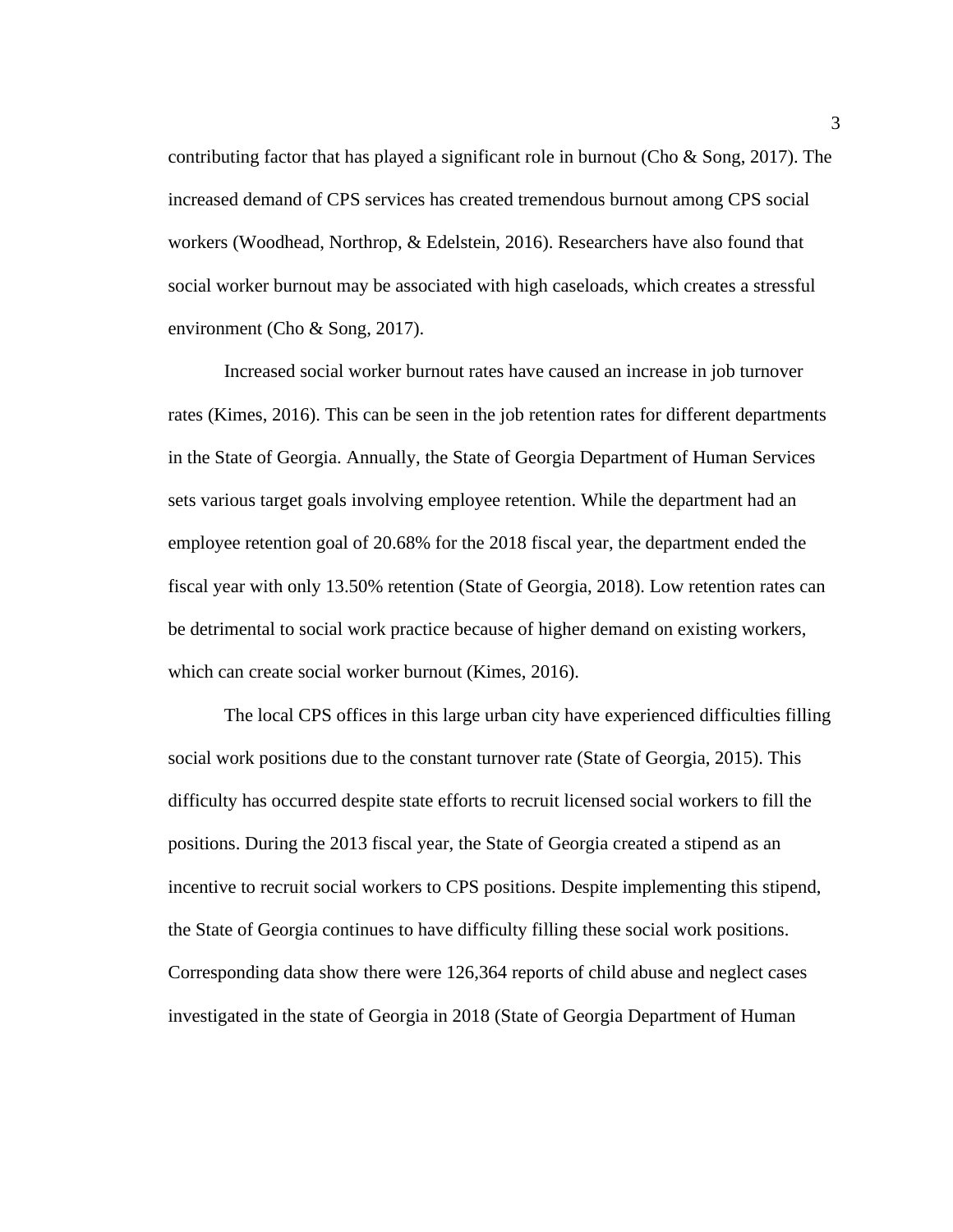contributing factor that has played a significant role in burnout (Cho & Song, 2017). The increased demand of CPS services has created tremendous burnout among CPS social workers (Woodhead, Northrop, & Edelstein, 2016). Researchers have also found that social worker burnout may be associated with high caseloads, which creates a stressful environment (Cho & Song, 2017).

Increased social worker burnout rates have caused an increase in job turnover rates (Kimes, 2016). This can be seen in the job retention rates for different departments in the State of Georgia. Annually, the State of Georgia Department of Human Services sets various target goals involving employee retention. While the department had an employee retention goal of 20.68% for the 2018 fiscal year, the department ended the fiscal year with only 13.50% retention (State of Georgia, 2018). Low retention rates can be detrimental to social work practice because of higher demand on existing workers, which can create social worker burnout (Kimes, 2016).

The local CPS offices in this large urban city have experienced difficulties filling social work positions due to the constant turnover rate (State of Georgia, 2015). This difficulty has occurred despite state efforts to recruit licensed social workers to fill the positions. During the 2013 fiscal year, the State of Georgia created a stipend as an incentive to recruit social workers to CPS positions. Despite implementing this stipend, the State of Georgia continues to have difficulty filling these social work positions. Corresponding data show there were 126,364 reports of child abuse and neglect cases investigated in the state of Georgia in 2018 (State of Georgia Department of Human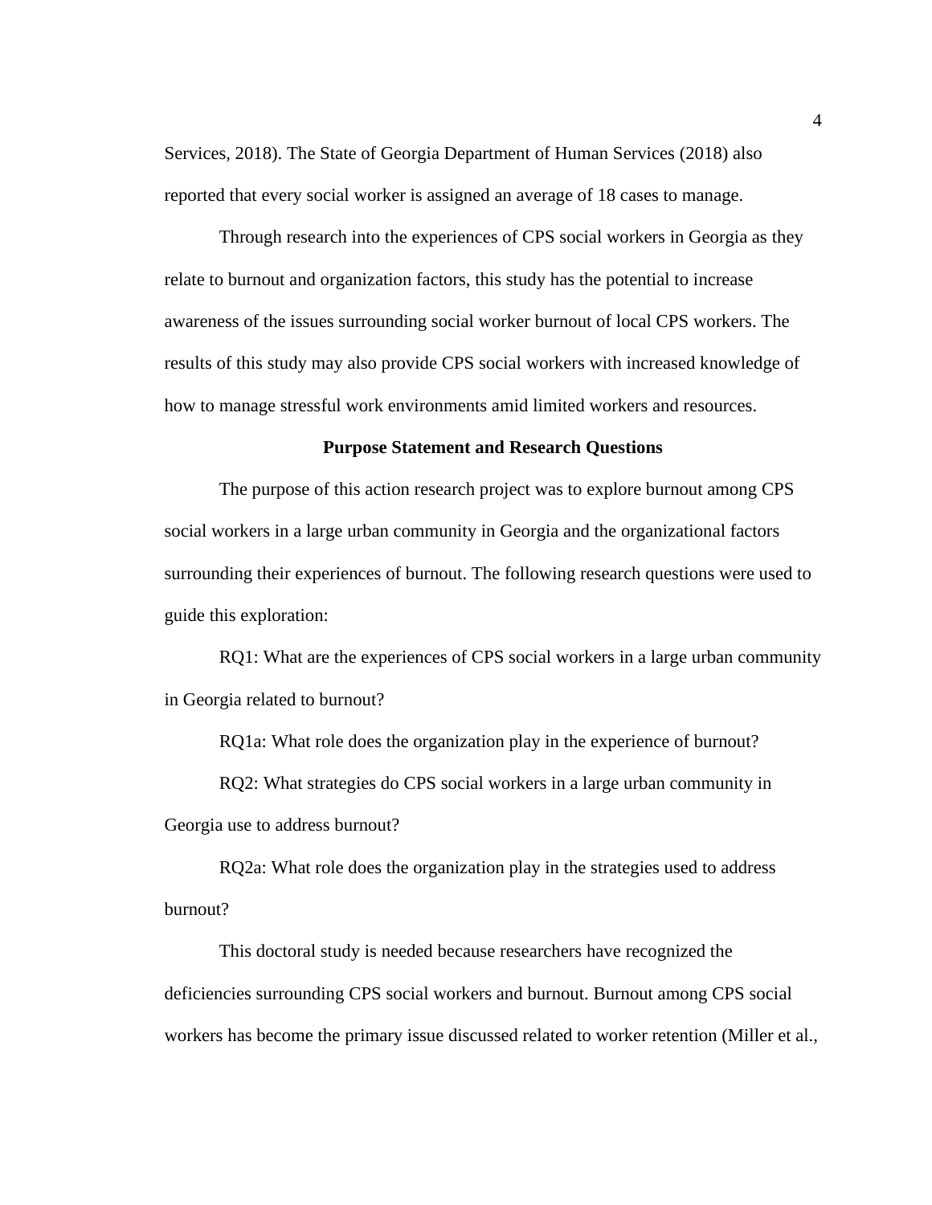Services, 2018). The State of Georgia Department of Human Services (2018) also reported that every social worker is assigned an average of 18 cases to manage.

Through research into the experiences of CPS social workers in Georgia as they relate to burnout and organization factors, this study has the potential to increase awareness of the issues surrounding social worker burnout of local CPS workers. The results of this study may also provide CPS social workers with increased knowledge of how to manage stressful work environments amid limited workers and resources.

## Purpose Statement and Research Questions

The purpose of this action research project was to explore burnout among CPS social workers in a large urban community in Georgia and the organizational factors surrounding their experiences of burnout. The following research questions were used to guide this exploration:

RQ1: What are the experiences of CPS social workers in a large urban community in Georgia related to burnout?

RQ1a: What role does the organization play in the experience of burnout?

RQ2: What strategies do CPS social workers in a large urban community in Georgia use to address burnout?

RQ2a: What role does the organization play in the strategies used to address burnout?

This doctoral study is needed because researchers have recognized the deficiencies surrounding CPS social workers and burnout. Burnout among CPS social workers has become the primary issue discussed related to worker retention (Miller et al.,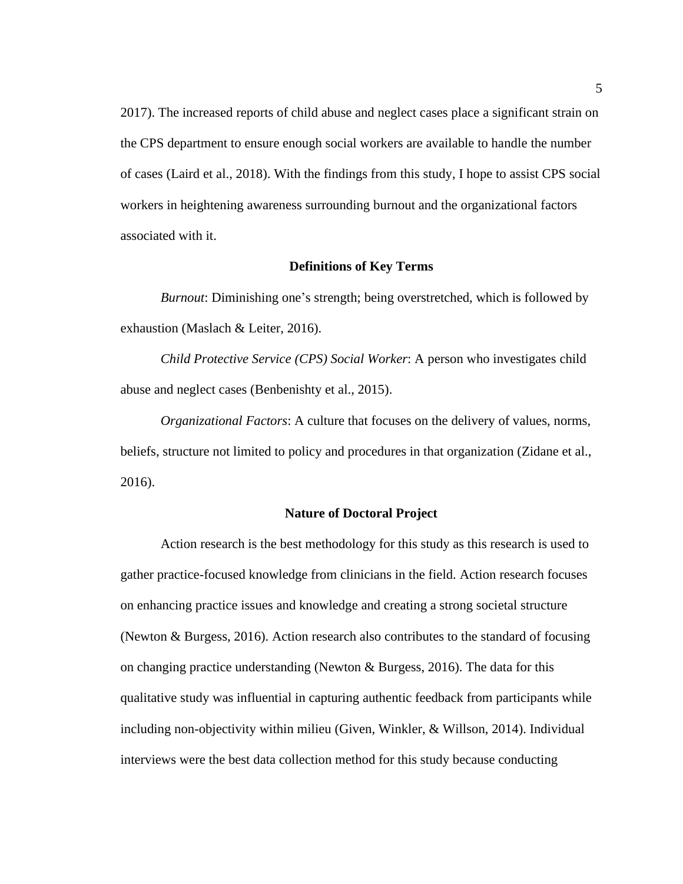2017). The increased reports of child abuse and neglect cases place a significant strain on the CPS department to ensure enough social workers are available to handle the number of cases (Laird et al., 2018). With the findings from this study, I hope to assist CPS social workers in heightening awareness surrounding burnout and the organizational factors associated with it.

## Definitions of Key Terms

*Burnout*: Diminishing one's strength; being overstretched, which is followed by exhaustion (Maslach & Leiter, 2016).

*Child Protective Service (CPS) Social Worker*: A person who investigates child abuse and neglect cases (Benbenishty et al., 2015).

*Organizational Factors*: A culture that focuses on the delivery of values, norms, beliefs, structure not limited to policy and procedures in that organization (Zidane et al., 2016).

## Nature of Doctoral Project

Action research is the best methodology for this study as this research is used to gather practice-focused knowledge from clinicians in the field. Action research focuses on enhancing practice issues and knowledge and creating a strong societal structure (Newton & Burgess, 2016). Action research also contributes to the standard of focusing on changing practice understanding (Newton & Burgess, 2016). The data for this qualitative study was influential in capturing authentic feedback from participants while including non-objectivity within milieu (Given, Winkler, & Willson, 2014). Individual interviews were the best data collection method for this study because conducting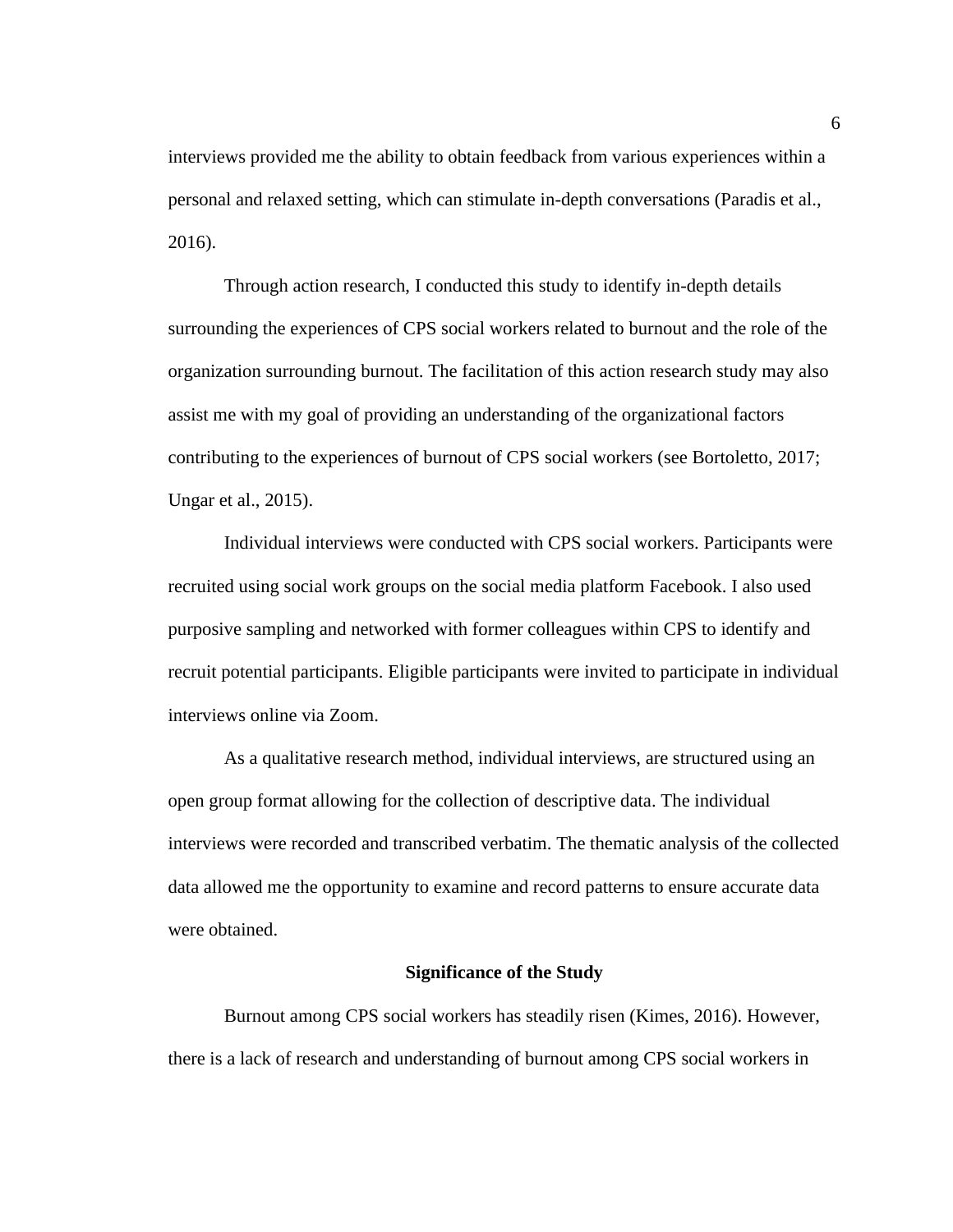interviews provided me the ability to obtain feedback from various experiences within a personal and relaxed setting, which can stimulate in-depth conversations (Paradis et al., 2016).

Through action research, I conducted this study to identify in-depth details surrounding the experiences of CPS social workers related to burnout and the role of the organization surrounding burnout. The facilitation of this action research study may also assist me with my goal of providing an understanding of the organizational factors contributing to the experiences of burnout of CPS social workers (see Bortoletto, 2017; Ungar et al., 2015).

Individual interviews were conducted with CPS social workers. Participants were recruited using social work groups on the social media platform Facebook. I also used purposive sampling and networked with former colleagues within CPS to identify and recruit potential participants. Eligible participants were invited to participate in individual interviews online via Zoom.

As a qualitative research method, individual interviews, are structured using an open group format allowing for the collection of descriptive data. The individual interviews were recorded and transcribed verbatim. The thematic analysis of the collected data allowed me the opportunity to examine and record patterns to ensure accurate data were obtained.

## Significance of the Study

Burnout among CPS social workers has steadily risen (Kimes, 2016). However, there is a lack of research and understanding of burnout among CPS social workers in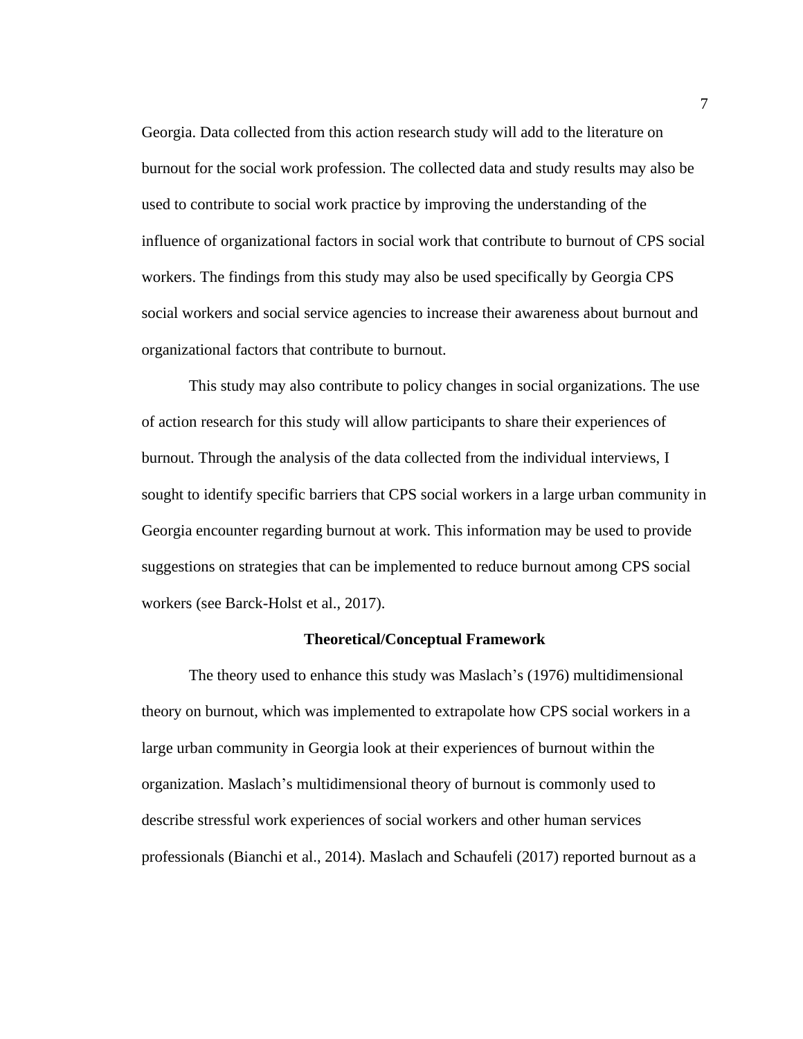Georgia. Data collected from this action research study will add to the literature on burnout for the social work profession. The collected data and study results may also be used to contribute to social work practice by improving the understanding of the influence of organizational factors in social work that contribute to burnout of CPS social workers. The findings from this study may also be used specifically by Georgia CPS social workers and social service agencies to increase their awareness about burnout and organizational factors that contribute to burnout.

This study may also contribute to policy changes in social organizations. The use of action research for this study will allow participants to share their experiences of burnout. Through the analysis of the data collected from the individual interviews, I sought to identify specific barriers that CPS social workers in a large urban community in Georgia encounter regarding burnout at work. This information may be used to provide suggestions on strategies that can be implemented to reduce burnout among CPS social workers (see Barck-Holst et al., 2017).

## Theoretical/Conceptual Framework

The theory used to enhance this study was Maslach's (1976) multidimensional theory on burnout, which was implemented to extrapolate how CPS social workers in a large urban community in Georgia look at their experiences of burnout within the organization. Maslach's multidimensional theory of burnout is commonly used to describe stressful work experiences of social workers and other human services professionals (Bianchi et al., 2014). Maslach and Schaufeli (2017) reported burnout as a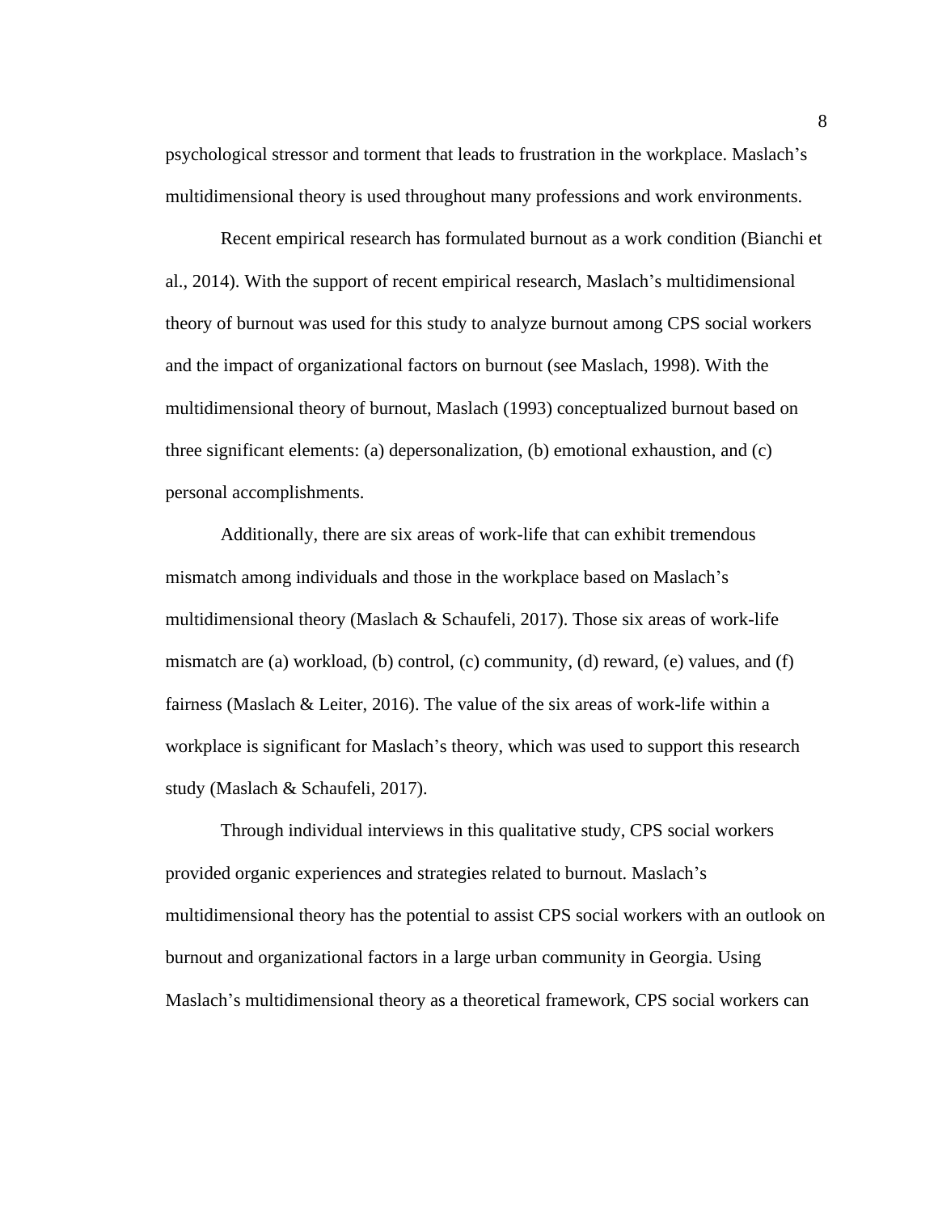psychological stressor and torment that leads to frustration in the workplace. Maslach's multidimensional theory is used throughout many professions and work environments.

Recent empirical research has formulated burnout as a work condition (Bianchi et al., 2014). With the support of recent empirical research, Maslach's multidimensional theory of burnout was used for this study to analyze burnout among CPS social workers and the impact of organizational factors on burnout (see Maslach, 1998). With the multidimensional theory of burnout, Maslach (1993) conceptualized burnout based on three significant elements: (a) depersonalization, (b) emotional exhaustion, and (c) personal accomplishments.

Additionally, there are six areas of work-life that can exhibit tremendous mismatch among individuals and those in the workplace based on Maslach's multidimensional theory (Maslach & Schaufeli, 2017). Those six areas of work-life mismatch are (a) workload, (b) control, (c) community, (d) reward, (e) values, and (f) fairness (Maslach & Leiter, 2016). The value of the six areas of work-life within a workplace is significant for Maslach's theory, which was used to support this research study (Maslach & Schaufeli, 2017).

Through individual interviews in this qualitative study, CPS social workers provided organic experiences and strategies related to burnout. Maslach's multidimensional theory has the potential to assist CPS social workers with an outlook on burnout and organizational factors in a large urban community in Georgia. Using Maslach's multidimensional theory as a theoretical framework, CPS social workers can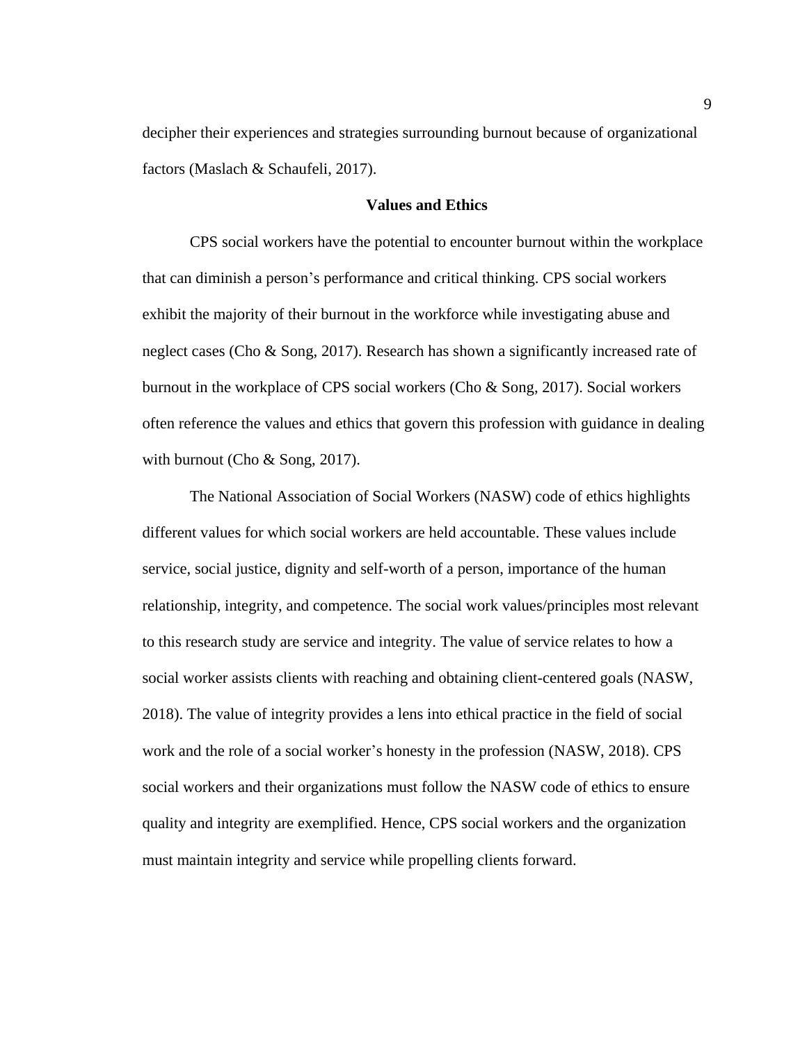decipher their experiences and strategies surrounding burnout because of organizational factors (Maslach & Schaufeli, 2017).

## Values and Ethics

CPS social workers have the potential to encounter burnout within the workplace that can diminish a person's performance and critical thinking. CPS social workers exhibit the majority of their burnout in the workforce while investigating abuse and neglect cases (Cho & Song, 2017). Research has shown a significantly increased rate of burnout in the workplace of CPS social workers (Cho & Song, 2017). Social workers often reference the values and ethics that govern this profession with guidance in dealing with burnout (Cho & Song, 2017).

The National Association of Social Workers (NASW) code of ethics highlights different values for which social workers are held accountable. These values include service, social justice, dignity and self-worth of a person, importance of the human relationship, integrity, and competence. The social work values/principles most relevant to this research study are service and integrity. The value of service relates to how a social worker assists clients with reaching and obtaining client-centered goals (NASW, 2018). The value of integrity provides a lens into ethical practice in the field of social work and the role of a social worker's honesty in the profession (NASW, 2018). CPS social workers and their organizations must follow the NASW code of ethics to ensure quality and integrity are exemplified. Hence, CPS social workers and the organization must maintain integrity and service while propelling clients forward.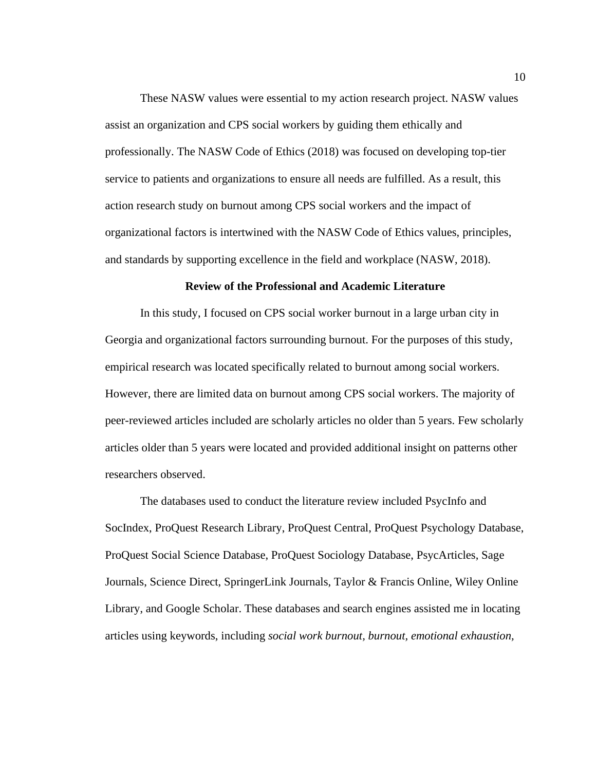These NASW values were essential to my action research project. NASW values assist an organization and CPS social workers by guiding them ethically and professionally. The NASW Code of Ethics (2018) was focused on developing top-tier service to patients and organizations to ensure all needs are fulfilled. As a result, this action research study on burnout among CPS social workers and the impact of organizational factors is intertwined with the NASW Code of Ethics values, principles, and standards by supporting excellence in the field and workplace (NASW, 2018).

## Review of the Professional and Academic Literature

In this study, I focused on CPS social worker burnout in a large urban city in Georgia and organizational factors surrounding burnout. For the purposes of this study, empirical research was located specifically related to burnout among social workers. However, there are limited data on burnout among CPS social workers. The majority of peer-reviewed articles included are scholarly articles no older than 5 years. Few scholarly articles older than 5 years were located and provided additional insight on patterns other researchers observed.

The databases used to conduct the literature review included PsycInfo and SocIndex, ProQuest Research Library, ProQuest Central, ProQuest Psychology Database, ProQuest Social Science Database, ProQuest Sociology Database, PsycArticles, Sage Journals, Science Direct, SpringerLink Journals, Taylor & Francis Online, Wiley Online Library, and Google Scholar. These databases and search engines assisted me in locating articles using keywords, including *social work burnout, burnout, emotional exhaustion,*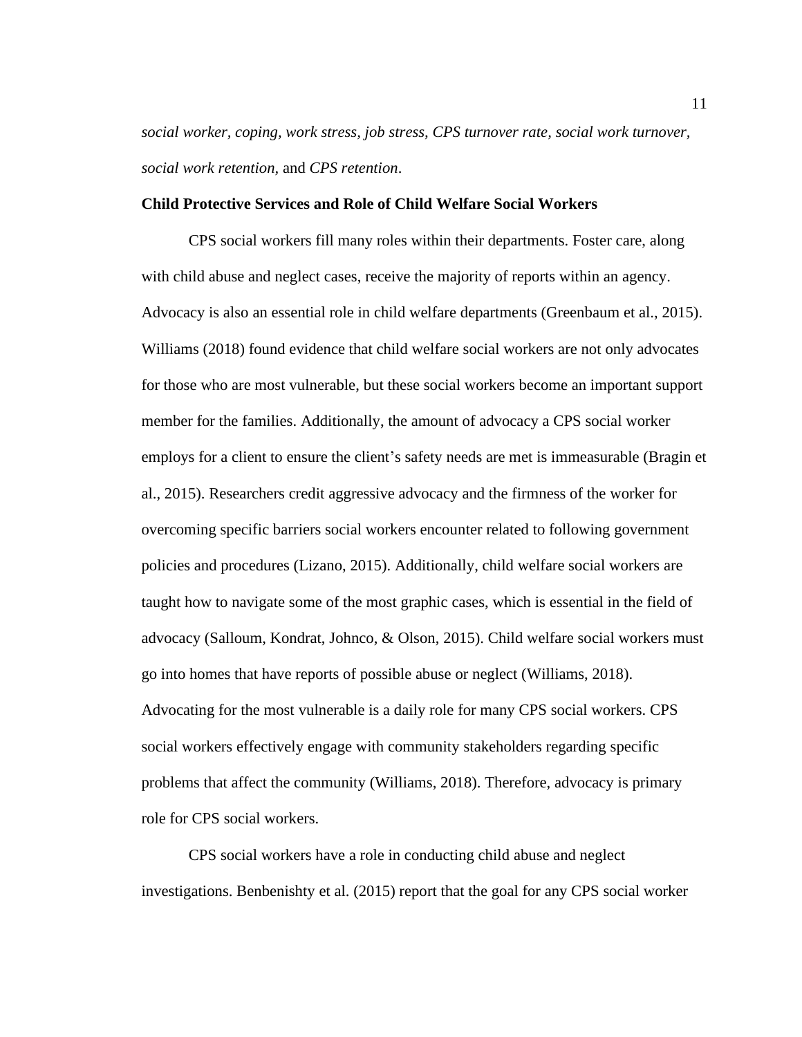*social worker, coping, work stress, job stress, CPS turnover rate, social work turnover, social work retention,* and *CPS retention*.

**Child Protective Services and Role of Child Welfare Social Workers**

CPS social workers fill many roles within their departments. Foster care, along with child abuse and neglect cases, receive the majority of reports within an agency. Advocacy is also an essential role in child welfare departments (Greenbaum et al., 2015). Williams (2018) found evidence that child welfare social workers are not only advocates for those who are most vulnerable, but these social workers become an important support member for the families. Additionally, the amount of advocacy a CPS social worker employs for a client to ensure the client's safety needs are met is immeasurable (Bragin et al., 2015). Researchers credit aggressive advocacy and the firmness of the worker for overcoming specific barriers social workers encounter related to following government policies and procedures (Lizano, 2015). Additionally, child welfare social workers are taught how to navigate some of the most graphic cases, which is essential in the field of advocacy (Salloum, Kondrat, Johnco, & Olson, 2015). Child welfare social workers must go into homes that have reports of possible abuse or neglect (Williams, 2018). Advocating for the most vulnerable is a daily role for many CPS social workers. CPS social workers effectively engage with community stakeholders regarding specific problems that affect the community (Williams, 2018). Therefore, advocacy is primary role for CPS social workers.

CPS social workers have a role in conducting child abuse and neglect investigations. Benbenishty et al. (2015) report that the goal for any CPS social worker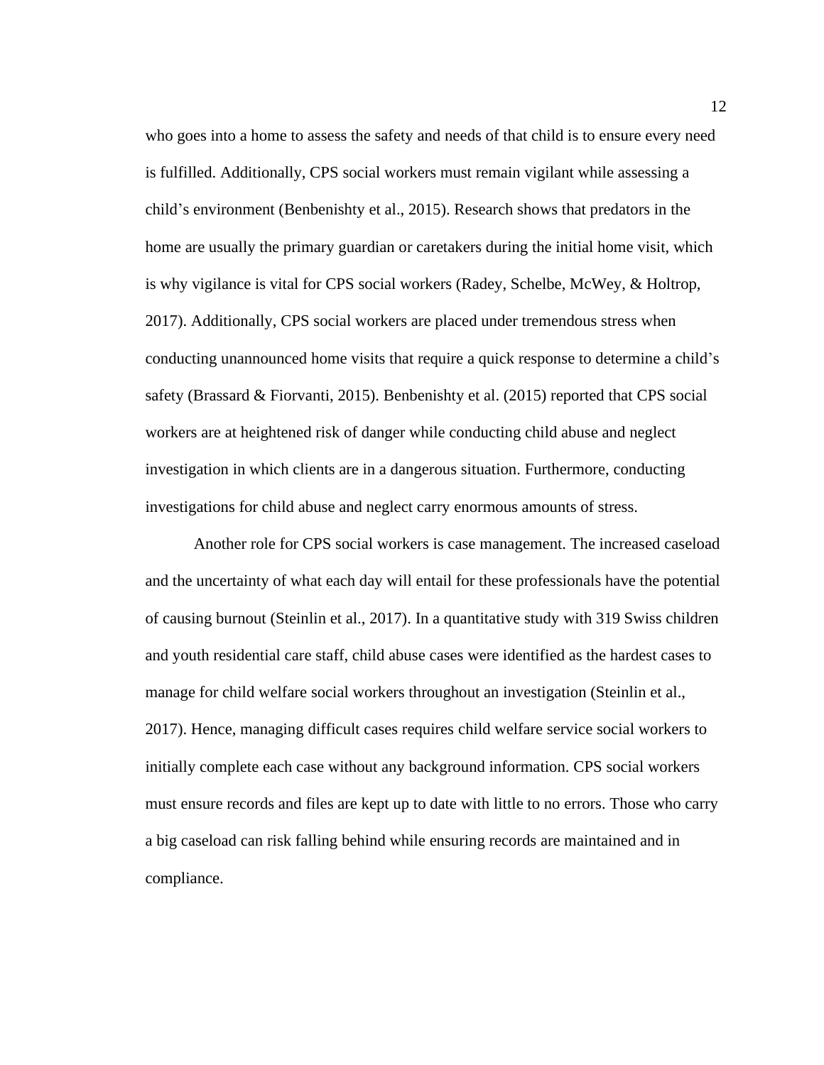who goes into a home to assess the safety and needs of that child is to ensure every need is fulfilled. Additionally, CPS social workers must remain vigilant while assessing a child's environment (Benbenishty et al., 2015). Research shows that predators in the home are usually the primary guardian or caretakers during the initial home visit, which is why vigilance is vital for CPS social workers (Radey, Schelbe, McWey, & Holtrop, 2017). Additionally, CPS social workers are placed under tremendous stress when conducting unannounced home visits that require a quick response to determine a child's safety (Brassard & Fiorvanti, 2015). Benbenishty et al. (2015) reported that CPS social workers are at heightened risk of danger while conducting child abuse and neglect investigation in which clients are in a dangerous situation. Furthermore, conducting investigations for child abuse and neglect carry enormous amounts of stress.

Another role for CPS social workers is case management. The increased caseload and the uncertainty of what each day will entail for these professionals have the potential of causing burnout (Steinlin et al., 2017). In a quantitative study with 319 Swiss children and youth residential care staff, child abuse cases were identified as the hardest cases to manage for child welfare social workers throughout an investigation (Steinlin et al., 2017). Hence, managing difficult cases requires child welfare service social workers to initially complete each case without any background information. CPS social workers must ensure records and files are kept up to date with little to no errors. Those who carry a big caseload can risk falling behind while ensuring records are maintained and in compliance.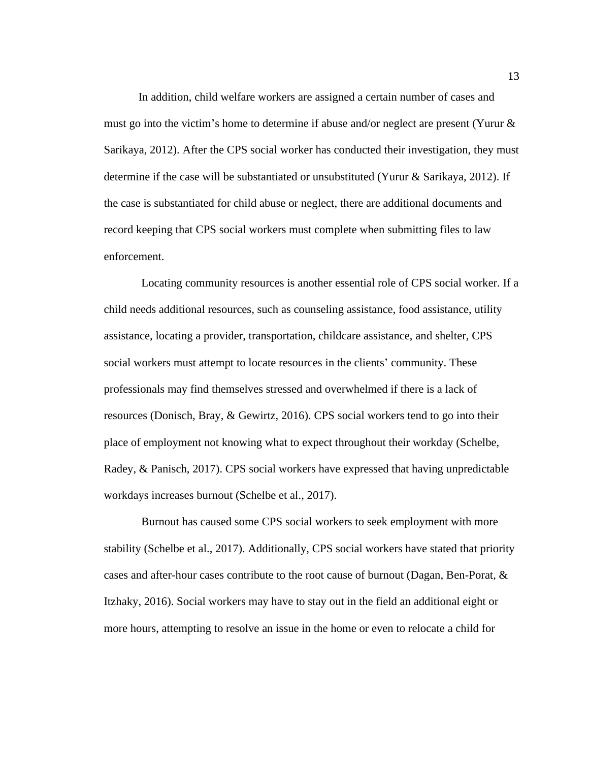In addition, child welfare workers are assigned a certain number of cases and must go into the victim's home to determine if abuse and/or neglect are present (Yurur & Sarikaya, 2012). After the CPS social worker has conducted their investigation, they must determine if the case will be substantiated or unsubstituted (Yurur & Sarikaya, 2012). If the case is substantiated for child abuse or neglect, there are additional documents and record keeping that CPS social workers must complete when submitting files to law enforcement.

Locating community resources is another essential role of CPS social worker. If a child needs additional resources, such as counseling assistance, food assistance, utility assistance, locating a provider, transportation, childcare assistance, and shelter, CPS social workers must attempt to locate resources in the clients' community. These professionals may find themselves stressed and overwhelmed if there is a lack of resources (Donisch, Bray, & Gewirtz, 2016). CPS social workers tend to go into their place of employment not knowing what to expect throughout their workday (Schelbe, Radey, & Panisch, 2017). CPS social workers have expressed that having unpredictable workdays increases burnout (Schelbe et al., 2017).

Burnout has caused some CPS social workers to seek employment with more stability (Schelbe et al., 2017). Additionally, CPS social workers have stated that priority cases and after-hour cases contribute to the root cause of burnout (Dagan, Ben-Porat, & Itzhaky, 2016). Social workers may have to stay out in the field an additional eight or more hours, attempting to resolve an issue in the home or even to relocate a child for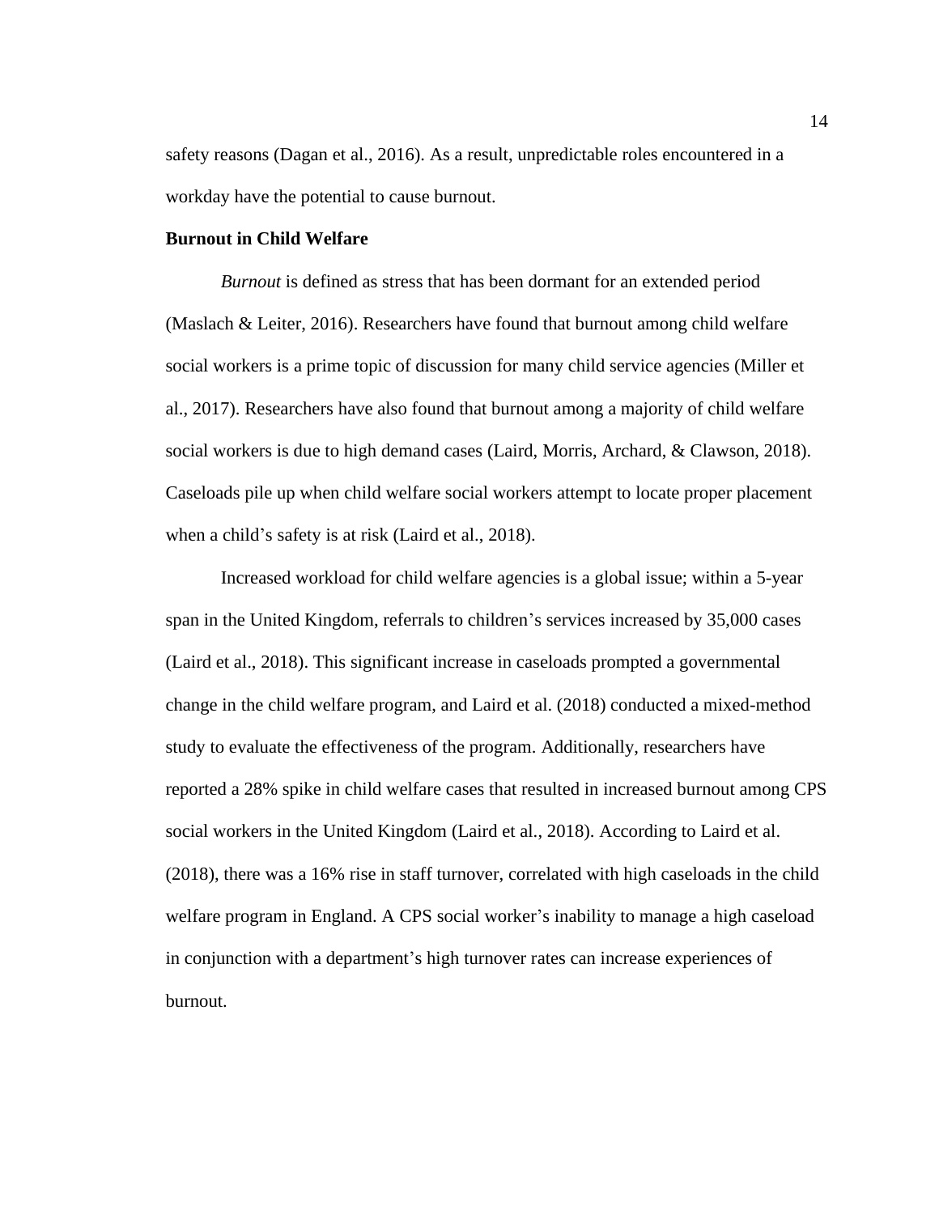safety reasons (Dagan et al., 2016). As a result, unpredictable roles encountered in a workday have the potential to cause burnout.

**Burnout in Child Welfare**

*Burnout* is defined as stress that has been dormant for an extended period (Maslach & Leiter, 2016). Researchers have found that burnout among child welfare social workers is a prime topic of discussion for many child service agencies (Miller et al., 2017). Researchers have also found that burnout among a majority of child welfare social workers is due to high demand cases (Laird, Morris, Archard, & Clawson, 2018). Caseloads pile up when child welfare social workers attempt to locate proper placement when a child's safety is at risk (Laird et al., 2018).

Increased workload for child welfare agencies is a global issue; within a 5-year span in the United Kingdom, referrals to children's services increased by 35,000 cases (Laird et al., 2018). This significant increase in caseloads prompted a governmental change in the child welfare program, and Laird et al. (2018) conducted a mixed-method study to evaluate the effectiveness of the program. Additionally, researchers have reported a 28% spike in child welfare cases that resulted in increased burnout among CPS social workers in the United Kingdom (Laird et al., 2018). According to Laird et al. (2018), there was a 16% rise in staff turnover, correlated with high caseloads in the child welfare program in England. A CPS social worker's inability to manage a high caseload in conjunction with a department's high turnover rates can increase experiences of burnout.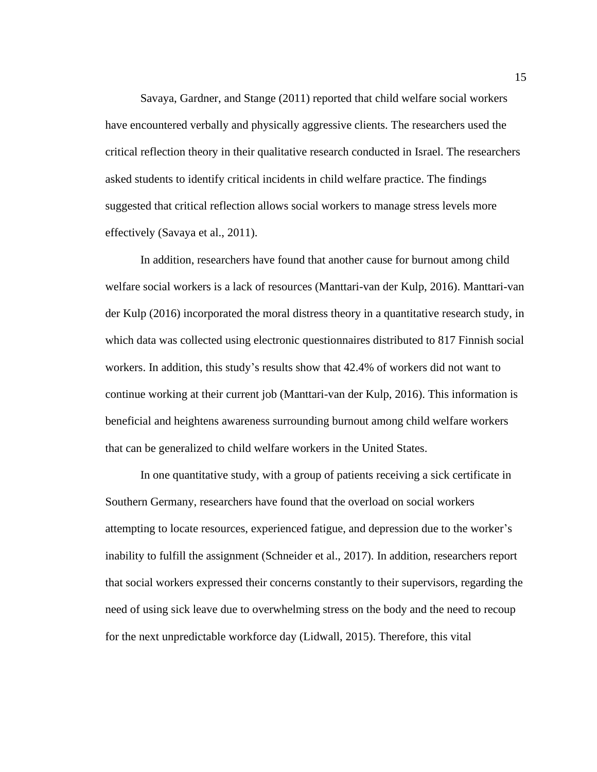Savaya, Gardner, and Stange (2011) reported that child welfare social workers have encountered verbally and physically aggressive clients. The researchers used the critical reflection theory in their qualitative research conducted in Israel. The researchers asked students to identify critical incidents in child welfare practice. The findings suggested that critical reflection allows social workers to manage stress levels more effectively (Savaya et al., 2011).

In addition, researchers have found that another cause for burnout among child welfare social workers is a lack of resources (Manttari-van der Kulp, 2016). Manttari-van der Kulp (2016) incorporated the moral distress theory in a quantitative research study, in which data was collected using electronic questionnaires distributed to 817 Finnish social workers. In addition, this study's results show that 42.4% of workers did not want to continue working at their current job (Manttari-van der Kulp, 2016). This information is beneficial and heightens awareness surrounding burnout among child welfare workers that can be generalized to child welfare workers in the United States.

In one quantitative study, with a group of patients receiving a sick certificate in Southern Germany, researchers have found that the overload on social workers attempting to locate resources, experienced fatigue, and depression due to the worker's inability to fulfill the assignment (Schneider et al., 2017). In addition, researchers report that social workers expressed their concerns constantly to their supervisors, regarding the need of using sick leave due to overwhelming stress on the body and the need to recoup for the next unpredictable workforce day (Lidwall, 2015). Therefore, this vital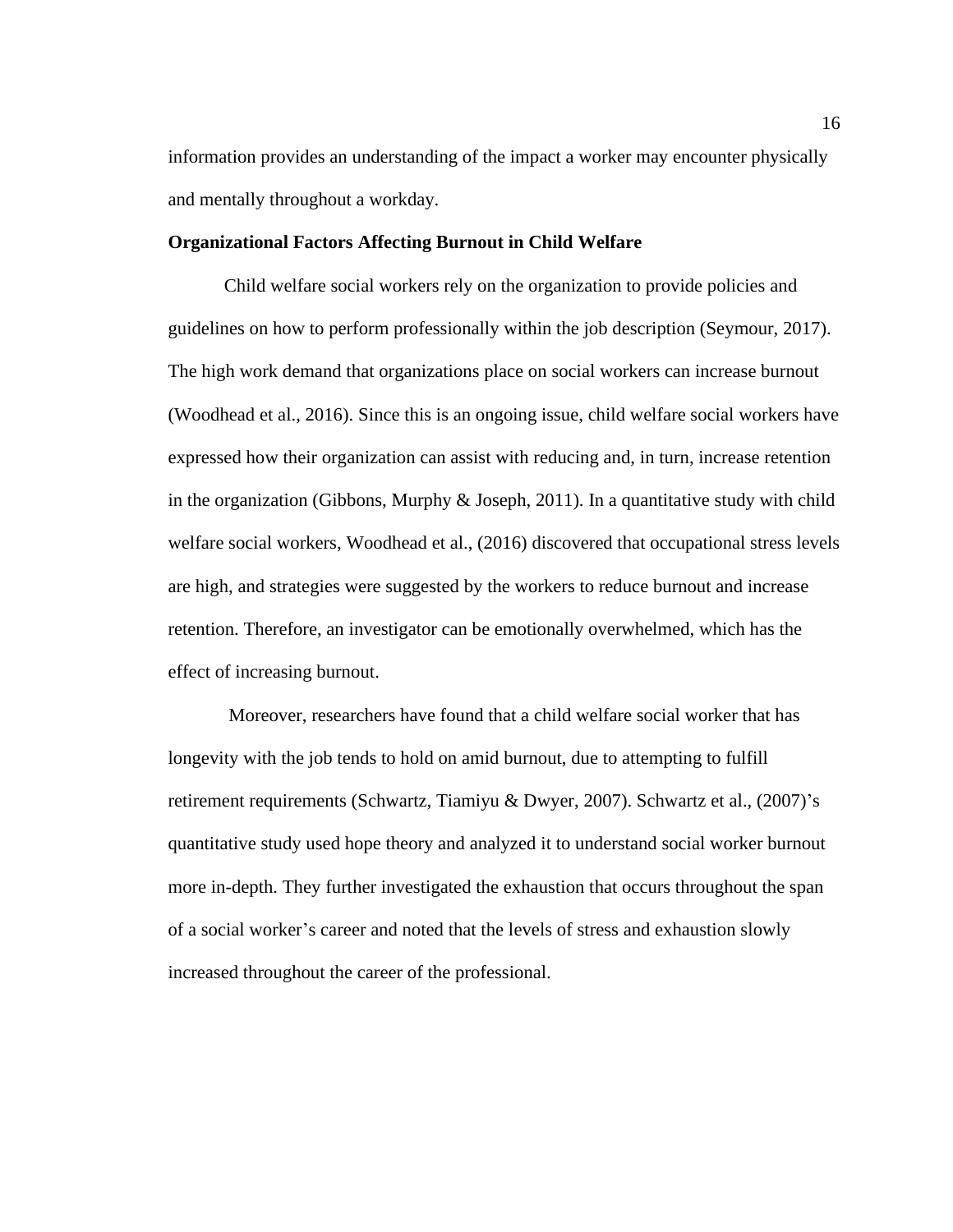information provides an understanding of the impact a worker may encounter physically and mentally throughout a workday.

**Organizational Factors Affecting Burnout in Child Welfare**

Child welfare social workers rely on the organization to provide policies and guidelines on how to perform professionally within the job description (Seymour, 2017). The high work demand that organizations place on social workers can increase burnout (Woodhead et al., 2016). Since this is an ongoing issue, child welfare social workers have expressed how their organization can assist with reducing and, in turn, increase retention in the organization (Gibbons, Murphy & Joseph, 2011). In a quantitative study with child welfare social workers, Woodhead et al., (2016) discovered that occupational stress levels are high, and strategies were suggested by the workers to reduce burnout and increase retention. Therefore, an investigator can be emotionally overwhelmed, which has the effect of increasing burnout.

Moreover, researchers have found that a child welfare social worker that has longevity with the job tends to hold on amid burnout, due to attempting to fulfill retirement requirements (Schwartz, Tiamiyu & Dwyer, 2007). Schwartz et al., (2007)'s quantitative study used hope theory and analyzed it to understand social worker burnout more in-depth. They further investigated the exhaustion that occurs throughout the span of a social worker's career and noted that the levels of stress and exhaustion slowly increased throughout the career of the professional.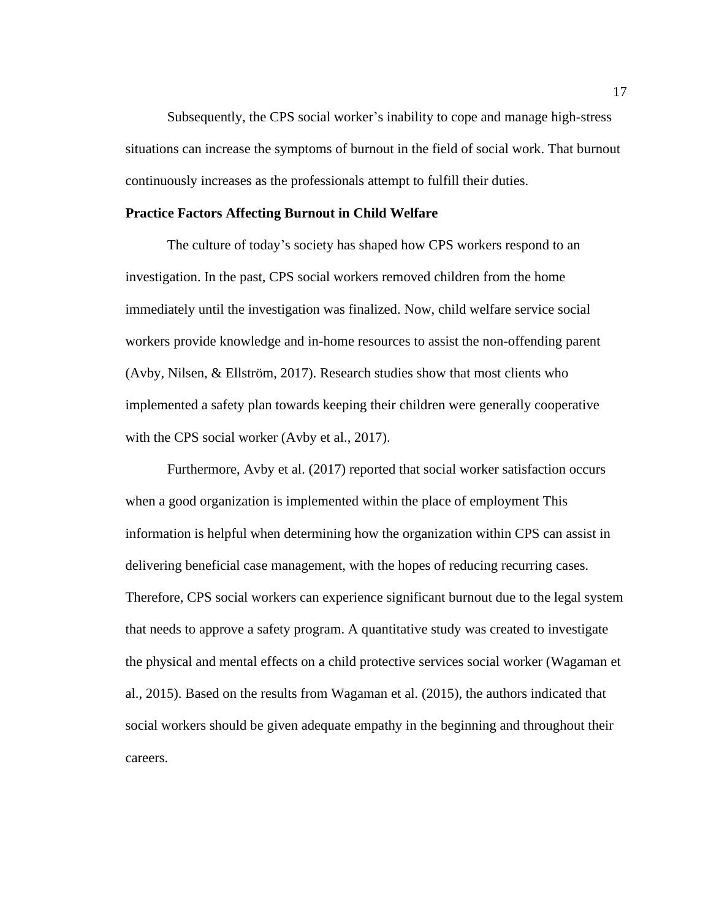Subsequently, the CPS social worker's inability to cope and manage high-stress situations can increase the symptoms of burnout in the field of social work. That burnout continuously increases as the professionals attempt to fulfill their duties.

## Practice Factors Affecting Burnout in Child Welfare

The culture of today's society has shaped how CPS workers respond to an investigation. In the past, CPS social workers removed children from the home immediately until the investigation was finalized. Now, child welfare service social workers provide knowledge and in-home resources to assist the non-offending parent (Avby, Nilsen, & Ellström, 2017). Research studies show that most clients who implemented a safety plan towards keeping their children were generally cooperative with the CPS social worker (Avby et al., 2017).

Furthermore, Avby et al. (2017) reported that social worker satisfaction occurs when a good organization is implemented within the place of employment This information is helpful when determining how the organization within CPS can assist in delivering beneficial case management, with the hopes of reducing recurring cases. Therefore, CPS social workers can experience significant burnout due to the legal system that needs to approve a safety program. A quantitative study was created to investigate the physical and mental effects on a child protective services social worker (Wagaman et al., 2015). Based on the results from Wagaman et al. (2015), the authors indicated that social workers should be given adequate empathy in the beginning and throughout their careers.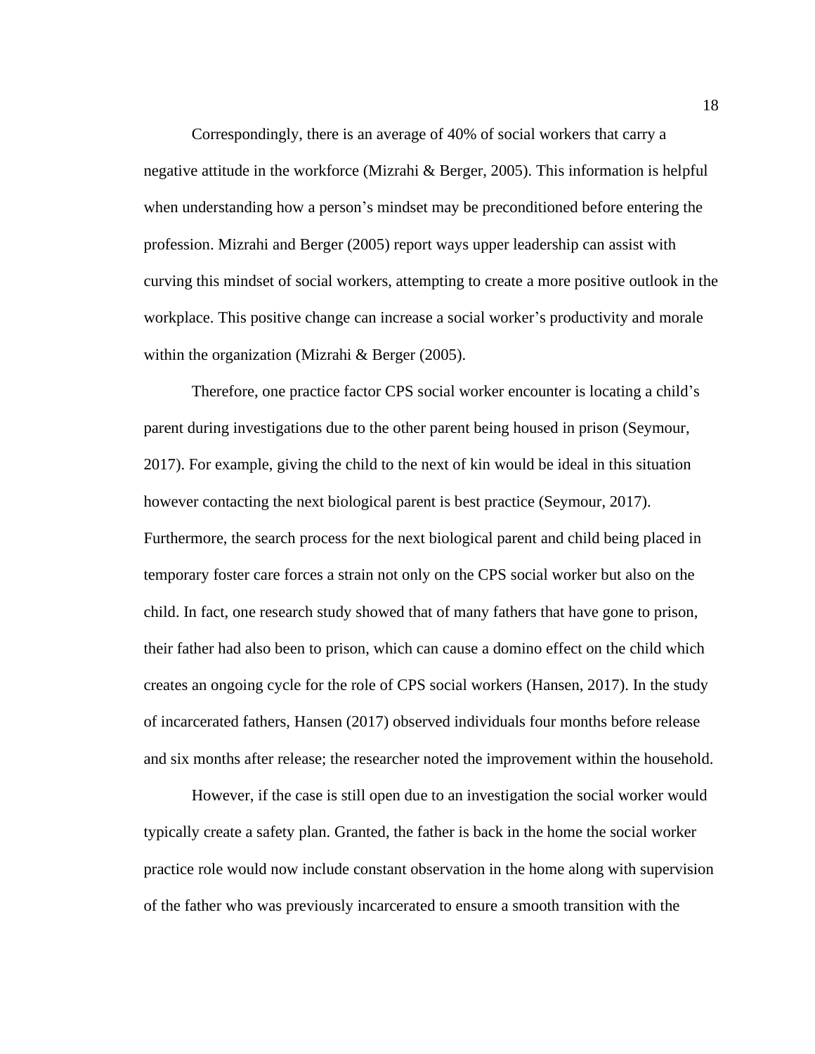Correspondingly, there is an average of 40% of social workers that carry a negative attitude in the workforce (Mizrahi & Berger, 2005). This information is helpful when understanding how a person's mindset may be preconditioned before entering the profession. Mizrahi and Berger (2005) report ways upper leadership can assist with curving this mindset of social workers, attempting to create a more positive outlook in the workplace. This positive change can increase a social worker's productivity and morale within the organization (Mizrahi & Berger (2005).

Therefore, one practice factor CPS social worker encounter is locating a child's parent during investigations due to the other parent being housed in prison (Seymour, 2017). For example, giving the child to the next of kin would be ideal in this situation however contacting the next biological parent is best practice (Seymour, 2017). Furthermore, the search process for the next biological parent and child being placed in temporary foster care forces a strain not only on the CPS social worker but also on the child. In fact, one research study showed that of many fathers that have gone to prison, their father had also been to prison, which can cause a domino effect on the child which creates an ongoing cycle for the role of CPS social workers (Hansen, 2017). In the study of incarcerated fathers, Hansen (2017) observed individuals four months before release and six months after release; the researcher noted the improvement within the household.

However, if the case is still open due to an investigation the social worker would typically create a safety plan. Granted, the father is back in the home the social worker practice role would now include constant observation in the home along with supervision of the father who was previously incarcerated to ensure a smooth transition with the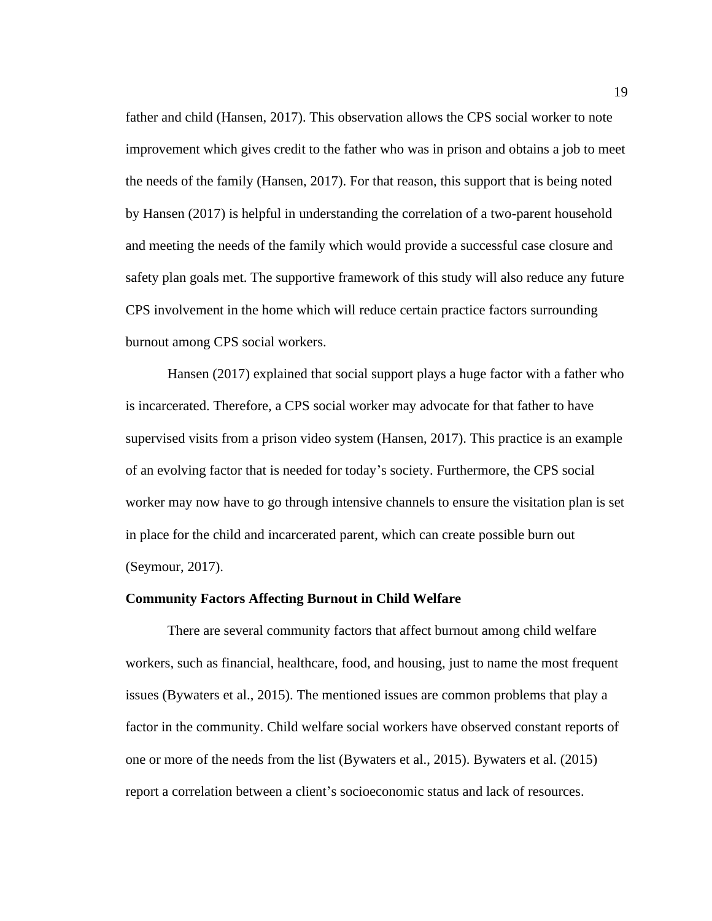father and child (Hansen, 2017). This observation allows the CPS social worker to note improvement which gives credit to the father who was in prison and obtains a job to meet the needs of the family (Hansen, 2017). For that reason, this support that is being noted by Hansen (2017) is helpful in understanding the correlation of a two-parent household and meeting the needs of the family which would provide a successful case closure and safety plan goals met. The supportive framework of this study will also reduce any future CPS involvement in the home which will reduce certain practice factors surrounding burnout among CPS social workers.

Hansen (2017) explained that social support plays a huge factor with a father who is incarcerated. Therefore, a CPS social worker may advocate for that father to have supervised visits from a prison video system (Hansen, 2017). This practice is an example of an evolving factor that is needed for today's society. Furthermore, the CPS social worker may now have to go through intensive channels to ensure the visitation plan is set in place for the child and incarcerated parent, which can create possible burn out (Seymour, 2017).

**Community Factors Affecting Burnout in Child Welfare**

There are several community factors that affect burnout among child welfare workers, such as financial, healthcare, food, and housing, just to name the most frequent issues (Bywaters et al., 2015). The mentioned issues are common problems that play a factor in the community. Child welfare social workers have observed constant reports of one or more of the needs from the list (Bywaters et al., 2015). Bywaters et al. (2015) report a correlation between a client's socioeconomic status and lack of resources.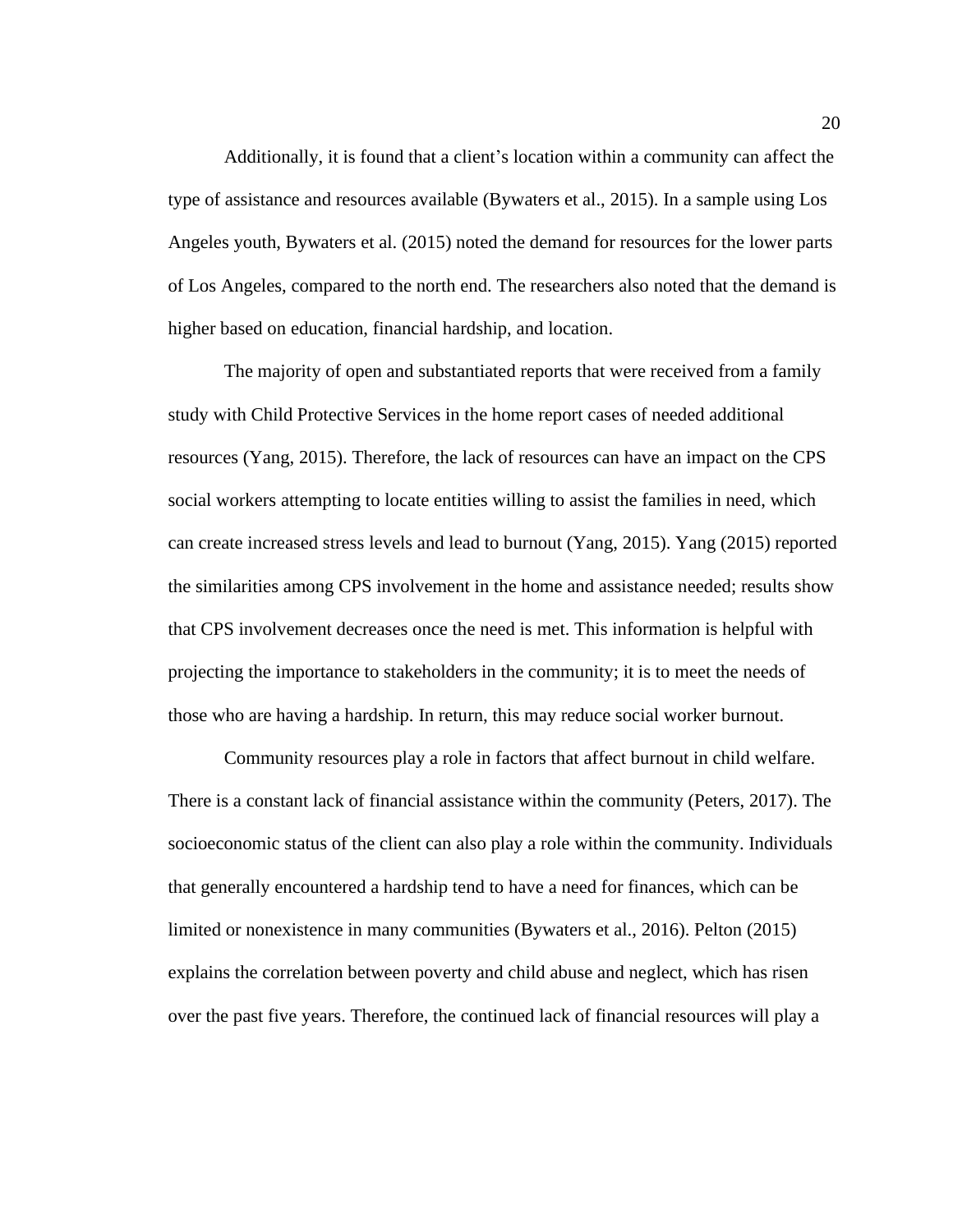Additionally, it is found that a client's location within a community can affect the type of assistance and resources available (Bywaters et al., 2015). In a sample using Los Angeles youth, Bywaters et al. (2015) noted the demand for resources for the lower parts of Los Angeles, compared to the north end. The researchers also noted that the demand is higher based on education, financial hardship, and location.

The majority of open and substantiated reports that were received from a family study with Child Protective Services in the home report cases of needed additional resources (Yang, 2015). Therefore, the lack of resources can have an impact on the CPS social workers attempting to locate entities willing to assist the families in need, which can create increased stress levels and lead to burnout (Yang, 2015). Yang (2015) reported the similarities among CPS involvement in the home and assistance needed; results show that CPS involvement decreases once the need is met. This information is helpful with projecting the importance to stakeholders in the community; it is to meet the needs of those who are having a hardship. In return, this may reduce social worker burnout.

Community resources play a role in factors that affect burnout in child welfare. There is a constant lack of financial assistance within the community (Peters, 2017). The socioeconomic status of the client can also play a role within the community. Individuals that generally encountered a hardship tend to have a need for finances, which can be limited or nonexistence in many communities (Bywaters et al., 2016). Pelton (2015) explains the correlation between poverty and child abuse and neglect, which has risen over the past five years. Therefore, the continued lack of financial resources will play a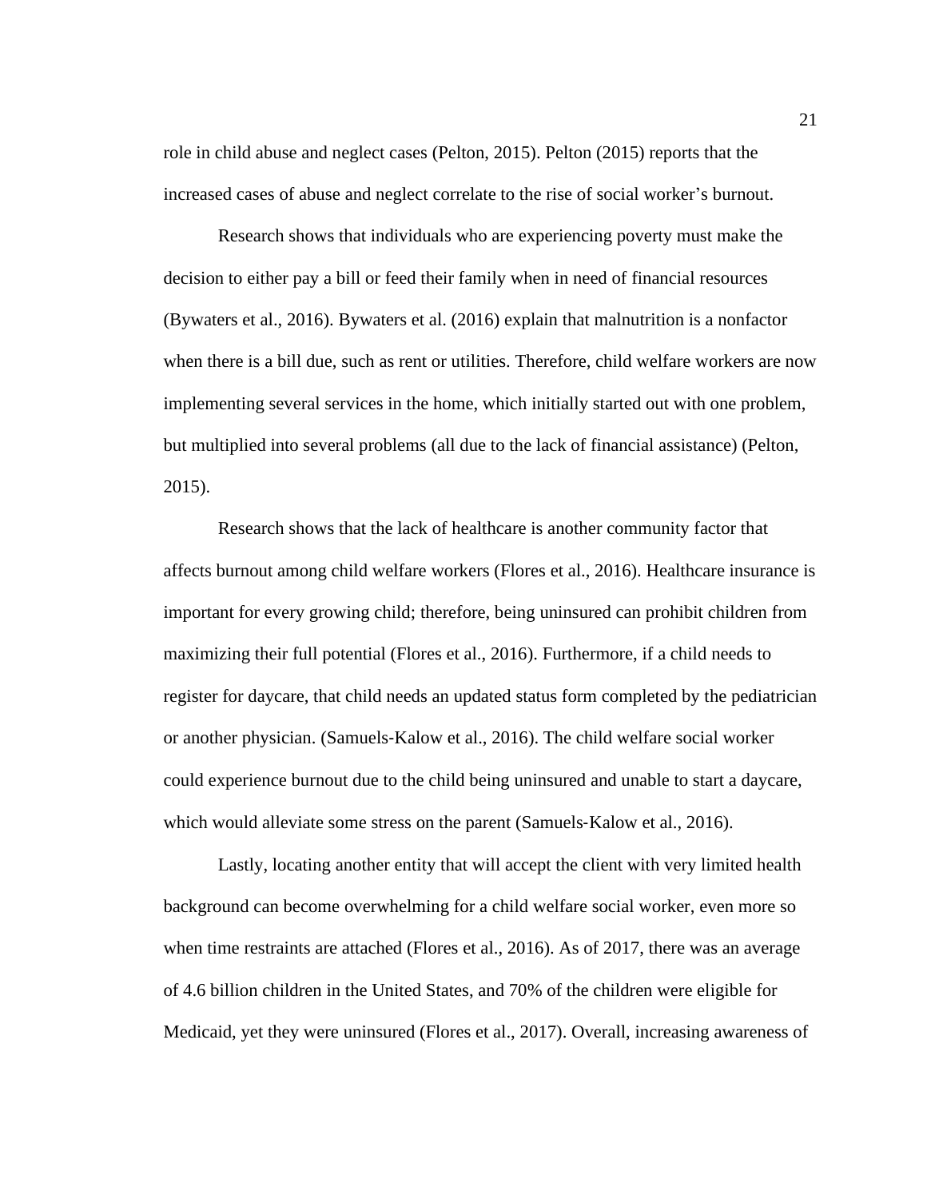role in child abuse and neglect cases (Pelton, 2015). Pelton (2015) reports that the increased cases of abuse and neglect correlate to the rise of social worker's burnout.

Research shows that individuals who are experiencing poverty must make the decision to either pay a bill or feed their family when in need of financial resources (Bywaters et al., 2016). Bywaters et al. (2016) explain that malnutrition is a nonfactor when there is a bill due, such as rent or utilities. Therefore, child welfare workers are now implementing several services in the home, which initially started out with one problem, but multiplied into several problems (all due to the lack of financial assistance) (Pelton, 2015).

Research shows that the lack of healthcare is another community factor that affects burnout among child welfare workers (Flores et al., 2016). Healthcare insurance is important for every growing child; therefore, being uninsured can prohibit children from maximizing their full potential (Flores et al., 2016). Furthermore, if a child needs to register for daycare, that child needs an updated status form completed by the pediatrician or another physician. (Samuels-Kalow et al., 2016). The child welfare social worker could experience burnout due to the child being uninsured and unable to start a daycare, which would alleviate some stress on the parent (Samuels-Kalow et al., 2016).

Lastly, locating another entity that will accept the client with very limited health background can become overwhelming for a child welfare social worker, even more so when time restraints are attached (Flores et al., 2016). As of 2017, there was an average of 4.6 billion children in the United States, and 70% of the children were eligible for Medicaid, yet they were uninsured (Flores et al., 2017). Overall, increasing awareness of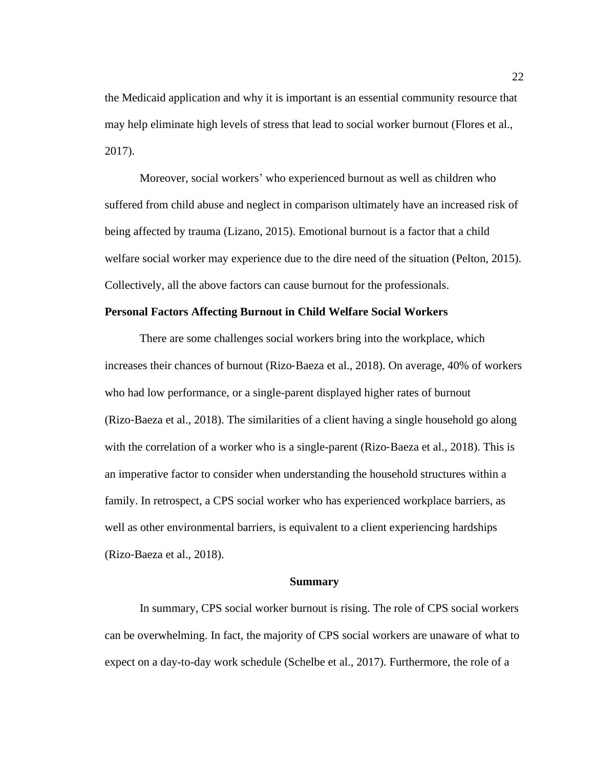the Medicaid application and why it is important is an essential community resource that may help eliminate high levels of stress that lead to social worker burnout (Flores et al., 2017).

Moreover, social workers' who experienced burnout as well as children who suffered from child abuse and neglect in comparison ultimately have an increased risk of being affected by trauma (Lizano, 2015). Emotional burnout is a factor that a child welfare social worker may experience due to the dire need of the situation (Pelton, 2015). Collectively, all the above factors can cause burnout for the professionals.

**Personal Factors Affecting Burnout in Child Welfare Social Workers**

There are some challenges social workers bring into the workplace, which increases their chances of burnout (Rizo-Baeza et al., 2018). On average, 40% of workers who had low performance, or a single-parent displayed higher rates of burnout (Rizo-Baeza et al., 2018). The similarities of a client having a single household go along with the correlation of a worker who is a single-parent (Rizo-Baeza et al., 2018). This is an imperative factor to consider when understanding the household structures within a family. In retrospect, a CPS social worker who has experienced workplace barriers, as well as other environmental barriers, is equivalent to a client experiencing hardships (Rizo-Baeza et al., 2018).

## Summary

In summary, CPS social worker burnout is rising. The role of CPS social workers can be overwhelming. In fact, the majority of CPS social workers are unaware of what to expect on a day-to-day work schedule (Schelbe et al., 2017). Furthermore, the role of a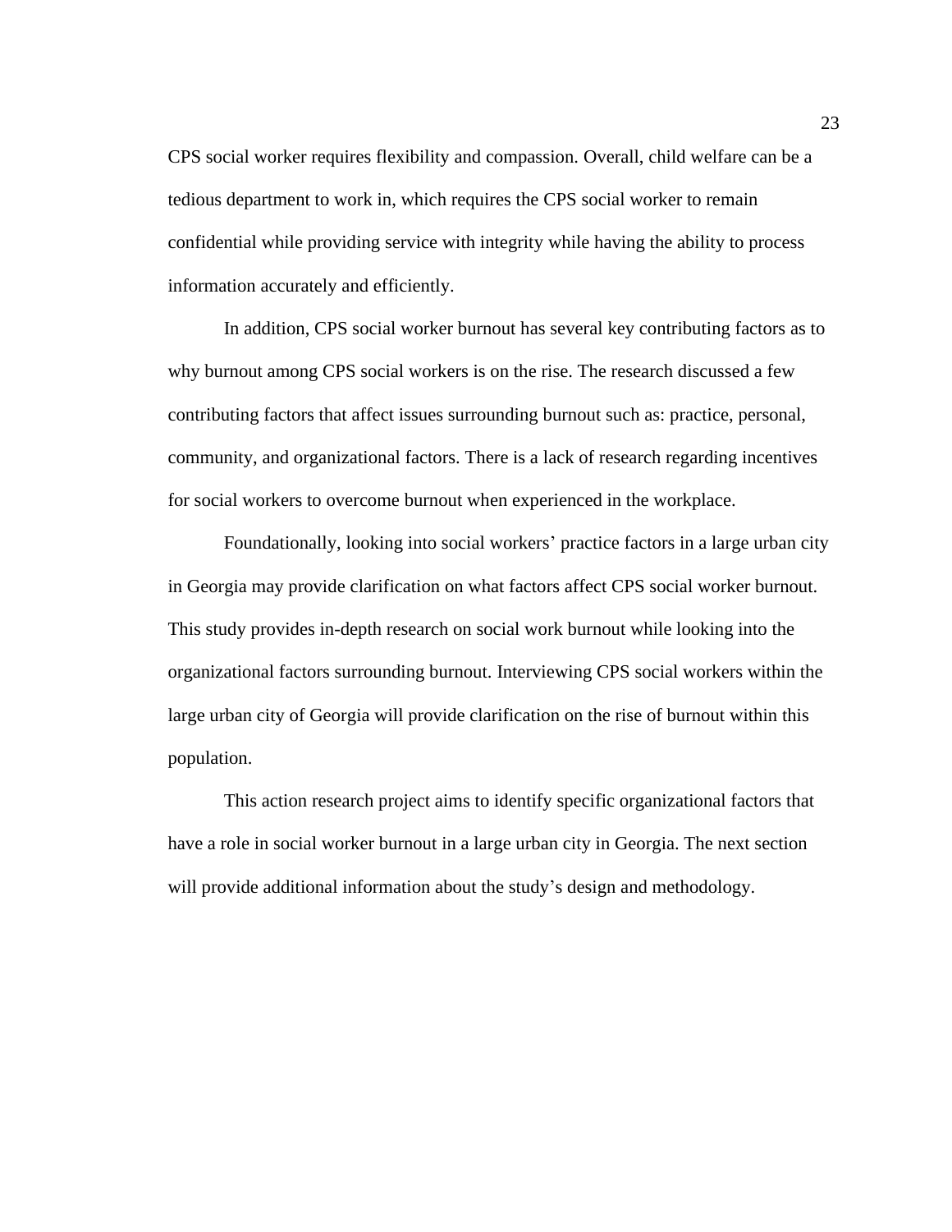CPS social worker requires flexibility and compassion. Overall, child welfare can be a tedious department to work in, which requires the CPS social worker to remain confidential while providing service with integrity while having the ability to process information accurately and efficiently.

In addition, CPS social worker burnout has several key contributing factors as to why burnout among CPS social workers is on the rise. The research discussed a few contributing factors that affect issues surrounding burnout such as: practice, personal, community, and organizational factors. There is a lack of research regarding incentives for social workers to overcome burnout when experienced in the workplace.

Foundationally, looking into social workers' practice factors in a large urban city in Georgia may provide clarification on what factors affect CPS social worker burnout. This study provides in-depth research on social work burnout while looking into the organizational factors surrounding burnout. Interviewing CPS social workers within the large urban city of Georgia will provide clarification on the rise of burnout within this population.

This action research project aims to identify specific organizational factors that have a role in social worker burnout in a large urban city in Georgia. The next section will provide additional information about the study's design and methodology.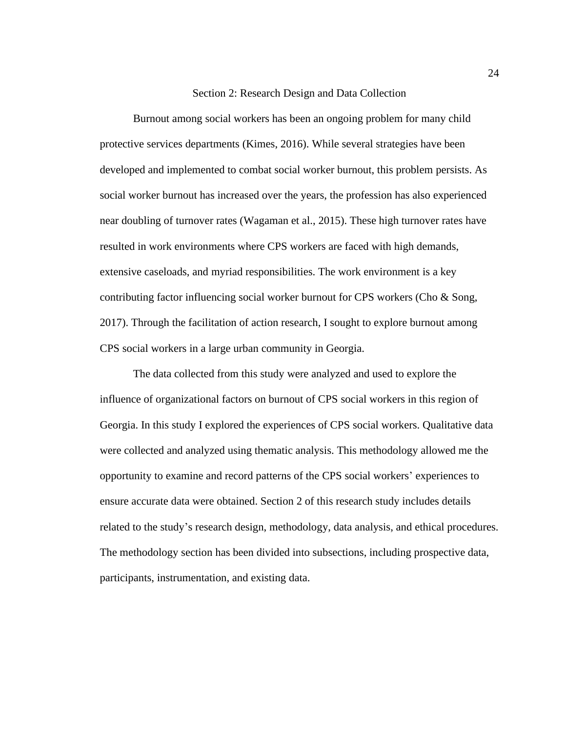# Section 2: Research Design and Data Collection

Burnout among social workers has been an ongoing problem for many child protective services departments (Kimes, 2016). While several strategies have been developed and implemented to combat social worker burnout, this problem persists. As social worker burnout has increased over the years, the profession has also experienced near doubling of turnover rates (Wagaman et al., 2015). These high turnover rates have resulted in work environments where CPS workers are faced with high demands, extensive caseloads, and myriad responsibilities. The work environment is a key contributing factor influencing social worker burnout for CPS workers (Cho & Song, 2017). Through the facilitation of action research, I sought to explore burnout among CPS social workers in a large urban community in Georgia.

The data collected from this study were analyzed and used to explore the influence of organizational factors on burnout of CPS social workers in this region of Georgia. In this study I explored the experiences of CPS social workers. Qualitative data were collected and analyzed using thematic analysis. This methodology allowed me the opportunity to examine and record patterns of the CPS social workers' experiences to ensure accurate data were obtained. Section 2 of this research study includes details related to the study's research design, methodology, data analysis, and ethical procedures. The methodology section has been divided into subsections, including prospective data, participants, instrumentation, and existing data.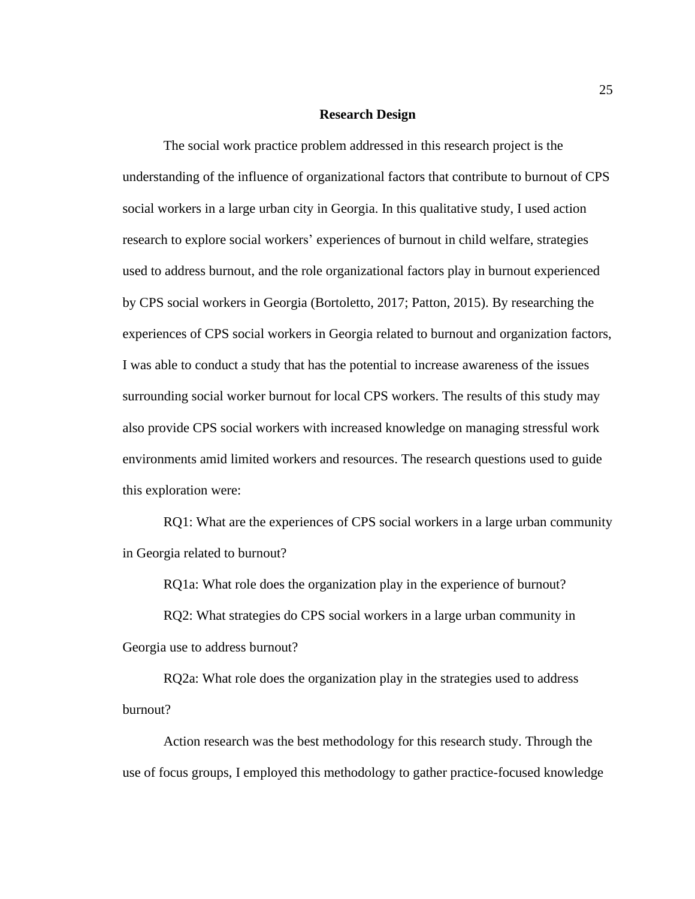## Research Design

The social work practice problem addressed in this research project is the understanding of the influence of organizational factors that contribute to burnout of CPS social workers in a large urban city in Georgia. In this qualitative study, I used action research to explore social workers' experiences of burnout in child welfare, strategies used to address burnout, and the role organizational factors play in burnout experienced by CPS social workers in Georgia (Bortoletto, 2017; Patton, 2015). By researching the experiences of CPS social workers in Georgia related to burnout and organization factors, I was able to conduct a study that has the potential to increase awareness of the issues surrounding social worker burnout for local CPS workers. The results of this study may also provide CPS social workers with increased knowledge on managing stressful work environments amid limited workers and resources. The research questions used to guide this exploration were:

RQ1: What are the experiences of CPS social workers in a large urban community in Georgia related to burnout?

RQ1a: What role does the organization play in the experience of burnout?

RQ2: What strategies do CPS social workers in a large urban community in Georgia use to address burnout?

RQ2a: What role does the organization play in the strategies used to address burnout?

Action research was the best methodology for this research study. Through the use of focus groups, I employed this methodology to gather practice-focused knowledge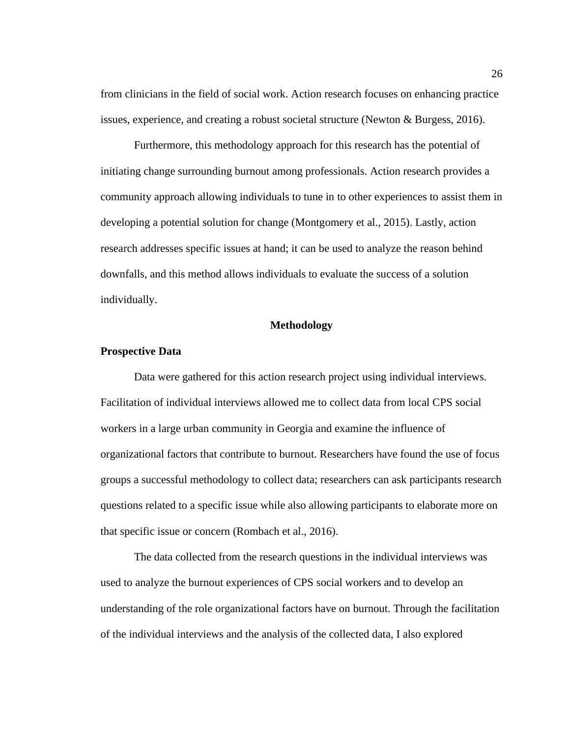from clinicians in the field of social work. Action research focuses on enhancing practice issues, experience, and creating a robust societal structure (Newton & Burgess, 2016).

Furthermore, this methodology approach for this research has the potential of initiating change surrounding burnout among professionals. Action research provides a community approach allowing individuals to tune in to other experiences to assist them in developing a potential solution for change (Montgomery et al., 2015). Lastly, action research addresses specific issues at hand; it can be used to analyze the reason behind downfalls, and this method allows individuals to evaluate the success of a solution individually.

## Methodology

### Prospective Data

Data were gathered for this action research project using individual interviews. Facilitation of individual interviews allowed me to collect data from local CPS social workers in a large urban community in Georgia and examine the influence of organizational factors that contribute to burnout. Researchers have found the use of focus groups a successful methodology to collect data; researchers can ask participants research questions related to a specific issue while also allowing participants to elaborate more on that specific issue or concern (Rombach et al., 2016).

The data collected from the research questions in the individual interviews was used to analyze the burnout experiences of CPS social workers and to develop an understanding of the role organizational factors have on burnout. Through the facilitation of the individual interviews and the analysis of the collected data, I also explored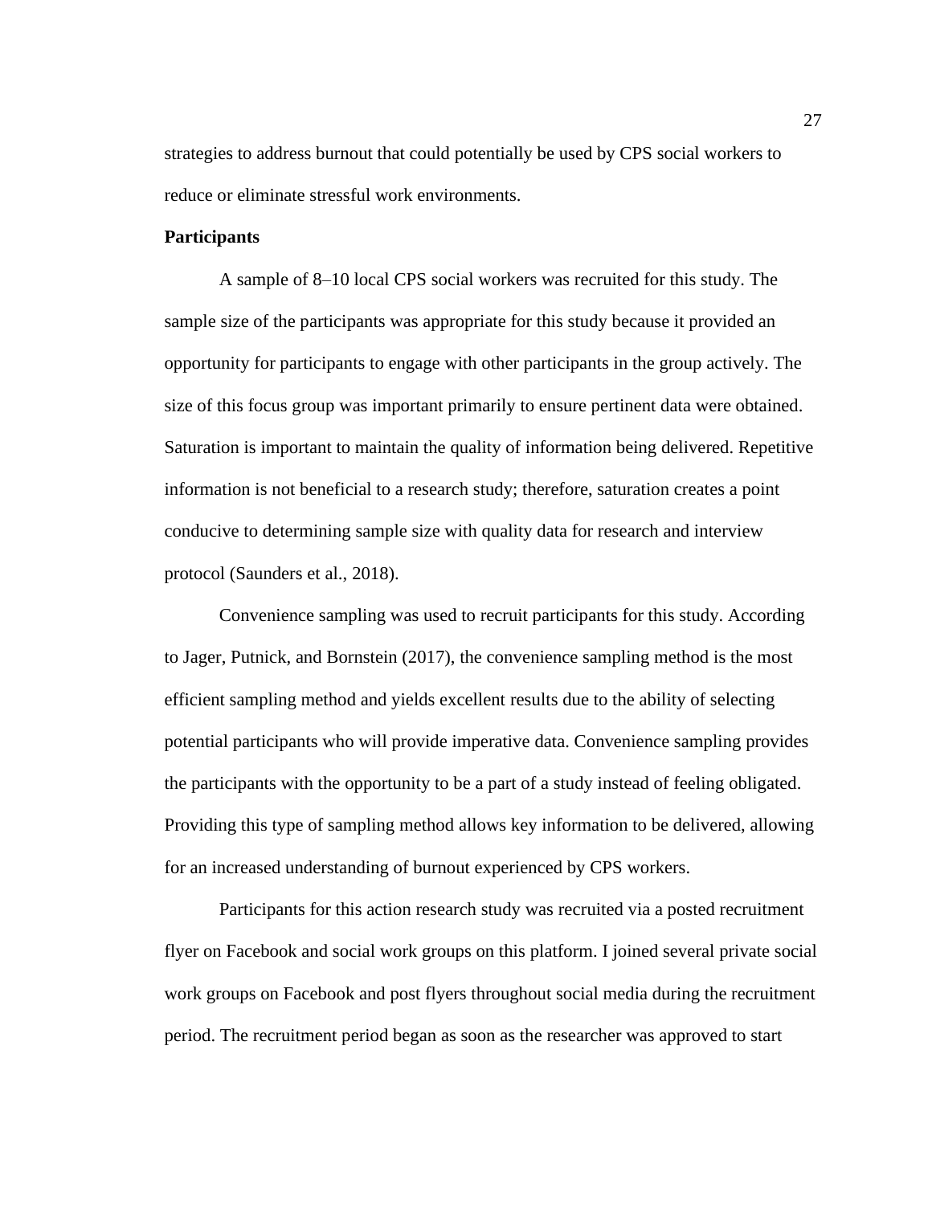strategies to address burnout that could potentially be used by CPS social workers to reduce or eliminate stressful work environments.

**Participants**

A sample of 8–10 local CPS social workers was recruited for this study. The sample size of the participants was appropriate for this study because it provided an opportunity for participants to engage with other participants in the group actively. The size of this focus group was important primarily to ensure pertinent data were obtained. Saturation is important to maintain the quality of information being delivered. Repetitive information is not beneficial to a research study; therefore, saturation creates a point conducive to determining sample size with quality data for research and interview protocol (Saunders et al., 2018).

Convenience sampling was used to recruit participants for this study. According to Jager, Putnick, and Bornstein (2017), the convenience sampling method is the most efficient sampling method and yields excellent results due to the ability of selecting potential participants who will provide imperative data. Convenience sampling provides the participants with the opportunity to be a part of a study instead of feeling obligated. Providing this type of sampling method allows key information to be delivered, allowing for an increased understanding of burnout experienced by CPS workers.

Participants for this action research study was recruited via a posted recruitment flyer on Facebook and social work groups on this platform. I joined several private social work groups on Facebook and post flyers throughout social media during the recruitment period. The recruitment period began as soon as the researcher was approved to start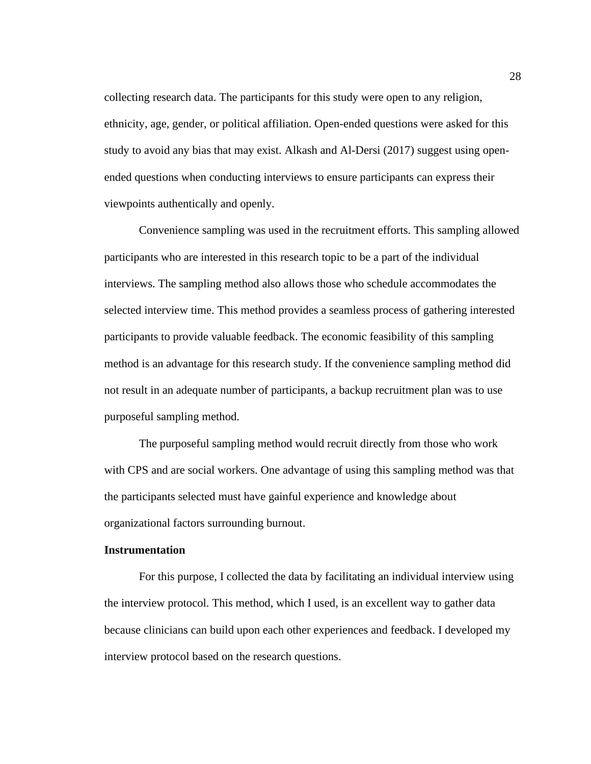collecting research data. The participants for this study were open to any religion, ethnicity, age, gender, or political affiliation. Open-ended questions were asked for this study to avoid any bias that may exist. Alkash and Al-Dersi (2017) suggest using open-ended questions when conducting interviews to ensure participants can express their viewpoints authentically and openly.

Convenience sampling was used in the recruitment efforts. This sampling allowed participants who are interested in this research topic to be a part of the individual interviews. The sampling method also allows those who schedule accommodates the selected interview time. This method provides a seamless process of gathering interested participants to provide valuable feedback. The economic feasibility of this sampling method is an advantage for this research study. If the convenience sampling method did not result in an adequate number of participants, a backup recruitment plan was to use purposeful sampling method.

The purposeful sampling method would recruit directly from those who work with CPS and are social workers. One advantage of using this sampling method was that the participants selected must have gainful experience and knowledge about organizational factors surrounding burnout.

### Instrumentation

For this purpose, I collected the data by facilitating an individual interview using the interview protocol. This method, which I used, is an excellent way to gather data because clinicians can build upon each other experiences and feedback. I developed my interview protocol based on the research questions.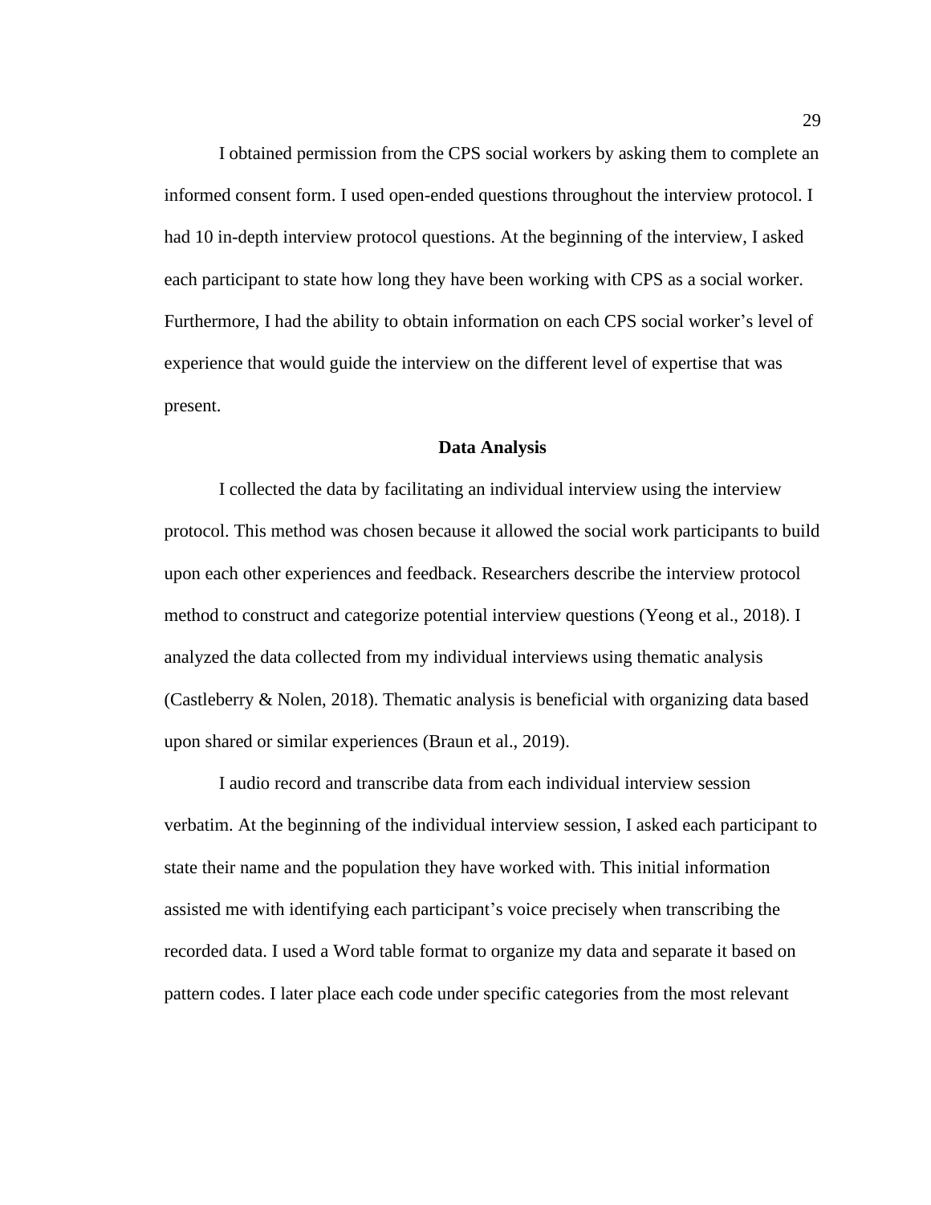I obtained permission from the CPS social workers by asking them to complete an informed consent form. I used open-ended questions throughout the interview protocol. I had 10 in-depth interview protocol questions. At the beginning of the interview, I asked each participant to state how long they have been working with CPS as a social worker. Furthermore, I had the ability to obtain information on each CPS social worker's level of experience that would guide the interview on the different level of expertise that was present.

## Data Analysis

I collected the data by facilitating an individual interview using the interview protocol. This method was chosen because it allowed the social work participants to build upon each other experiences and feedback. Researchers describe the interview protocol method to construct and categorize potential interview questions (Yeong et al., 2018). I analyzed the data collected from my individual interviews using thematic analysis (Castleberry & Nolen, 2018). Thematic analysis is beneficial with organizing data based upon shared or similar experiences (Braun et al., 2019).

I audio record and transcribe data from each individual interview session verbatim. At the beginning of the individual interview session, I asked each participant to state their name and the population they have worked with. This initial information assisted me with identifying each participant's voice precisely when transcribing the recorded data. I used a Word table format to organize my data and separate it based on pattern codes. I later place each code under specific categories from the most relevant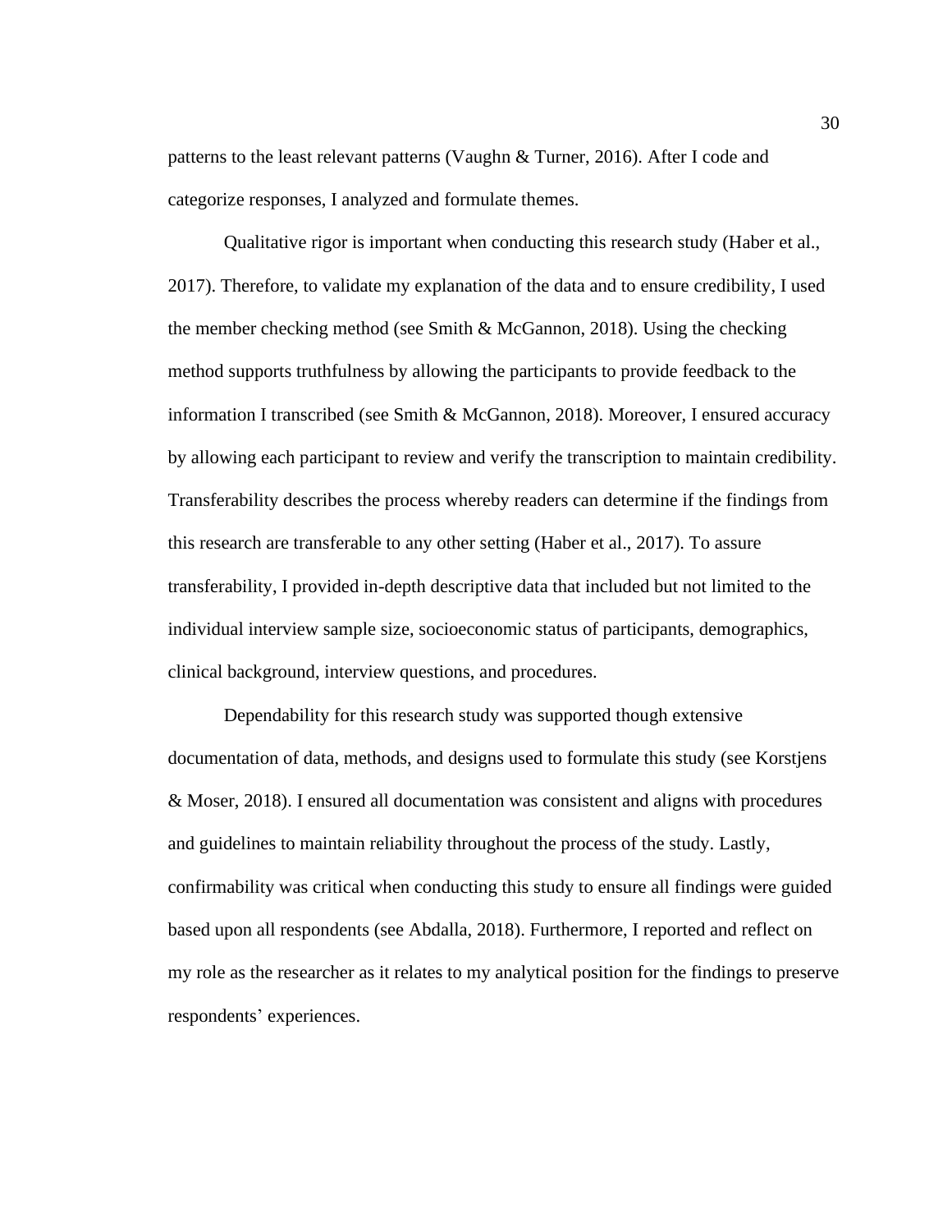patterns to the least relevant patterns (Vaughn & Turner, 2016). After I code and categorize responses, I analyzed and formulate themes.

Qualitative rigor is important when conducting this research study (Haber et al., 2017). Therefore, to validate my explanation of the data and to ensure credibility, I used the member checking method (see Smith & McGannon, 2018). Using the checking method supports truthfulness by allowing the participants to provide feedback to the information I transcribed (see Smith & McGannon, 2018). Moreover, I ensured accuracy by allowing each participant to review and verify the transcription to maintain credibility. Transferability describes the process whereby readers can determine if the findings from this research are transferable to any other setting (Haber et al., 2017). To assure transferability, I provided in-depth descriptive data that included but not limited to the individual interview sample size, socioeconomic status of participants, demographics, clinical background, interview questions, and procedures.

Dependability for this research study was supported though extensive documentation of data, methods, and designs used to formulate this study (see Korstjens & Moser, 2018). I ensured all documentation was consistent and aligns with procedures and guidelines to maintain reliability throughout the process of the study. Lastly, confirmability was critical when conducting this study to ensure all findings were guided based upon all respondents (see Abdalla, 2018). Furthermore, I reported and reflect on my role as the researcher as it relates to my analytical position for the findings to preserve respondents' experiences.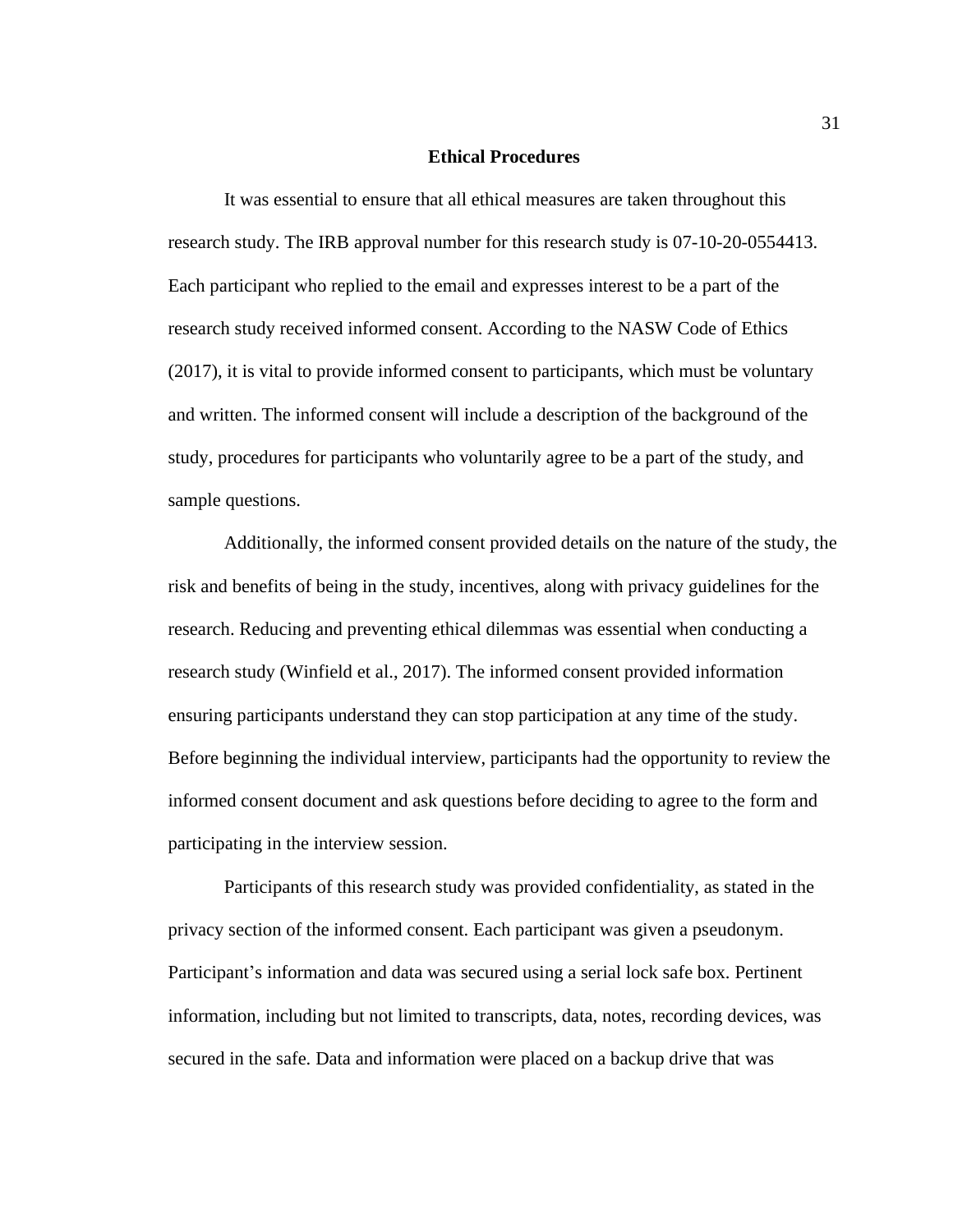## Ethical Procedures

It was essential to ensure that all ethical measures are taken throughout this research study. The IRB approval number for this research study is 07-10-20-0554413. Each participant who replied to the email and expresses interest to be a part of the research study received informed consent. According to the NASW Code of Ethics (2017), it is vital to provide informed consent to participants, which must be voluntary and written. The informed consent will include a description of the background of the study, procedures for participants who voluntarily agree to be a part of the study, and sample questions.

Additionally, the informed consent provided details on the nature of the study, the risk and benefits of being in the study, incentives, along with privacy guidelines for the research. Reducing and preventing ethical dilemmas was essential when conducting a research study (Winfield et al., 2017). The informed consent provided information ensuring participants understand they can stop participation at any time of the study. Before beginning the individual interview, participants had the opportunity to review the informed consent document and ask questions before deciding to agree to the form and participating in the interview session.

Participants of this research study was provided confidentiality, as stated in the privacy section of the informed consent. Each participant was given a pseudonym. Participant's information and data was secured using a serial lock safe box. Pertinent information, including but not limited to transcripts, data, notes, recording devices, was secured in the safe. Data and information were placed on a backup drive that was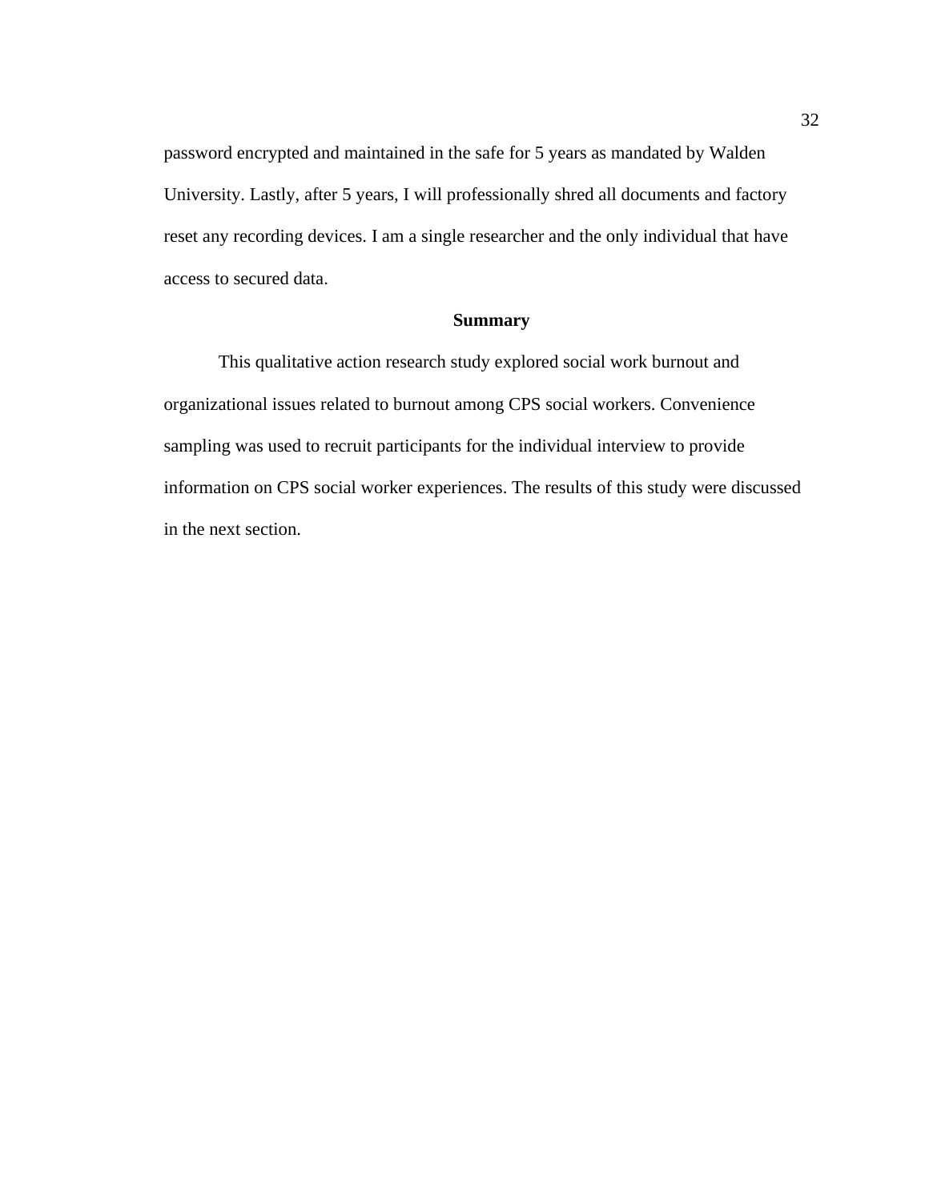password encrypted and maintained in the safe for 5 years as mandated by Walden University. Lastly, after 5 years, I will professionally shred all documents and factory reset any recording devices. I am a single researcher and the only individual that have access to secured data.

## Summary

This qualitative action research study explored social work burnout and organizational issues related to burnout among CPS social workers. Convenience sampling was used to recruit participants for the individual interview to provide information on CPS social worker experiences. The results of this study were discussed in the next section.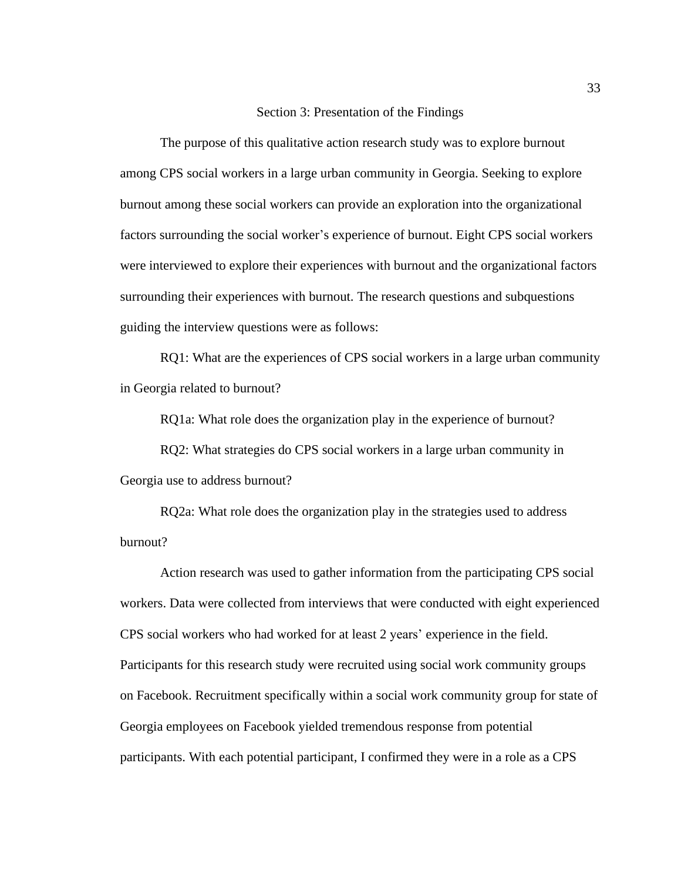# Section 3: Presentation of the Findings

The purpose of this qualitative action research study was to explore burnout among CPS social workers in a large urban community in Georgia. Seeking to explore burnout among these social workers can provide an exploration into the organizational factors surrounding the social worker's experience of burnout. Eight CPS social workers were interviewed to explore their experiences with burnout and the organizational factors surrounding their experiences with burnout. The research questions and subquestions guiding the interview questions were as follows:

RQ1: What are the experiences of CPS social workers in a large urban community in Georgia related to burnout?

RQ1a: What role does the organization play in the experience of burnout?

RQ2: What strategies do CPS social workers in a large urban community in Georgia use to address burnout?

RQ2a: What role does the organization play in the strategies used to address burnout?

Action research was used to gather information from the participating CPS social workers. Data were collected from interviews that were conducted with eight experienced CPS social workers who had worked for at least 2 years' experience in the field. Participants for this research study were recruited using social work community groups on Facebook. Recruitment specifically within a social work community group for state of Georgia employees on Facebook yielded tremendous response from potential participants. With each potential participant, I confirmed they were in a role as a CPS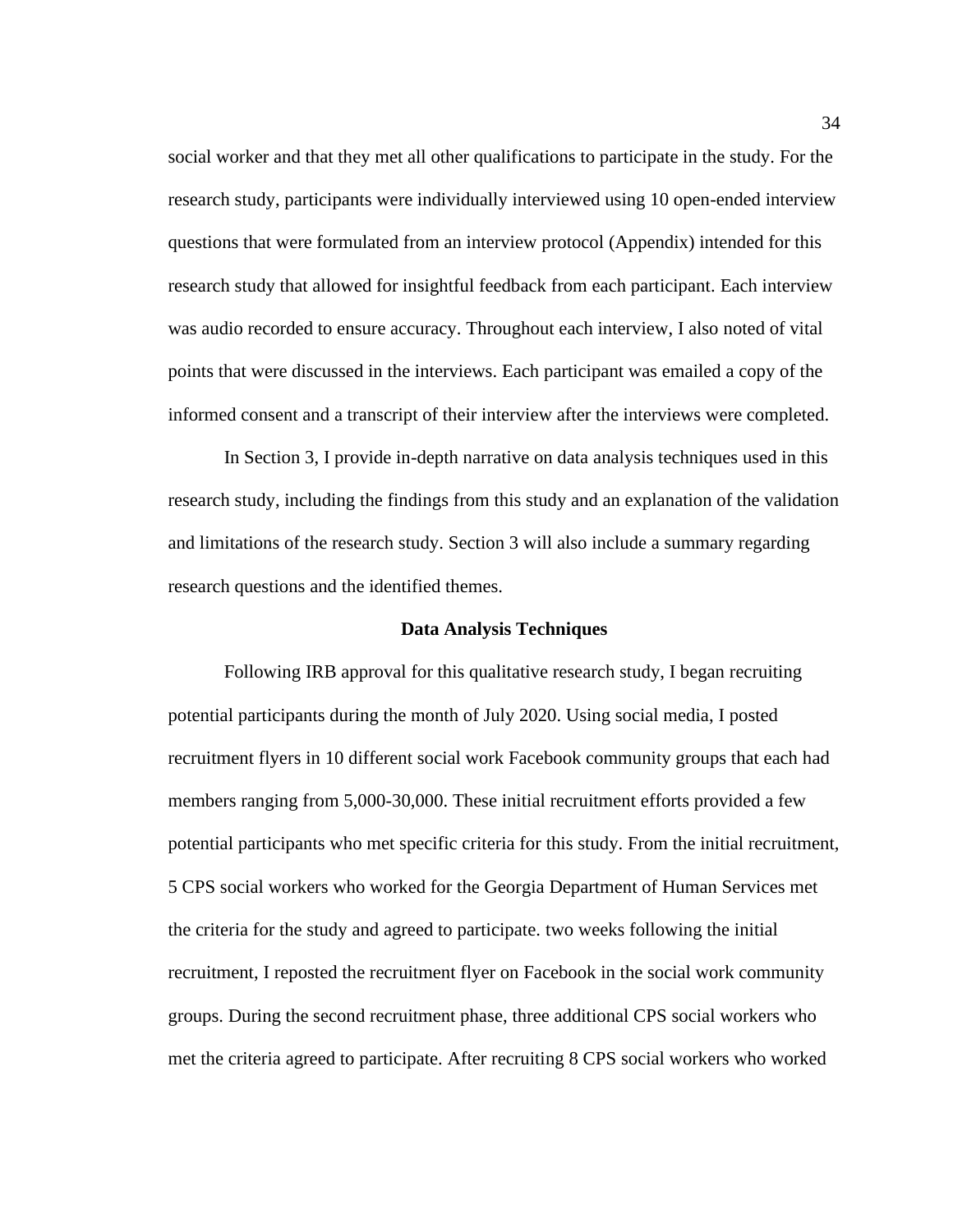social worker and that they met all other qualifications to participate in the study. For the research study, participants were individually interviewed using 10 open-ended interview questions that were formulated from an interview protocol (Appendix) intended for this research study that allowed for insightful feedback from each participant. Each interview was audio recorded to ensure accuracy. Throughout each interview, I also noted of vital points that were discussed in the interviews. Each participant was emailed a copy of the informed consent and a transcript of their interview after the interviews were completed.

In Section 3, I provide in-depth narrative on data analysis techniques used in this research study, including the findings from this study and an explanation of the validation and limitations of the research study. Section 3 will also include a summary regarding research questions and the identified themes.

## Data Analysis Techniques

Following IRB approval for this qualitative research study, I began recruiting potential participants during the month of July 2020. Using social media, I posted recruitment flyers in 10 different social work Facebook community groups that each had members ranging from 5,000-30,000. These initial recruitment efforts provided a few potential participants who met specific criteria for this study. From the initial recruitment, 5 CPS social workers who worked for the Georgia Department of Human Services met the criteria for the study and agreed to participate. two weeks following the initial recruitment, I reposted the recruitment flyer on Facebook in the social work community groups. During the second recruitment phase, three additional CPS social workers who met the criteria agreed to participate. After recruiting 8 CPS social workers who worked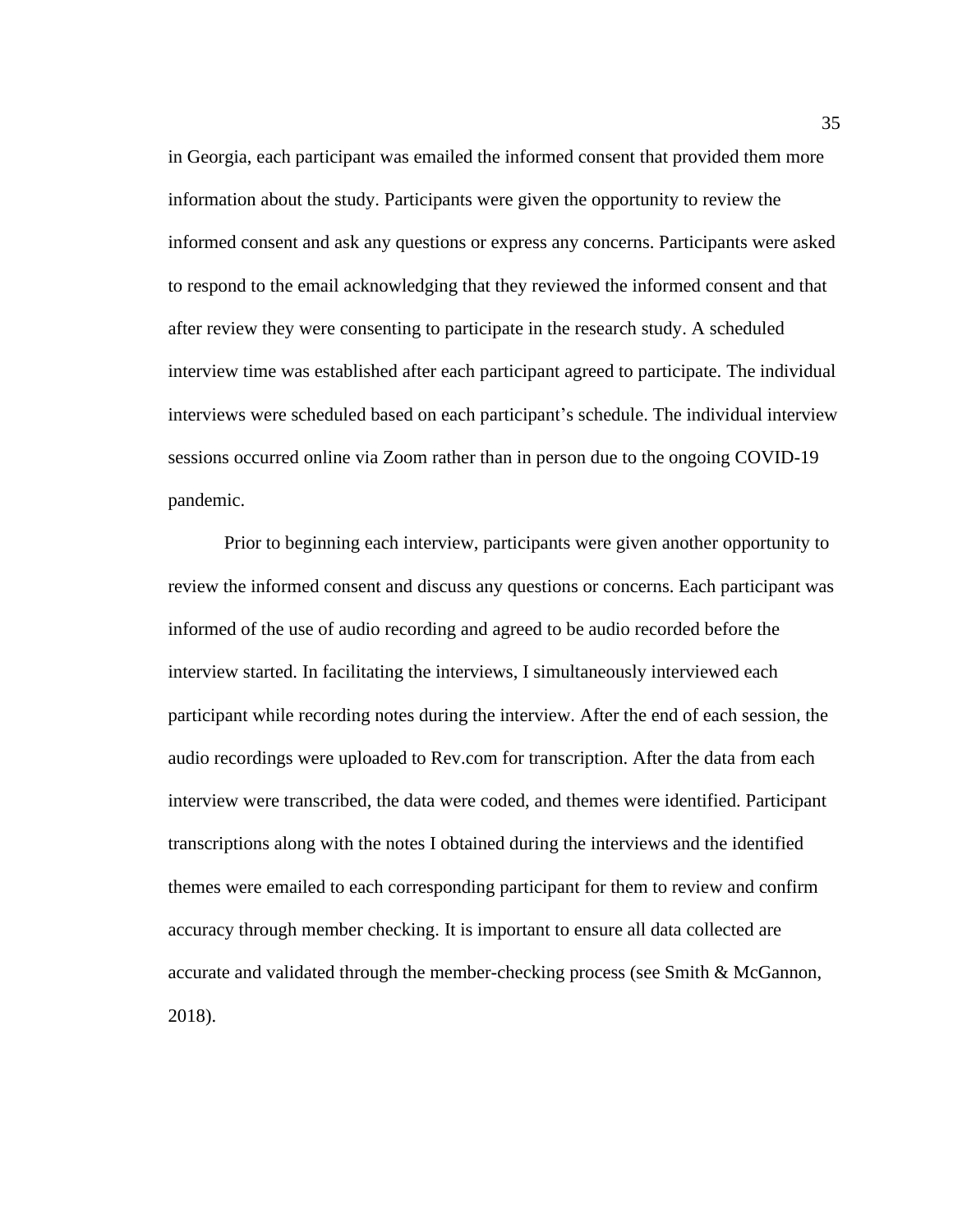in Georgia, each participant was emailed the informed consent that provided them more information about the study. Participants were given the opportunity to review the informed consent and ask any questions or express any concerns. Participants were asked to respond to the email acknowledging that they reviewed the informed consent and that after review they were consenting to participate in the research study. A scheduled interview time was established after each participant agreed to participate. The individual interviews were scheduled based on each participant's schedule. The individual interview sessions occurred online via Zoom rather than in person due to the ongoing COVID-19 pandemic.

Prior to beginning each interview, participants were given another opportunity to review the informed consent and discuss any questions or concerns. Each participant was informed of the use of audio recording and agreed to be audio recorded before the interview started. In facilitating the interviews, I simultaneously interviewed each participant while recording notes during the interview. After the end of each session, the audio recordings were uploaded to Rev.com for transcription. After the data from each interview were transcribed, the data were coded, and themes were identified. Participant transcriptions along with the notes I obtained during the interviews and the identified themes were emailed to each corresponding participant for them to review and confirm accuracy through member checking. It is important to ensure all data collected are accurate and validated through the member-checking process (see Smith & McGannon, 2018).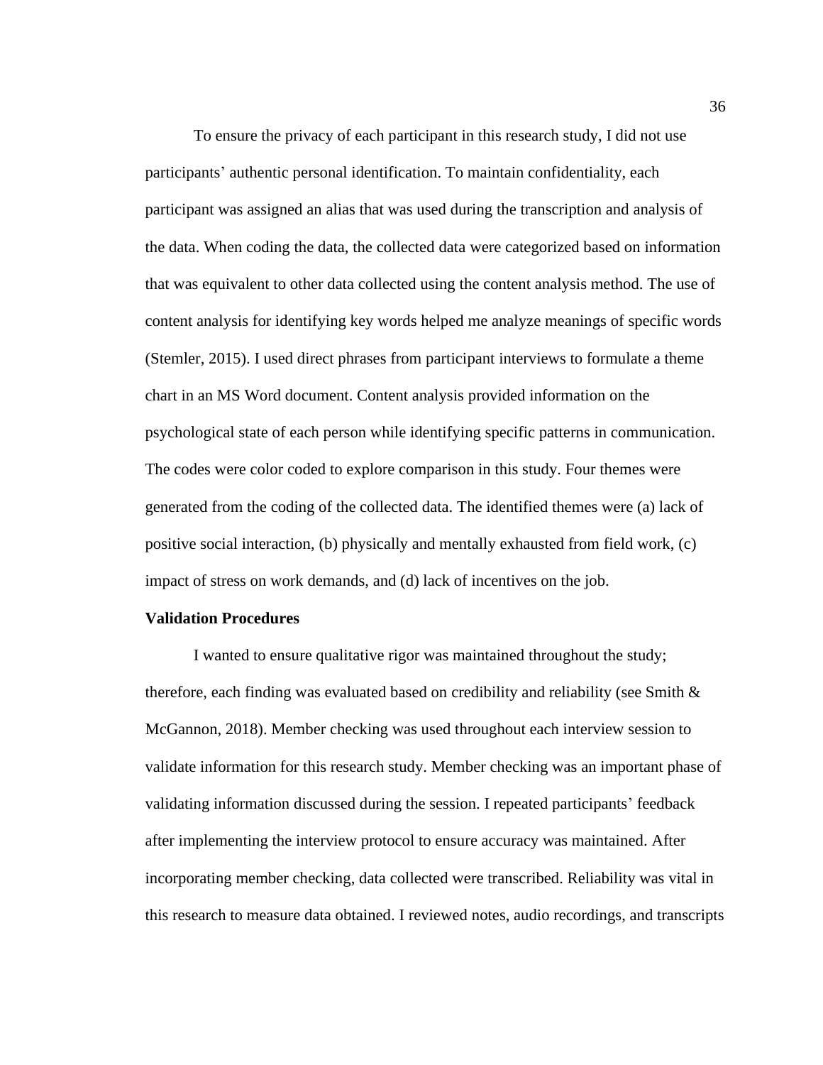To ensure the privacy of each participant in this research study, I did not use participants' authentic personal identification. To maintain confidentiality, each participant was assigned an alias that was used during the transcription and analysis of the data. When coding the data, the collected data were categorized based on information that was equivalent to other data collected using the content analysis method. The use of content analysis for identifying key words helped me analyze meanings of specific words (Stemler, 2015). I used direct phrases from participant interviews to formulate a theme chart in an MS Word document. Content analysis provided information on the psychological state of each person while identifying specific patterns in communication. The codes were color coded to explore comparison in this study. Four themes were generated from the coding of the collected data. The identified themes were (a) lack of positive social interaction, (b) physically and mentally exhausted from field work, (c) impact of stress on work demands, and (d) lack of incentives on the job.

**Validation Procedures**

I wanted to ensure qualitative rigor was maintained throughout the study; therefore, each finding was evaluated based on credibility and reliability (see Smith & McGannon, 2018). Member checking was used throughout each interview session to validate information for this research study. Member checking was an important phase of validating information discussed during the session. I repeated participants' feedback after implementing the interview protocol to ensure accuracy was maintained. After incorporating member checking, data collected were transcribed. Reliability was vital in this research to measure data obtained. I reviewed notes, audio recordings, and transcripts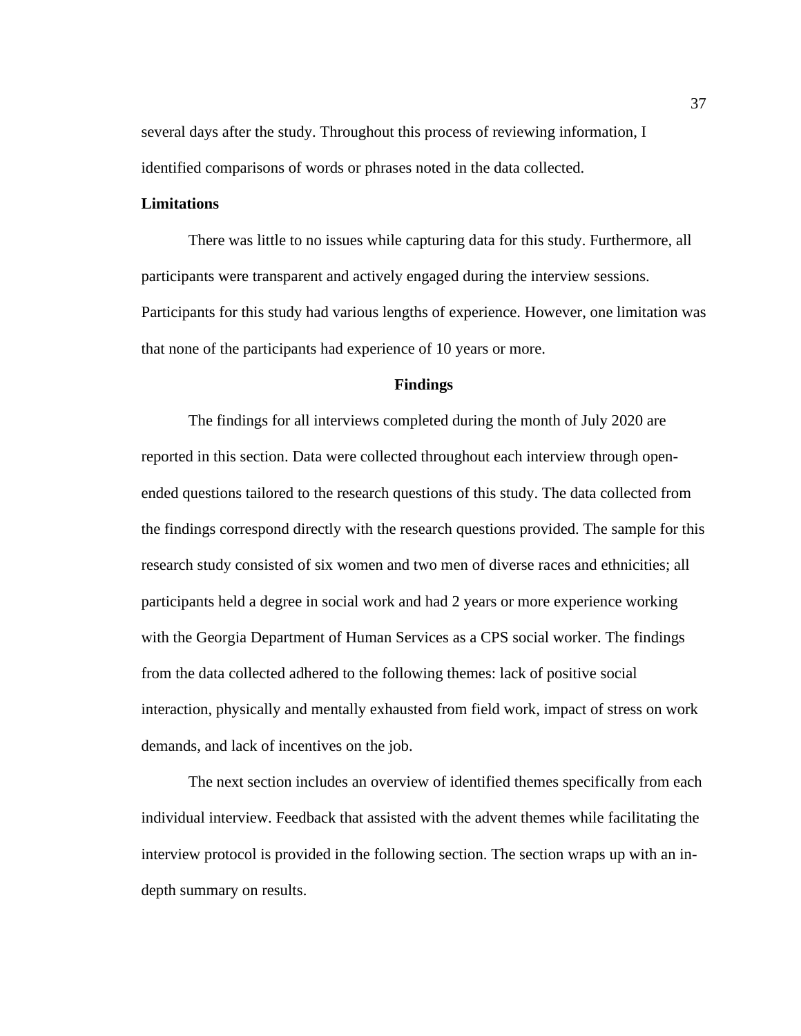several days after the study. Throughout this process of reviewing information, I identified comparisons of words or phrases noted in the data collected.

### Limitations

There was little to no issues while capturing data for this study. Furthermore, all participants were transparent and actively engaged during the interview sessions. Participants for this study had various lengths of experience. However, one limitation was that none of the participants had experience of 10 years or more.

## Findings

The findings for all interviews completed during the month of July 2020 are reported in this section. Data were collected throughout each interview through open-ended questions tailored to the research questions of this study. The data collected from the findings correspond directly with the research questions provided. The sample for this research study consisted of six women and two men of diverse races and ethnicities; all participants held a degree in social work and had 2 years or more experience working with the Georgia Department of Human Services as a CPS social worker. The findings from the data collected adhered to the following themes: lack of positive social interaction, physically and mentally exhausted from field work, impact of stress on work demands, and lack of incentives on the job.

The next section includes an overview of identified themes specifically from each individual interview. Feedback that assisted with the advent themes while facilitating the interview protocol is provided in the following section. The section wraps up with an in-depth summary on results.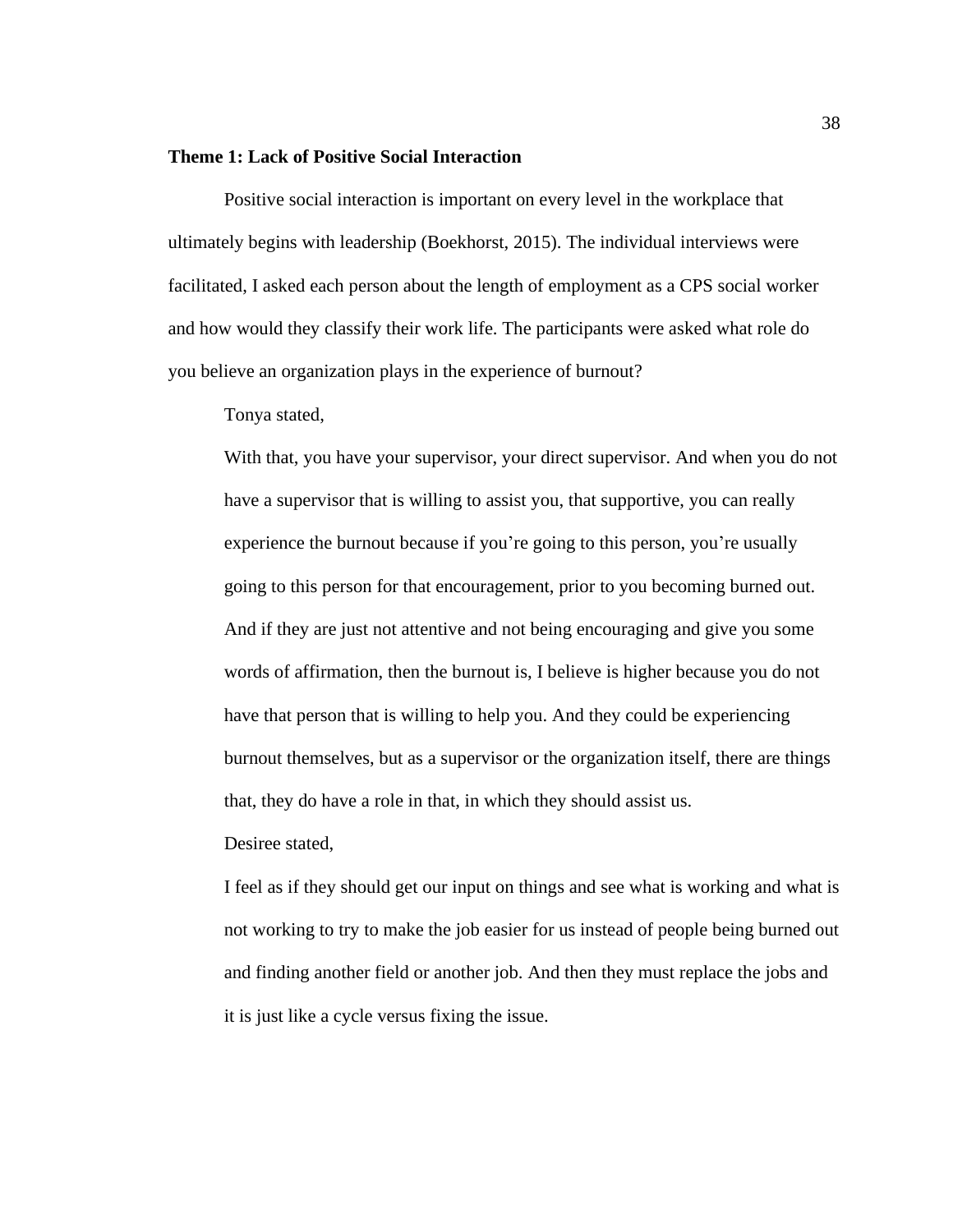**Theme 1: Lack of Positive Social Interaction**

Positive social interaction is important on every level in the workplace that ultimately begins with leadership (Boekhorst, 2015). The individual interviews were facilitated, I asked each person about the length of employment as a CPS social worker and how would they classify their work life. The participants were asked what role do you believe an organization plays in the experience of burnout?

Tonya stated,

> With that, you have your supervisor, your direct supervisor. And when you do not have a supervisor that is willing to assist you, that supportive, you can really experience the burnout because if you're going to this person, you're usually going to this person for that encouragement, prior to you becoming burned out. And if they are just not attentive and not being encouraging and give you some words of affirmation, then the burnout is, I believe is higher because you do not have that person that is willing to help you. And they could be experiencing burnout themselves, but as a supervisor or the organization itself, there are things that, they do have a role in that, in which they should assist us.

Desiree stated,

> I feel as if they should get our input on things and see what is working and what is not working to try to make the job easier for us instead of people being burned out and finding another field or another job. And then they must replace the jobs and it is just like a cycle versus fixing the issue.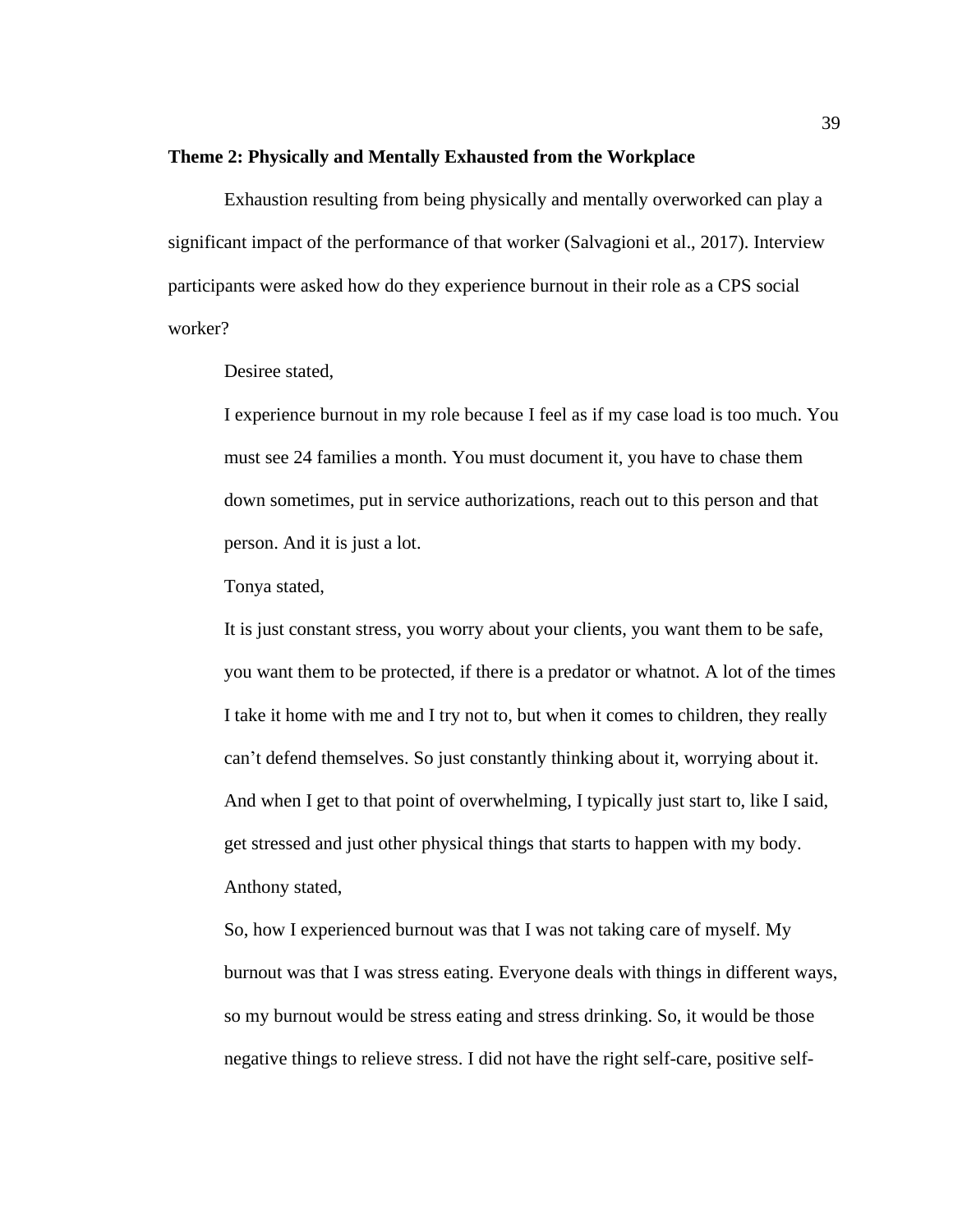**Theme 2: Physically and Mentally Exhausted from the Workplace**

Exhaustion resulting from being physically and mentally overworked can play a significant impact of the performance of that worker (Salvagioni et al., 2017). Interview participants were asked how do they experience burnout in their role as a CPS social worker?

Desiree stated,

> I experience burnout in my role because I feel as if my case load is too much. You must see 24 families a month. You must document it, you have to chase them down sometimes, put in service authorizations, reach out to this person and that person. And it is just a lot.

Tonya stated,

> It is just constant stress, you worry about your clients, you want them to be safe, you want them to be protected, if there is a predator or whatnot. A lot of the times I take it home with me and I try not to, but when it comes to children, they really can't defend themselves. So just constantly thinking about it, worrying about it. And when I get to that point of overwhelming, I typically just start to, like I said, get stressed and just other physical things that starts to happen with my body.

Anthony stated,

> So, how I experienced burnout was that I was not taking care of myself. My burnout was that I was stress eating. Everyone deals with things in different ways, so my burnout would be stress eating and stress drinking. So, it would be those negative things to relieve stress. I did not have the right self-care, positive self-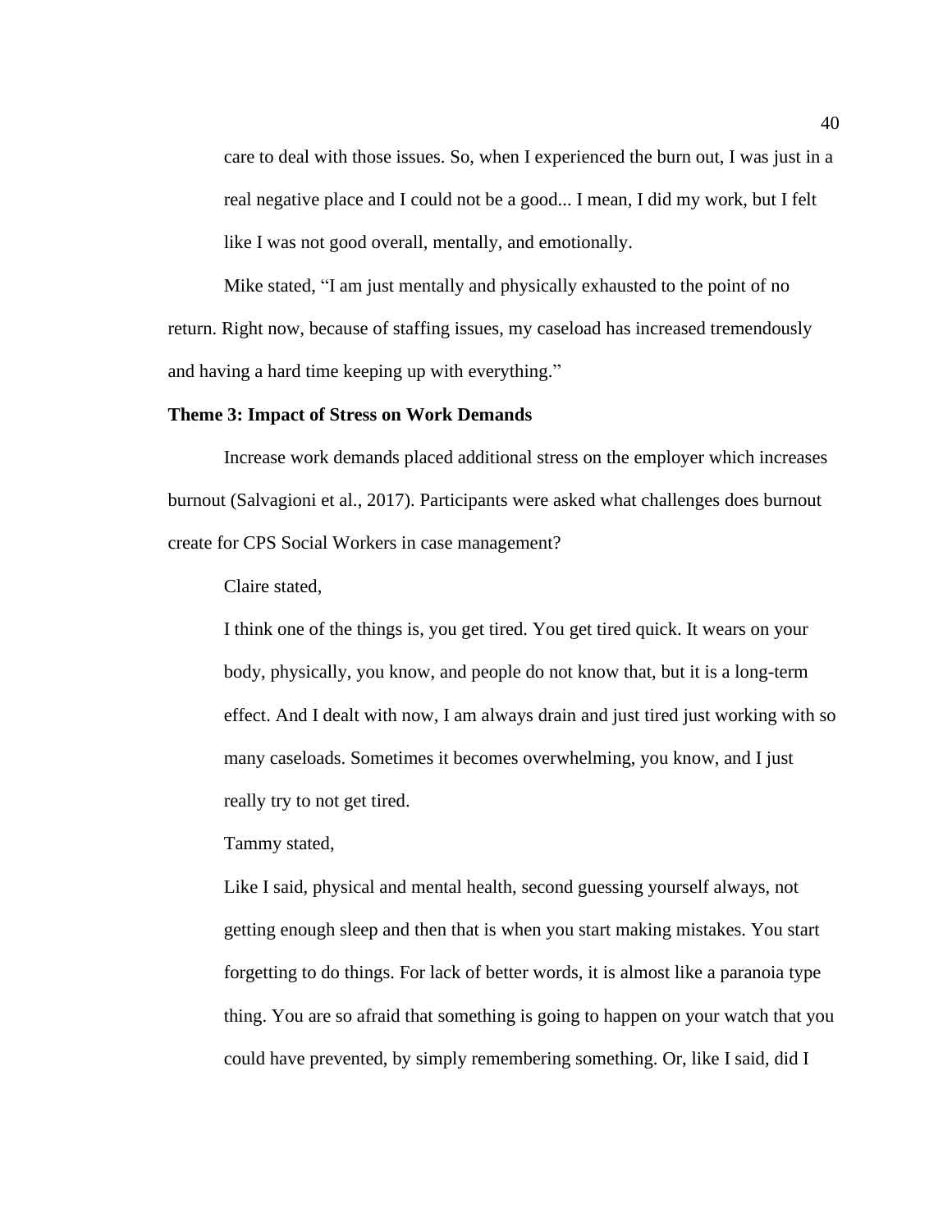> care to deal with those issues. So, when I experienced the burn out, I was just in a real negative place and I could not be a good... I mean, I did my work, but I felt like I was not good overall, mentally, and emotionally.

Mike stated, "I am just mentally and physically exhausted to the point of no return. Right now, because of staffing issues, my caseload has increased tremendously and having a hard time keeping up with everything."

**Theme 3: Impact of Stress on Work Demands**

Increase work demands placed additional stress on the employer which increases burnout (Salvagioni et al., 2017). Participants were asked what challenges does burnout create for CPS Social Workers in case management?

Claire stated,

> I think one of the things is, you get tired. You get tired quick. It wears on your body, physically, you know, and people do not know that, but it is a long-term effect. And I dealt with now, I am always drain and just tired just working with so many caseloads. Sometimes it becomes overwhelming, you know, and I just really try to not get tired.

Tammy stated,

> Like I said, physical and mental health, second guessing yourself always, not getting enough sleep and then that is when you start making mistakes. You start forgetting to do things. For lack of better words, it is almost like a paranoia type thing. You are so afraid that something is going to happen on your watch that you could have prevented, by simply remembering something. Or, like I said, did I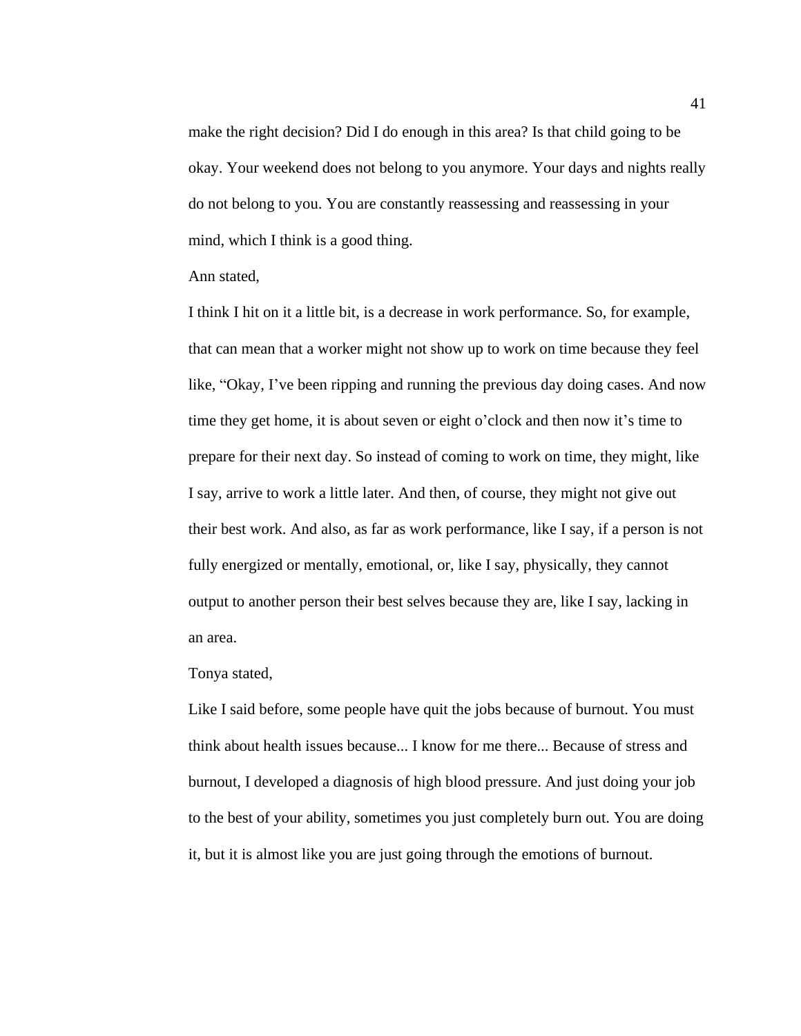make the right decision? Did I do enough in this area? Is that child going to be okay. Your weekend does not belong to you anymore. Your days and nights really do not belong to you. You are constantly reassessing and reassessing in your mind, which I think is a good thing.

Ann stated,

> I think I hit on it a little bit, is a decrease in work performance. So, for example, that can mean that a worker might not show up to work on time because they feel like, "Okay, I've been ripping and running the previous day doing cases. And now time they get home, it is about seven or eight o'clock and then now it's time to prepare for their next day. So instead of coming to work on time, they might, like I say, arrive to work a little later. And then, of course, they might not give out their best work. And also, as far as work performance, like I say, if a person is not fully energized or mentally, emotional, or, like I say, physically, they cannot output to another person their best selves because they are, like I say, lacking in an area.

Tonya stated,

> Like I said before, some people have quit the jobs because of burnout. You must think about health issues because... I know for me there... Because of stress and burnout, I developed a diagnosis of high blood pressure. And just doing your job to the best of your ability, sometimes you just completely burn out. You are doing it, but it is almost like you are just going through the emotions of burnout.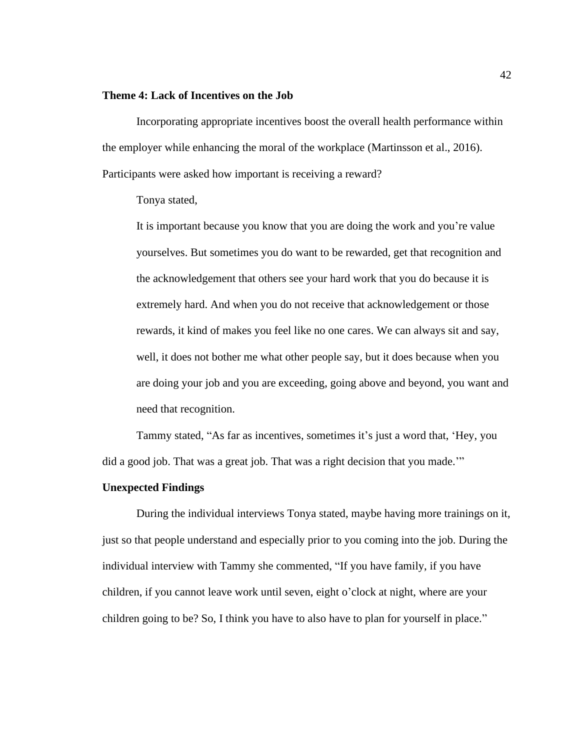**Theme 4: Lack of Incentives on the Job**

Incorporating appropriate incentives boost the overall health performance within the employer while enhancing the moral of the workplace (Martinsson et al., 2016). Participants were asked how important is receiving a reward?

Tonya stated,

> It is important because you know that you are doing the work and you're value yourselves. But sometimes you do want to be rewarded, get that recognition and the acknowledgement that others see your hard work that you do because it is extremely hard. And when you do not receive that acknowledgement or those rewards, it kind of makes you feel like no one cares. We can always sit and say, well, it does not bother me what other people say, but it does because when you are doing your job and you are exceeding, going above and beyond, you want and need that recognition.

Tammy stated, "As far as incentives, sometimes it's just a word that, 'Hey, you did a good job. That was a great job. That was a right decision that you made.'"

**Unexpected Findings**

During the individual interviews Tonya stated, maybe having more trainings on it, just so that people understand and especially prior to you coming into the job. During the individual interview with Tammy she commented, "If you have family, if you have children, if you cannot leave work until seven, eight o'clock at night, where are your children going to be? So, I think you have to also have to plan for yourself in place."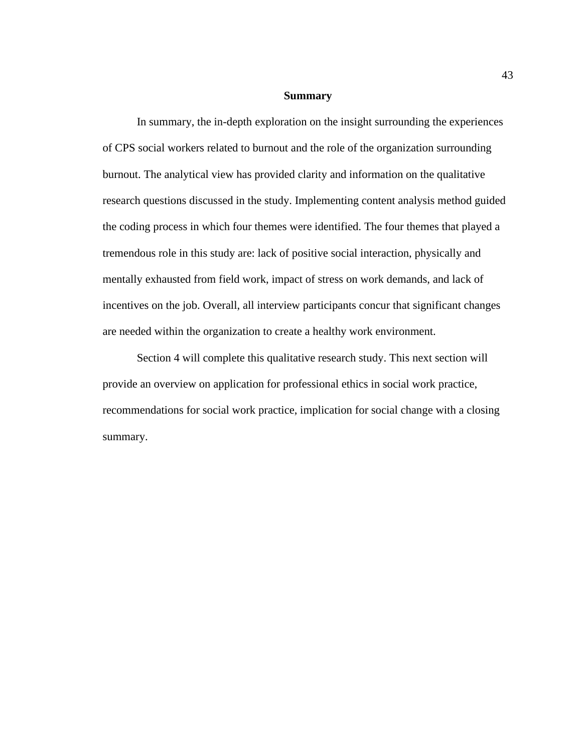## Summary

In summary, the in-depth exploration on the insight surrounding the experiences of CPS social workers related to burnout and the role of the organization surrounding burnout. The analytical view has provided clarity and information on the qualitative research questions discussed in the study. Implementing content analysis method guided the coding process in which four themes were identified. The four themes that played a tremendous role in this study are: lack of positive social interaction, physically and mentally exhausted from field work, impact of stress on work demands, and lack of incentives on the job. Overall, all interview participants concur that significant changes are needed within the organization to create a healthy work environment.

Section 4 will complete this qualitative research study. This next section will provide an overview on application for professional ethics in social work practice, recommendations for social work practice, implication for social change with a closing summary.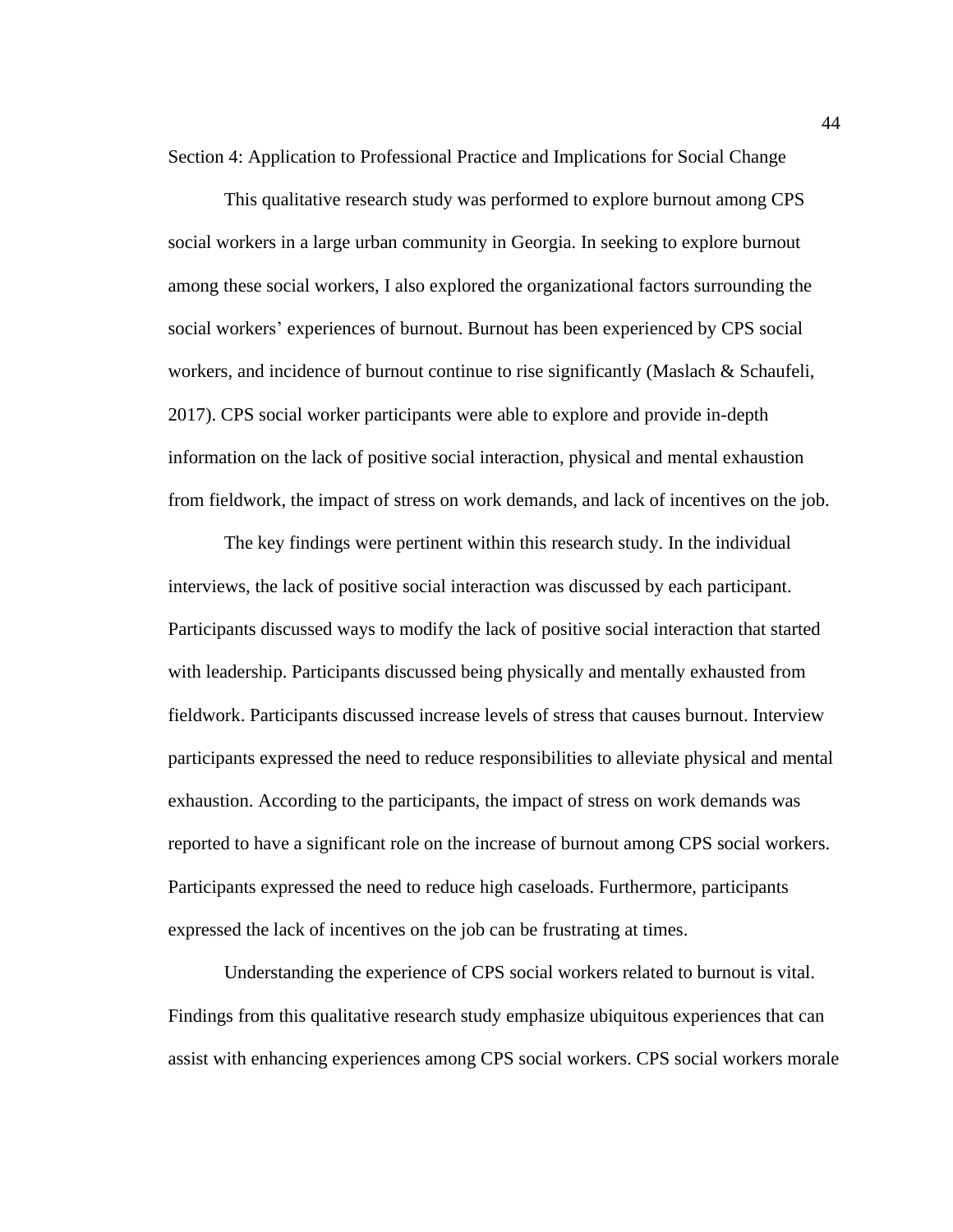## Section 4: Application to Professional Practice and Implications for Social Change

This qualitative research study was performed to explore burnout among CPS social workers in a large urban community in Georgia. In seeking to explore burnout among these social workers, I also explored the organizational factors surrounding the social workers' experiences of burnout. Burnout has been experienced by CPS social workers, and incidence of burnout continue to rise significantly (Maslach & Schaufeli, 2017). CPS social worker participants were able to explore and provide in-depth information on the lack of positive social interaction, physical and mental exhaustion from fieldwork, the impact of stress on work demands, and lack of incentives on the job.

The key findings were pertinent within this research study. In the individual interviews, the lack of positive social interaction was discussed by each participant. Participants discussed ways to modify the lack of positive social interaction that started with leadership. Participants discussed being physically and mentally exhausted from fieldwork. Participants discussed increase levels of stress that causes burnout. Interview participants expressed the need to reduce responsibilities to alleviate physical and mental exhaustion. According to the participants, the impact of stress on work demands was reported to have a significant role on the increase of burnout among CPS social workers. Participants expressed the need to reduce high caseloads. Furthermore, participants expressed the lack of incentives on the job can be frustrating at times.

Understanding the experience of CPS social workers related to burnout is vital. Findings from this qualitative research study emphasize ubiquitous experiences that can assist with enhancing experiences among CPS social workers. CPS social workers morale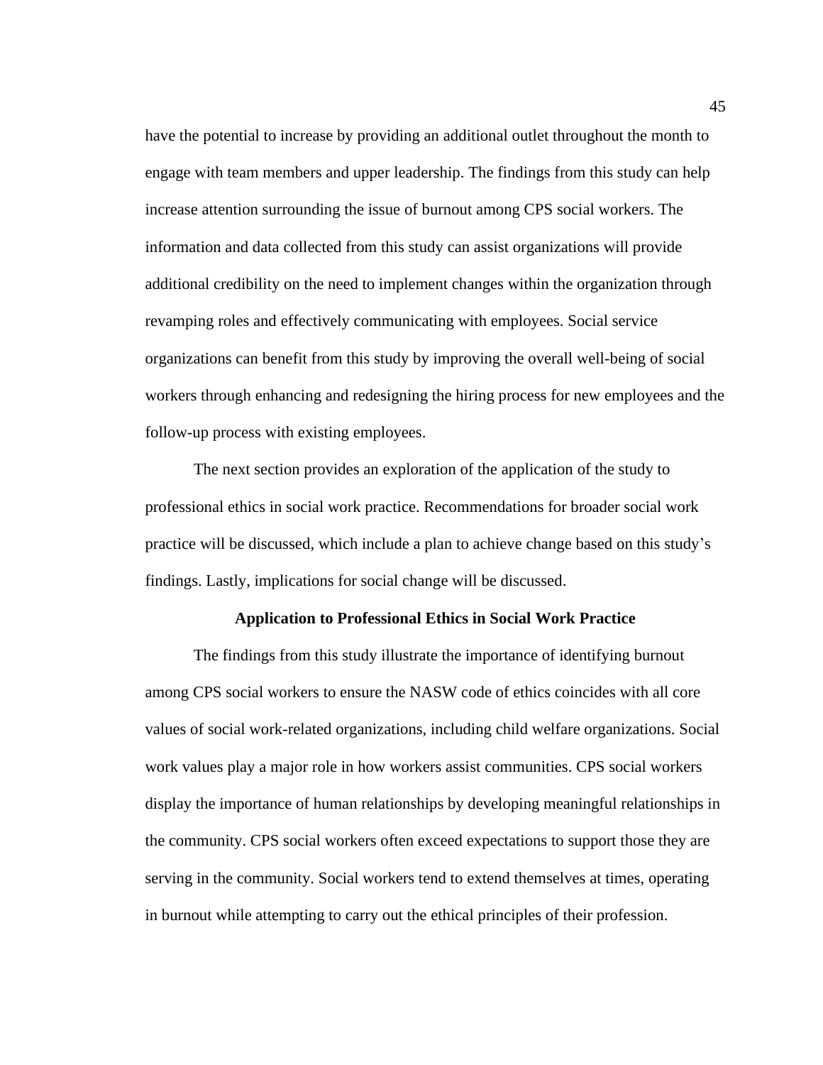have the potential to increase by providing an additional outlet throughout the month to engage with team members and upper leadership. The findings from this study can help increase attention surrounding the issue of burnout among CPS social workers. The information and data collected from this study can assist organizations will provide additional credibility on the need to implement changes within the organization through revamping roles and effectively communicating with employees. Social service organizations can benefit from this study by improving the overall well-being of social workers through enhancing and redesigning the hiring process for new employees and the follow-up process with existing employees.

The next section provides an exploration of the application of the study to professional ethics in social work practice. Recommendations for broader social work practice will be discussed, which include a plan to achieve change based on this study's findings. Lastly, implications for social change will be discussed.

## Application to Professional Ethics in Social Work Practice

The findings from this study illustrate the importance of identifying burnout among CPS social workers to ensure the NASW code of ethics coincides with all core values of social work-related organizations, including child welfare organizations. Social work values play a major role in how workers assist communities. CPS social workers display the importance of human relationships by developing meaningful relationships in the community. CPS social workers often exceed expectations to support those they are serving in the community. Social workers tend to extend themselves at times, operating in burnout while attempting to carry out the ethical principles of their profession.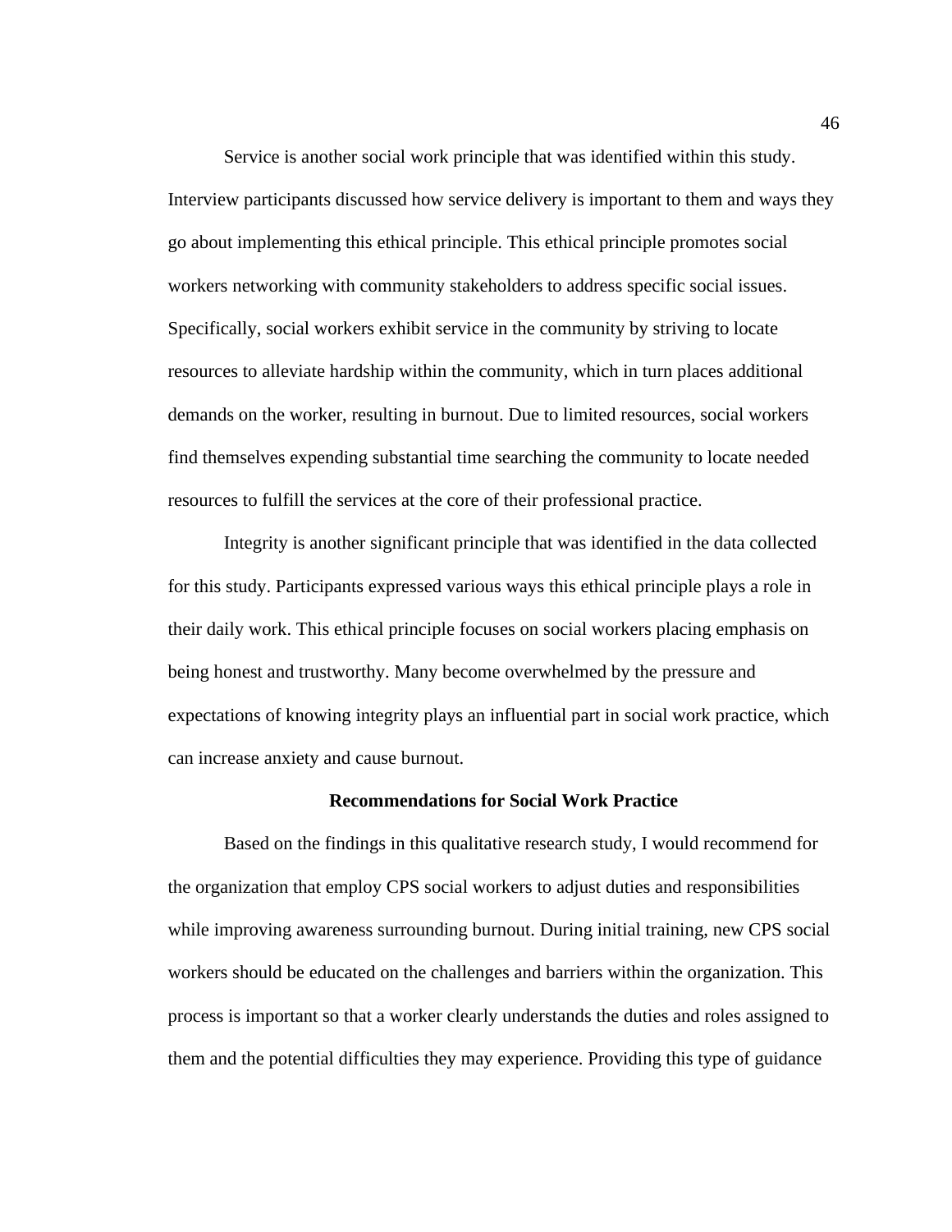Service is another social work principle that was identified within this study. Interview participants discussed how service delivery is important to them and ways they go about implementing this ethical principle. This ethical principle promotes social workers networking with community stakeholders to address specific social issues. Specifically, social workers exhibit service in the community by striving to locate resources to alleviate hardship within the community, which in turn places additional demands on the worker, resulting in burnout. Due to limited resources, social workers find themselves expending substantial time searching the community to locate needed resources to fulfill the services at the core of their professional practice.

Integrity is another significant principle that was identified in the data collected for this study. Participants expressed various ways this ethical principle plays a role in their daily work. This ethical principle focuses on social workers placing emphasis on being honest and trustworthy. Many become overwhelmed by the pressure and expectations of knowing integrity plays an influential part in social work practice, which can increase anxiety and cause burnout.

## Recommendations for Social Work Practice

Based on the findings in this qualitative research study, I would recommend for the organization that employ CPS social workers to adjust duties and responsibilities while improving awareness surrounding burnout. During initial training, new CPS social workers should be educated on the challenges and barriers within the organization. This process is important so that a worker clearly understands the duties and roles assigned to them and the potential difficulties they may experience. Providing this type of guidance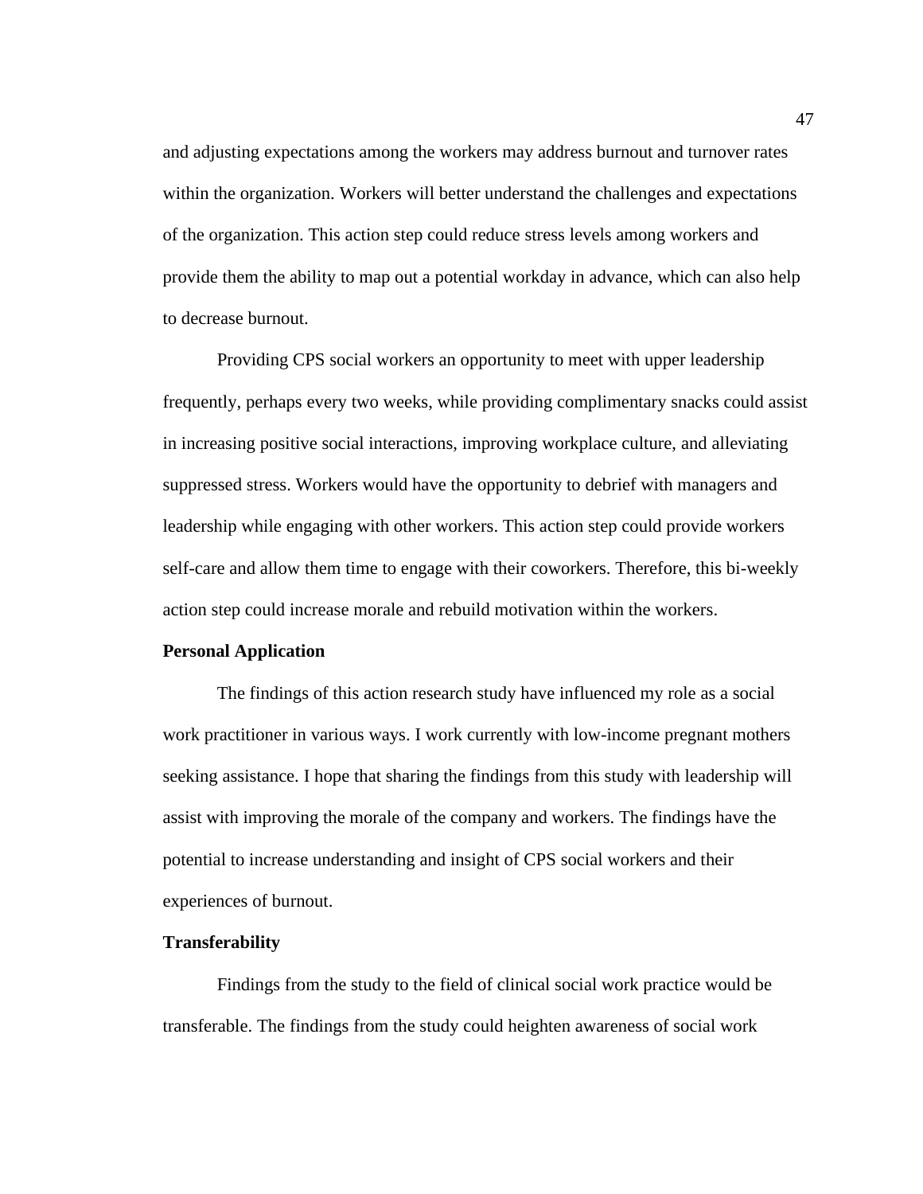and adjusting expectations among the workers may address burnout and turnover rates within the organization. Workers will better understand the challenges and expectations of the organization. This action step could reduce stress levels among workers and provide them the ability to map out a potential workday in advance, which can also help to decrease burnout.

Providing CPS social workers an opportunity to meet with upper leadership frequently, perhaps every two weeks, while providing complimentary snacks could assist in increasing positive social interactions, improving workplace culture, and alleviating suppressed stress. Workers would have the opportunity to debrief with managers and leadership while engaging with other workers. This action step could provide workers self-care and allow them time to engage with their coworkers. Therefore, this bi-weekly action step could increase morale and rebuild motivation within the workers.

**Personal Application**

The findings of this action research study have influenced my role as a social work practitioner in various ways. I work currently with low-income pregnant mothers seeking assistance. I hope that sharing the findings from this study with leadership will assist with improving the morale of the company and workers. The findings have the potential to increase understanding and insight of CPS social workers and their experiences of burnout.

**Transferability**

Findings from the study to the field of clinical social work practice would be transferable. The findings from the study could heighten awareness of social work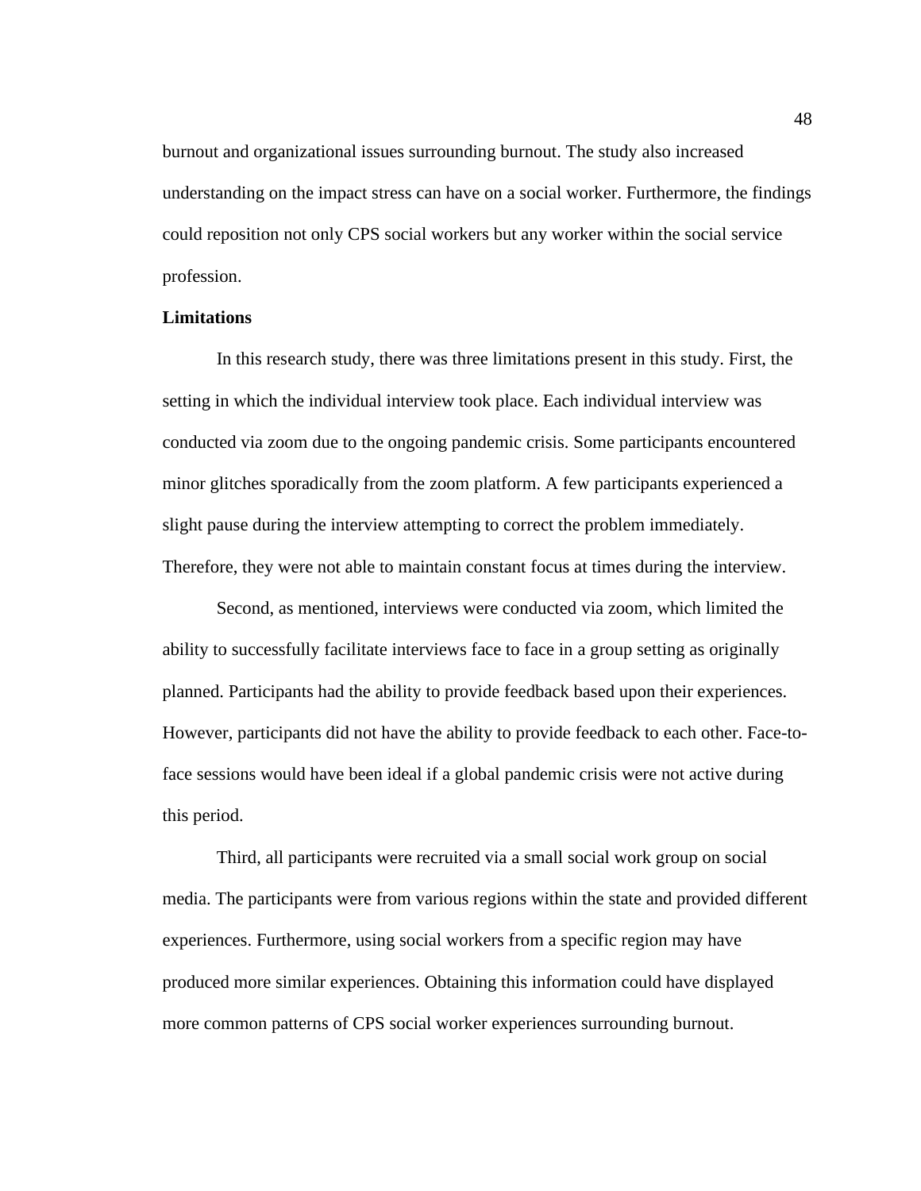burnout and organizational issues surrounding burnout. The study also increased understanding on the impact stress can have on a social worker. Furthermore, the findings could reposition not only CPS social workers but any worker within the social service profession.

**Limitations**

In this research study, there was three limitations present in this study. First, the setting in which the individual interview took place. Each individual interview was conducted via zoom due to the ongoing pandemic crisis. Some participants encountered minor glitches sporadically from the zoom platform. A few participants experienced a slight pause during the interview attempting to correct the problem immediately. Therefore, they were not able to maintain constant focus at times during the interview.

Second, as mentioned, interviews were conducted via zoom, which limited the ability to successfully facilitate interviews face to face in a group setting as originally planned. Participants had the ability to provide feedback based upon their experiences. However, participants did not have the ability to provide feedback to each other. Face-to-face sessions would have been ideal if a global pandemic crisis were not active during this period.

Third, all participants were recruited via a small social work group on social media. The participants were from various regions within the state and provided different experiences. Furthermore, using social workers from a specific region may have produced more similar experiences. Obtaining this information could have displayed more common patterns of CPS social worker experiences surrounding burnout.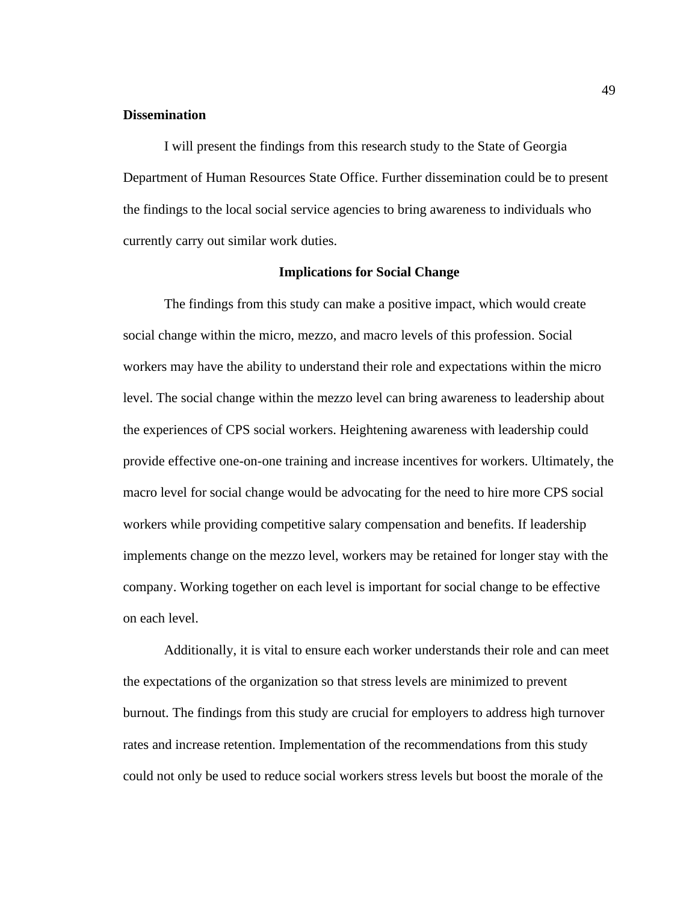**Dissemination**

I will present the findings from this research study to the State of Georgia Department of Human Resources State Office. Further dissemination could be to present the findings to the local social service agencies to bring awareness to individuals who currently carry out similar work duties.

## Implications for Social Change

The findings from this study can make a positive impact, which would create social change within the micro, mezzo, and macro levels of this profession. Social workers may have the ability to understand their role and expectations within the micro level. The social change within the mezzo level can bring awareness to leadership about the experiences of CPS social workers. Heightening awareness with leadership could provide effective one-on-one training and increase incentives for workers. Ultimately, the macro level for social change would be advocating for the need to hire more CPS social workers while providing competitive salary compensation and benefits. If leadership implements change on the mezzo level, workers may be retained for longer stay with the company. Working together on each level is important for social change to be effective on each level.

Additionally, it is vital to ensure each worker understands their role and can meet the expectations of the organization so that stress levels are minimized to prevent burnout. The findings from this study are crucial for employers to address high turnover rates and increase retention. Implementation of the recommendations from this study could not only be used to reduce social workers stress levels but boost the morale of the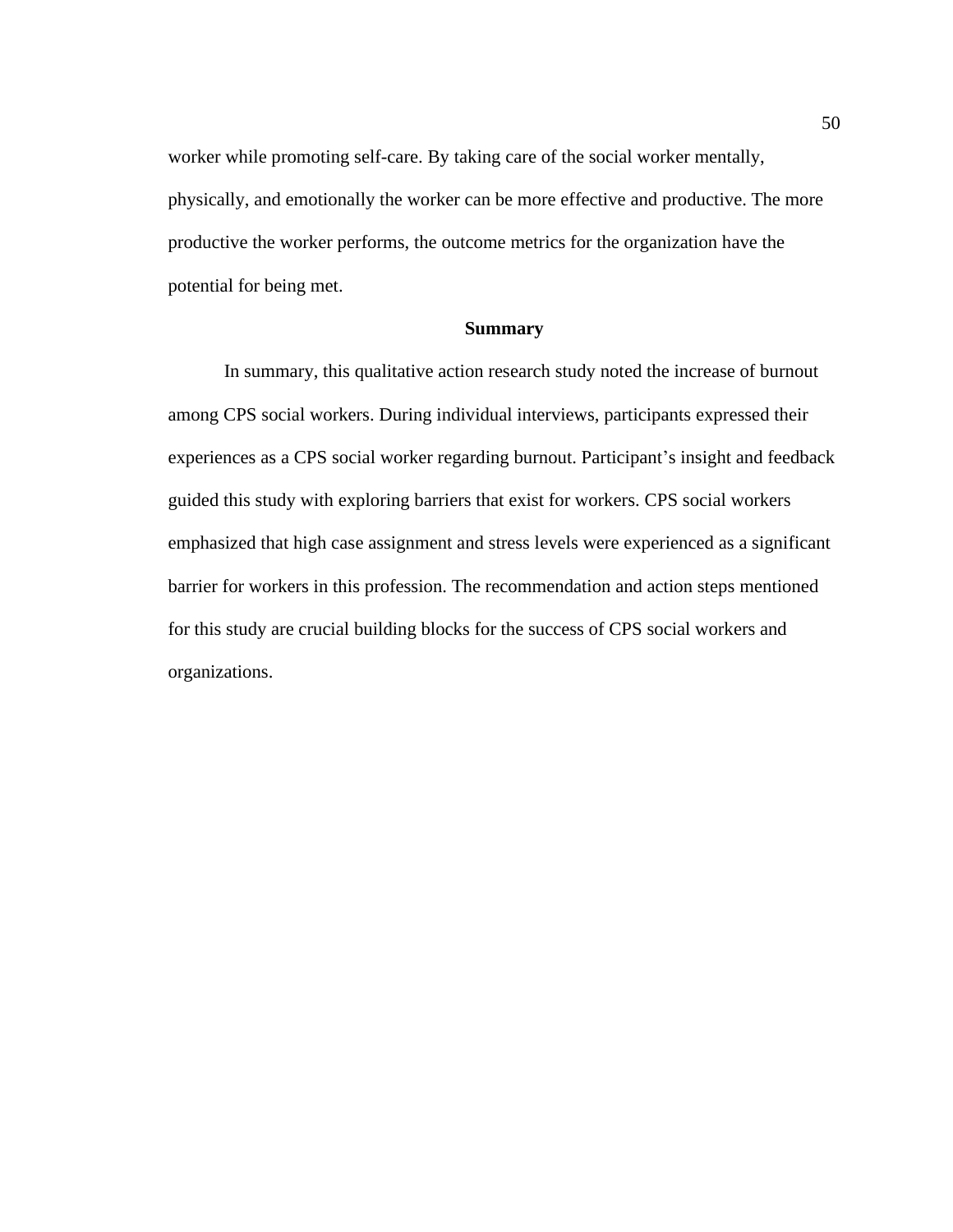worker while promoting self-care. By taking care of the social worker mentally, physically, and emotionally the worker can be more effective and productive. The more productive the worker performs, the outcome metrics for the organization have the potential for being met.

## Summary

In summary, this qualitative action research study noted the increase of burnout among CPS social workers. During individual interviews, participants expressed their experiences as a CPS social worker regarding burnout. Participant's insight and feedback guided this study with exploring barriers that exist for workers. CPS social workers emphasized that high case assignment and stress levels were experienced as a significant barrier for workers in this profession. The recommendation and action steps mentioned for this study are crucial building blocks for the success of CPS social workers and organizations.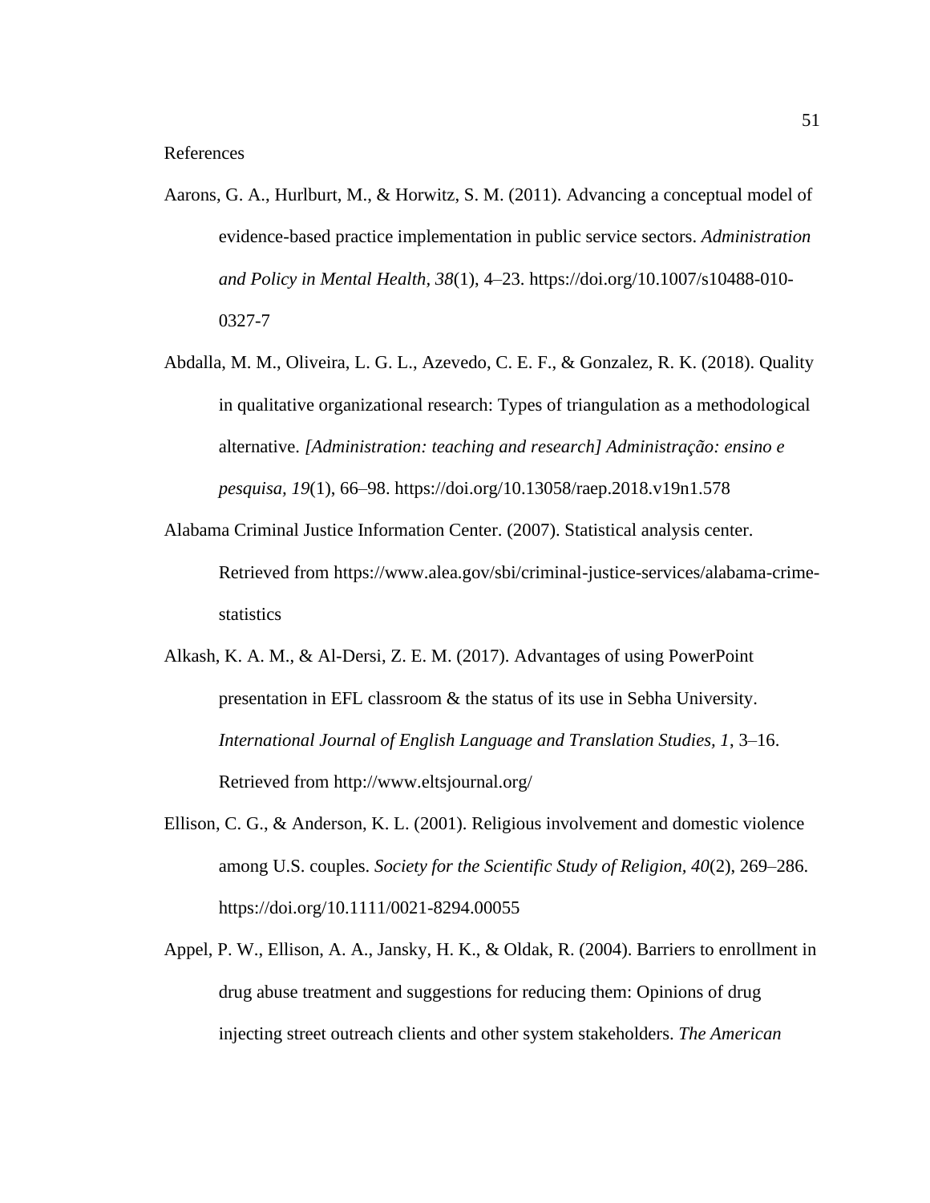# References

Aarons, G. A., Hurlburt, M., & Horwitz, S. M. (2011). Advancing a conceptual model of evidence-based practice implementation in public service sectors. *Administration and Policy in Mental Health, 38*(1), 4–23. https://doi.org/10.1007/s10488-010-0327-7

Abdalla, M. M., Oliveira, L. G. L., Azevedo, C. E. F., & Gonzalez, R. K. (2018). Quality in qualitative organizational research: Types of triangulation as a methodological alternative. *[Administration: teaching and research] Administração: ensino e pesquisa, 19*(1), 66–98. https://doi.org/10.13058/raep.2018.v19n1.578

Alabama Criminal Justice Information Center. (2007). Statistical analysis center. Retrieved from https://www.alea.gov/sbi/criminal-justice-services/alabama-crime-statistics

Alkash, K. A. M., & Al-Dersi, Z. E. M. (2017). Advantages of using PowerPoint presentation in EFL classroom & the status of its use in Sebha University. *International Journal of English Language and Translation Studies, 1*, 3–16. Retrieved from http://www.eltsjournal.org/

Ellison, C. G., & Anderson, K. L. (2001). Religious involvement and domestic violence among U.S. couples. *Society for the Scientific Study of Religion, 40*(2), 269–286. https://doi.org/10.1111/0021-8294.00055

Appel, P. W., Ellison, A. A., Jansky, H. K., & Oldak, R. (2004). Barriers to enrollment in drug abuse treatment and suggestions for reducing them: Opinions of drug injecting street outreach clients and other system stakeholders. *The American*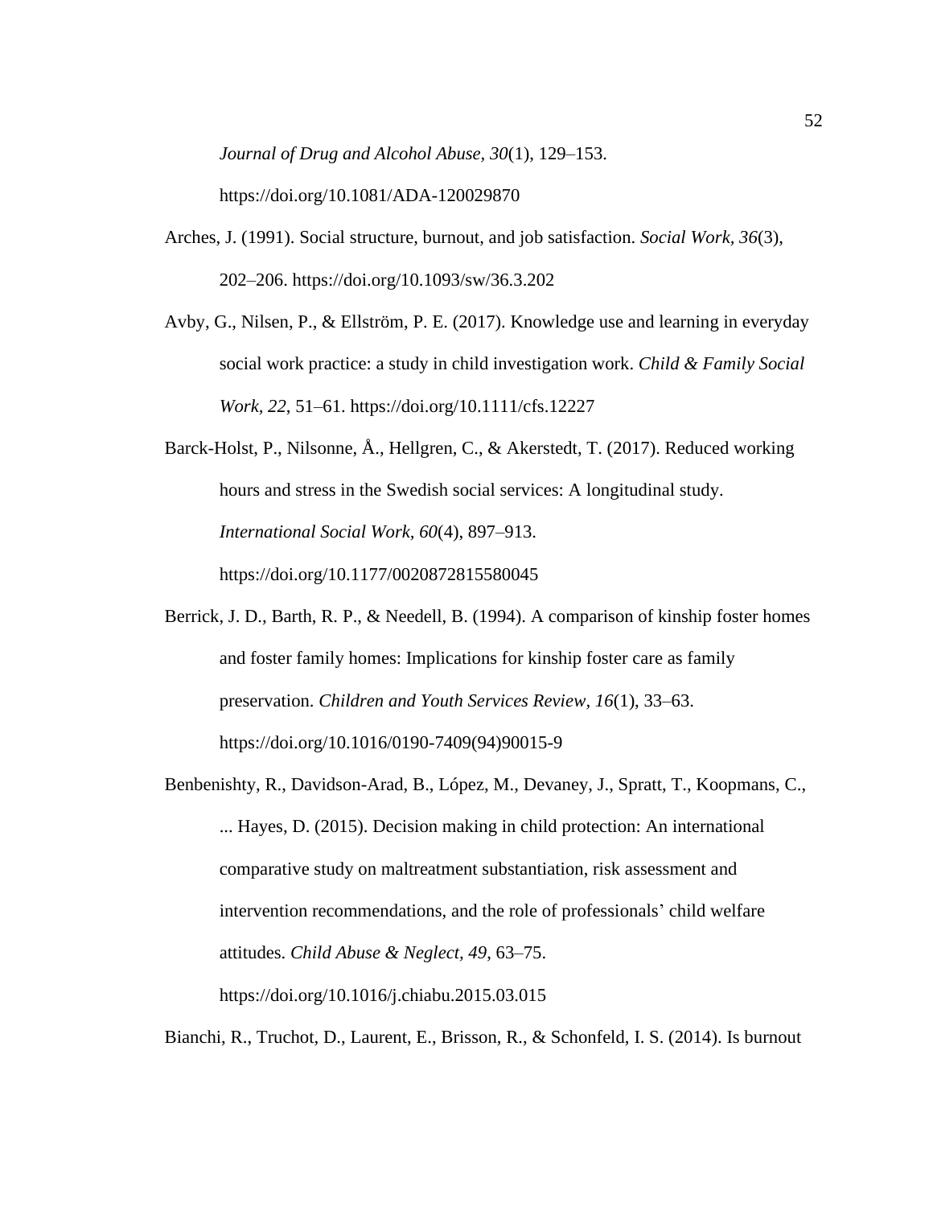*Journal of Drug and Alcohol Abuse, 30*(1), 129–153. https://doi.org/10.1081/ADA-120029870

Arches, J. (1991). Social structure, burnout, and job satisfaction. *Social Work, 36*(3), 202–206. https://doi.org/10.1093/sw/36.3.202

Avby, G., Nilsen, P., & Ellström, P. E. (2017). Knowledge use and learning in everyday social work practice: a study in child investigation work. *Child & Family Social Work, 22*, 51–61. https://doi.org/10.1111/cfs.12227

Barck-Holst, P., Nilsonne, Å., Hellgren, C., & Akerstedt, T. (2017). Reduced working hours and stress in the Swedish social services: A longitudinal study. *International Social Work, 60*(4), 897–913. https://doi.org/10.1177/0020872815580045

Berrick, J. D., Barth, R. P., & Needell, B. (1994). A comparison of kinship foster homes and foster family homes: Implications for kinship foster care as family preservation. *Children and Youth Services Review, 16*(1), 33–63. https://doi.org/10.1016/0190-7409(94)90015-9

Benbenishty, R., Davidson-Arad, B., López, M., Devaney, J., Spratt, T., Koopmans, C., ... Hayes, D. (2015). Decision making in child protection: An international comparative study on maltreatment substantiation, risk assessment and intervention recommendations, and the role of professionals' child welfare attitudes. *Child Abuse & Neglect, 49*, 63–75. https://doi.org/10.1016/j.chiabu.2015.03.015

Bianchi, R., Truchot, D., Laurent, E., Brisson, R., & Schonfeld, I. S. (2014). Is burnout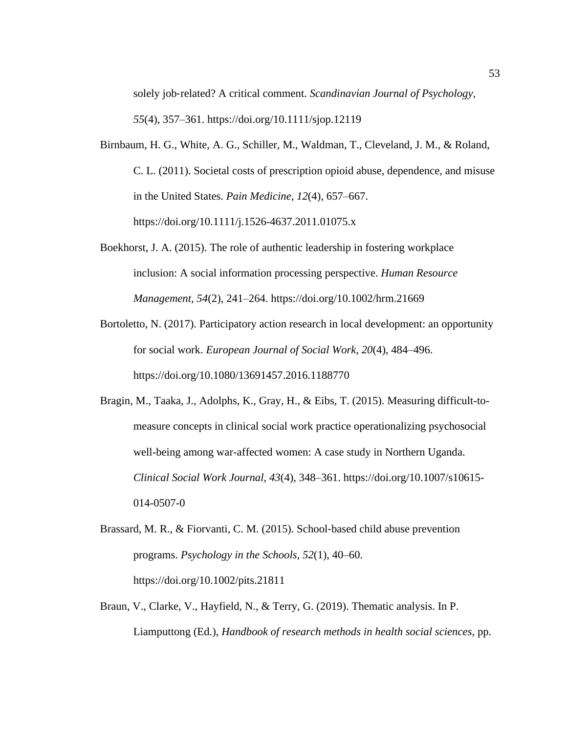solely job-related? A critical comment. *Scandinavian Journal of Psychology*, *55*(4), 357–361. https://doi.org/10.1111/sjop.12119

Birnbaum, H. G., White, A. G., Schiller, M., Waldman, T., Cleveland, J. M., & Roland, C. L. (2011). Societal costs of prescription opioid abuse, dependence, and misuse in the United States. *Pain Medicine, 12*(4), 657–667. https://doi.org/10.1111/j.1526-4637.2011.01075.x

Boekhorst, J. A. (2015). The role of authentic leadership in fostering workplace inclusion: A social information processing perspective. *Human Resource Management*, *54*(2), 241–264. https://doi.org/10.1002/hrm.21669

Bortoletto, N. (2017). Participatory action research in local development: an opportunity for social work. *European Journal of Social Work, 20*(4), 484–496. https://doi.org/10.1080/13691457.2016.1188770

Bragin, M., Taaka, J., Adolphs, K., Gray, H., & Eibs, T. (2015). Measuring difficult-to-measure concepts in clinical social work practice operationalizing psychosocial well-being among war-affected women: A case study in Northern Uganda. *Clinical Social Work Journal*, *43*(4), 348–361. https://doi.org/10.1007/s10615-014-0507-0

Brassard, M. R., & Fiorvanti, C. M. (2015). School-based child abuse prevention programs. *Psychology in the Schools*, *52*(1), 40–60. https://doi.org/10.1002/pits.21811

Braun, V., Clarke, V., Hayfield, N., & Terry, G. (2019). Thematic analysis. In P. Liamputtong (Ed.), *Handbook of research methods in health social sciences*, pp.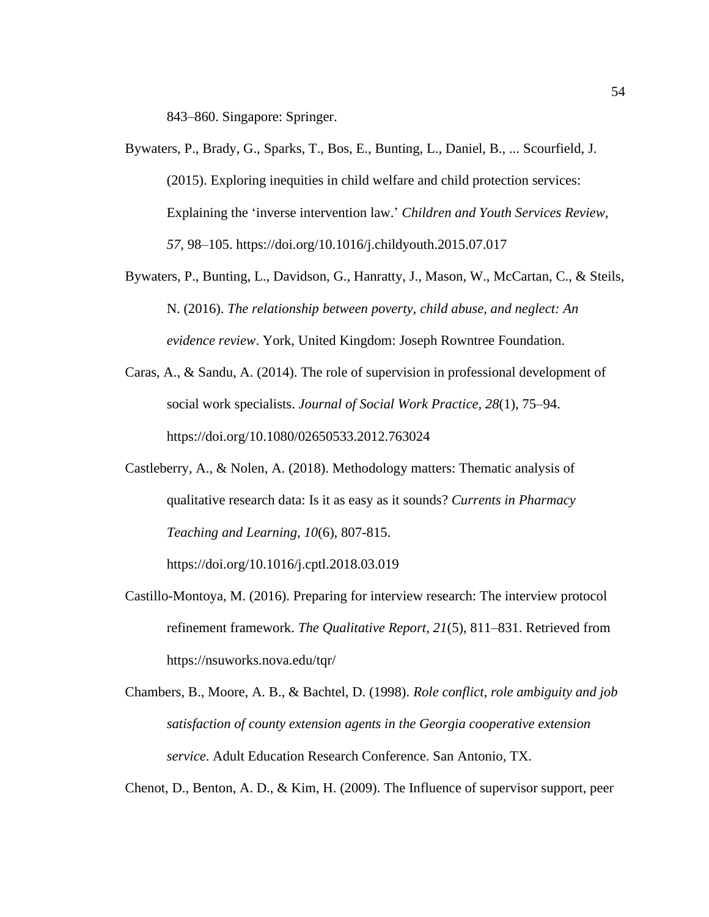843–860. Singapore: Springer.

Bywaters, P., Brady, G., Sparks, T., Bos, E., Bunting, L., Daniel, B., ... Scourfield, J. (2015). Exploring inequities in child welfare and child protection services: Explaining the 'inverse intervention law.' *Children and Youth Services Review, 57*, 98–105. https://doi.org/10.1016/j.childyouth.2015.07.017

Bywaters, P., Bunting, L., Davidson, G., Hanratty, J., Mason, W., McCartan, C., & Steils, N. (2016). *The relationship between poverty, child abuse, and neglect: An evidence review*. York, United Kingdom: Joseph Rowntree Foundation.

Caras, A., & Sandu, A. (2014). The role of supervision in professional development of social work specialists. *Journal of Social Work Practice, 28*(1), 75–94. https://doi.org/10.1080/02650533.2012.763024

Castleberry, A., & Nolen, A. (2018). Methodology matters: Thematic analysis of qualitative research data: Is it as easy as it sounds? *Currents in Pharmacy Teaching and Learning, 10*(6), 807-815. https://doi.org/10.1016/j.cptl.2018.03.019

Castillo-Montoya, M. (2016). Preparing for interview research: The interview protocol refinement framework. *The Qualitative Report, 21*(5), 811–831. Retrieved from https://nsuworks.nova.edu/tqr/

Chambers, B., Moore, A. B., & Bachtel, D. (1998). *Role conflict, role ambiguity and job satisfaction of county extension agents in the Georgia cooperative extension service*. Adult Education Research Conference. San Antonio, TX.

Chenot, D., Benton, A. D., & Kim, H. (2009). The Influence of supervisor support, peer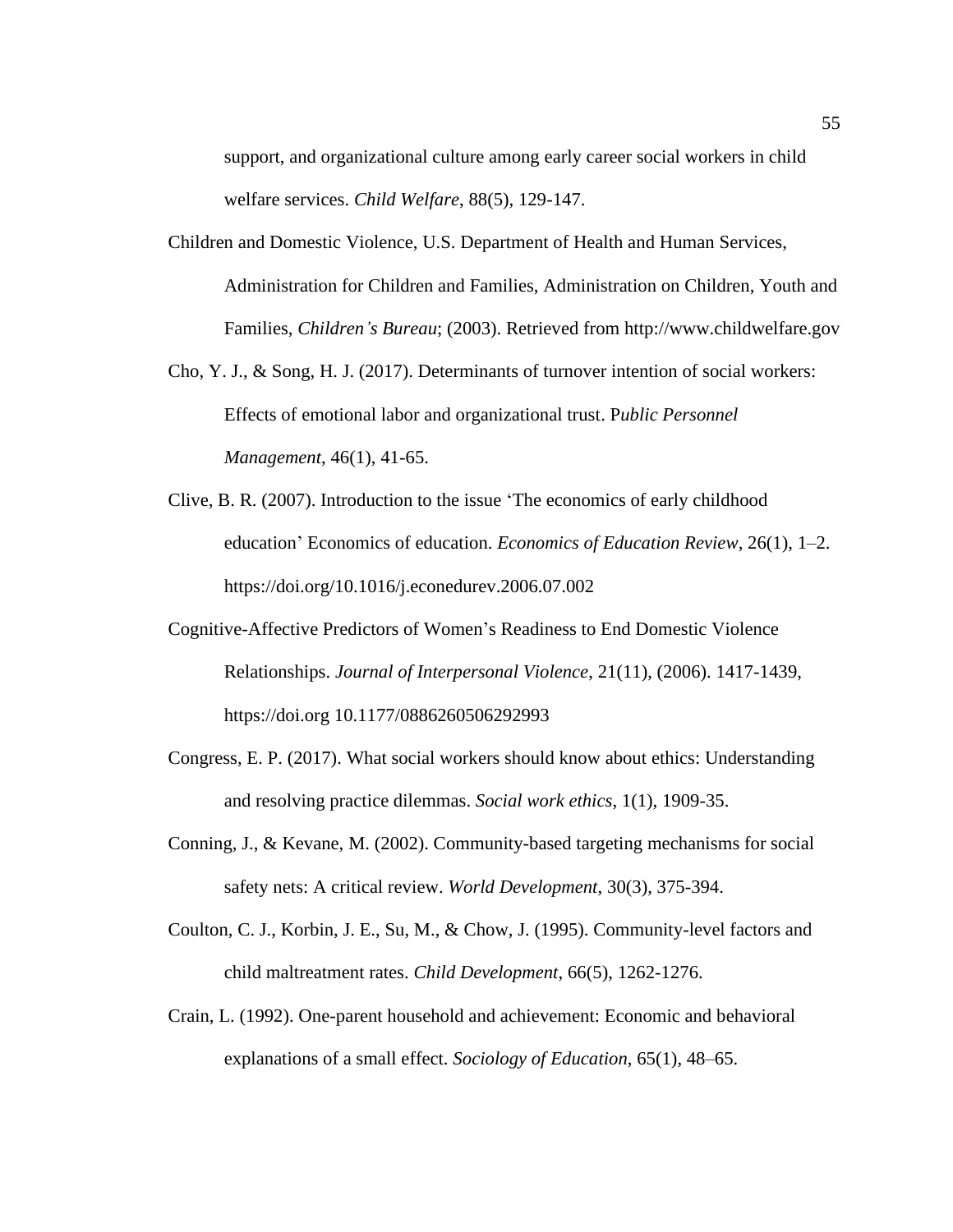support, and organizational culture among early career social workers in child welfare services. *Child Welfare*, 88(5), 129-147.

Children and Domestic Violence, U.S. Department of Health and Human Services, Administration for Children and Families, Administration on Children, Youth and Families, *Children's Bureau*; (2003). Retrieved from http://www.childwelfare.gov

Cho, Y. J., & Song, H. J. (2017). Determinants of turnover intention of social workers: Effects of emotional labor and organizational trust. P*ublic Personnel Management*, 46(1), 41-65.

Clive, B. R. (2007). Introduction to the issue 'The economics of early childhood education' Economics of education. *Economics of Education Review*, 26(1), 1–2. https://doi.org/10.1016/j.econedurev.2006.07.002

Cognitive-Affective Predictors of Women's Readiness to End Domestic Violence Relationships. *Journal of Interpersonal Violence*, 21(11), (2006). 1417-1439, https://doi.org 10.1177/0886260506292993

Congress, E. P. (2017). What social workers should know about ethics: Understanding and resolving practice dilemmas. *Social work ethics*, 1(1), 1909-35.

Conning, J., & Kevane, M. (2002). Community-based targeting mechanisms for social safety nets: A critical review. *World Development*, 30(3), 375-394.

Coulton, C. J., Korbin, J. E., Su, M., & Chow, J. (1995). Community-level factors and child maltreatment rates. *Child Development*, 66(5), 1262-1276.

Crain, L. (1992). One-parent household and achievement: Economic and behavioral explanations of a small effect. *Sociology of Education*, 65(1), 48–65.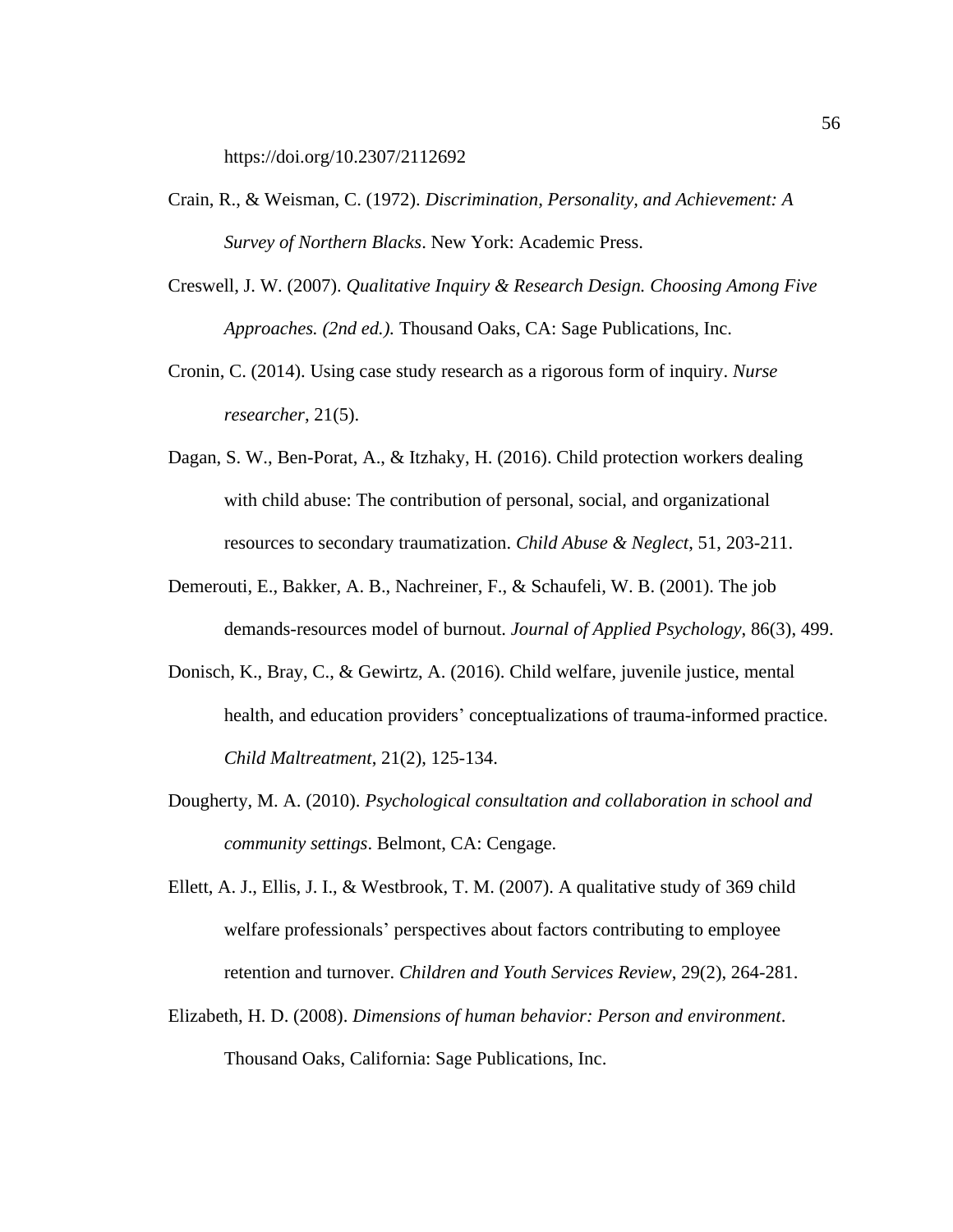https://doi.org/10.2307/2112692

Crain, R., & Weisman, C. (1972). *Discrimination, Personality, and Achievement: A Survey of Northern Blacks*. New York: Academic Press.

Creswell, J. W. (2007). *Qualitative Inquiry & Research Design. Choosing Among Five Approaches. (2nd ed.).* Thousand Oaks, CA: Sage Publications, Inc.

Cronin, C. (2014). Using case study research as a rigorous form of inquiry. *Nurse researcher*, 21(5).

Dagan, S. W., Ben-Porat, A., & Itzhaky, H. (2016). Child protection workers dealing with child abuse: The contribution of personal, social, and organizational resources to secondary traumatization. *Child Abuse & Neglect*, 51, 203-211.

Demerouti, E., Bakker, A. B., Nachreiner, F., & Schaufeli, W. B. (2001). The job demands-resources model of burnout. *Journal of Applied Psychology*, 86(3), 499.

Donisch, K., Bray, C., & Gewirtz, A. (2016). Child welfare, juvenile justice, mental health, and education providers' conceptualizations of trauma-informed practice. *Child Maltreatment*, 21(2), 125-134.

Dougherty, M. A. (2010). *Psychological consultation and collaboration in school and community settings*. Belmont, CA: Cengage.

Ellett, A. J., Ellis, J. I., & Westbrook, T. M. (2007). A qualitative study of 369 child welfare professionals' perspectives about factors contributing to employee retention and turnover. *Children and Youth Services Review*, 29(2), 264-281.

Elizabeth, H. D. (2008). *Dimensions of human behavior: Person and environment*. Thousand Oaks, California: Sage Publications, Inc.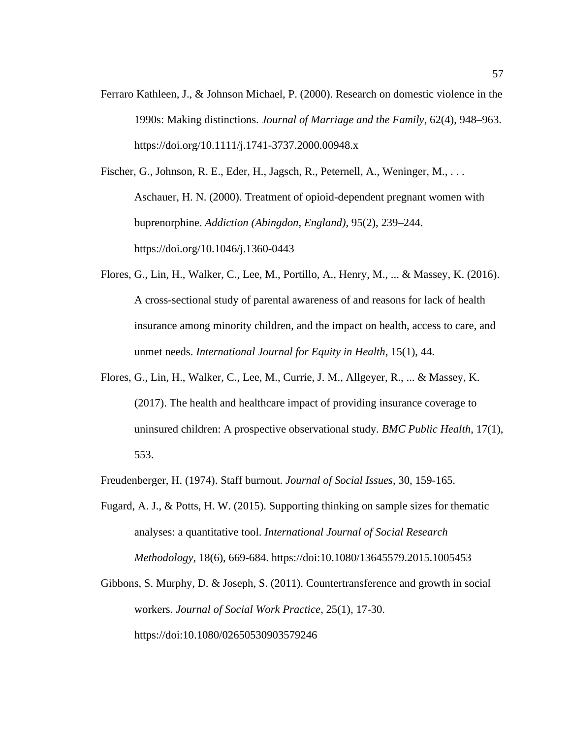Ferraro Kathleen, J., & Johnson Michael, P. (2000). Research on domestic violence in the 1990s: Making distinctions. *Journal of Marriage and the Family*, 62(4), 948–963. https://doi.org/10.1111/j.1741-3737.2000.00948.x

Fischer, G., Johnson, R. E., Eder, H., Jagsch, R., Peternell, A., Weninger, M., . . . Aschauer, H. N. (2000). Treatment of opioid-dependent pregnant women with buprenorphine. *Addiction (Abingdon, England)*, 95(2), 239–244. https://doi.org/10.1046/j.1360-0443

Flores, G., Lin, H., Walker, C., Lee, M., Portillo, A., Henry, M., ... & Massey, K. (2016). A cross-sectional study of parental awareness of and reasons for lack of health insurance among minority children, and the impact on health, access to care, and unmet needs. *International Journal for Equity in Health*, 15(1), 44.

Flores, G., Lin, H., Walker, C., Lee, M., Currie, J. M., Allgeyer, R., ... & Massey, K. (2017). The health and healthcare impact of providing insurance coverage to uninsured children: A prospective observational study. *BMC Public Health*, 17(1), 553.

Freudenberger, H. (1974). Staff burnout. *Journal of Social Issues*, 30, 159-165.

Fugard, A. J., & Potts, H. W. (2015). Supporting thinking on sample sizes for thematic analyses: a quantitative tool. *International Journal of Social Research Methodology*, 18(6), 669-684. https://doi:10.1080/13645579.2015.1005453

Gibbons, S. Murphy, D. & Joseph, S. (2011). Countertransference and growth in social workers. *Journal of Social Work Practice*, 25(1), 17-30. https://doi:10.1080/02650530903579246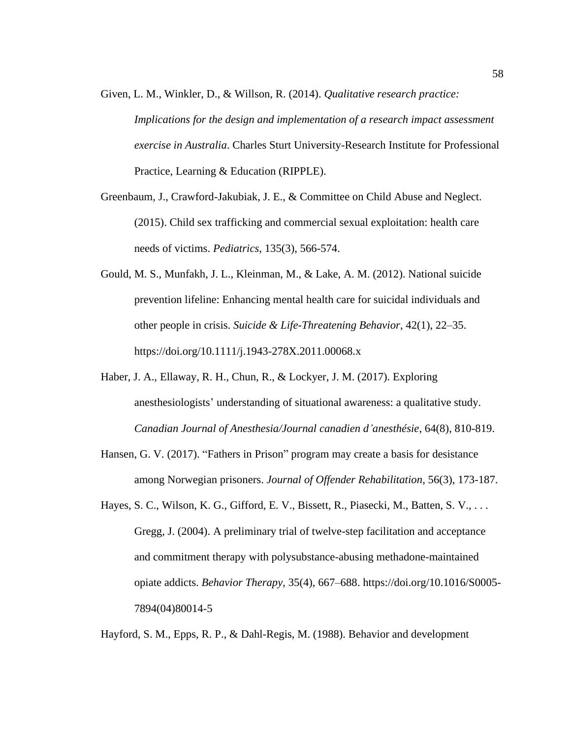Given, L. M., Winkler, D., & Willson, R. (2014). *Qualitative research practice: Implications for the design and implementation of a research impact assessment exercise in Australia*. Charles Sturt University-Research Institute for Professional Practice, Learning & Education (RIPPLE).

Greenbaum, J., Crawford-Jakubiak, J. E., & Committee on Child Abuse and Neglect. (2015). Child sex trafficking and commercial sexual exploitation: health care needs of victims. *Pediatrics*, 135(3), 566-574.

Gould, M. S., Munfakh, J. L., Kleinman, M., & Lake, A. M. (2012). National suicide prevention lifeline: Enhancing mental health care for suicidal individuals and other people in crisis. *Suicide & Life-Threatening Behavior*, 42(1), 22–35. https://doi.org/10.1111/j.1943-278X.2011.00068.x

Haber, J. A., Ellaway, R. H., Chun, R., & Lockyer, J. M. (2017). Exploring anesthesiologists' understanding of situational awareness: a qualitative study. *Canadian Journal of Anesthesia/Journal canadien d'anesthésie*, 64(8), 810-819.

Hansen, G. V. (2017). "Fathers in Prison" program may create a basis for desistance among Norwegian prisoners. *Journal of Offender Rehabilitation*, 56(3), 173-187.

Hayes, S. C., Wilson, K. G., Gifford, E. V., Bissett, R., Piasecki, M., Batten, S. V., . . . Gregg, J. (2004). A preliminary trial of twelve-step facilitation and acceptance and commitment therapy with polysubstance-abusing methadone-maintained opiate addicts. *Behavior Therapy*, 35(4), 667–688. https://doi.org/10.1016/S0005-7894(04)80014-5

Hayford, S. M., Epps, R. P., & Dahl-Regis, M. (1988). Behavior and development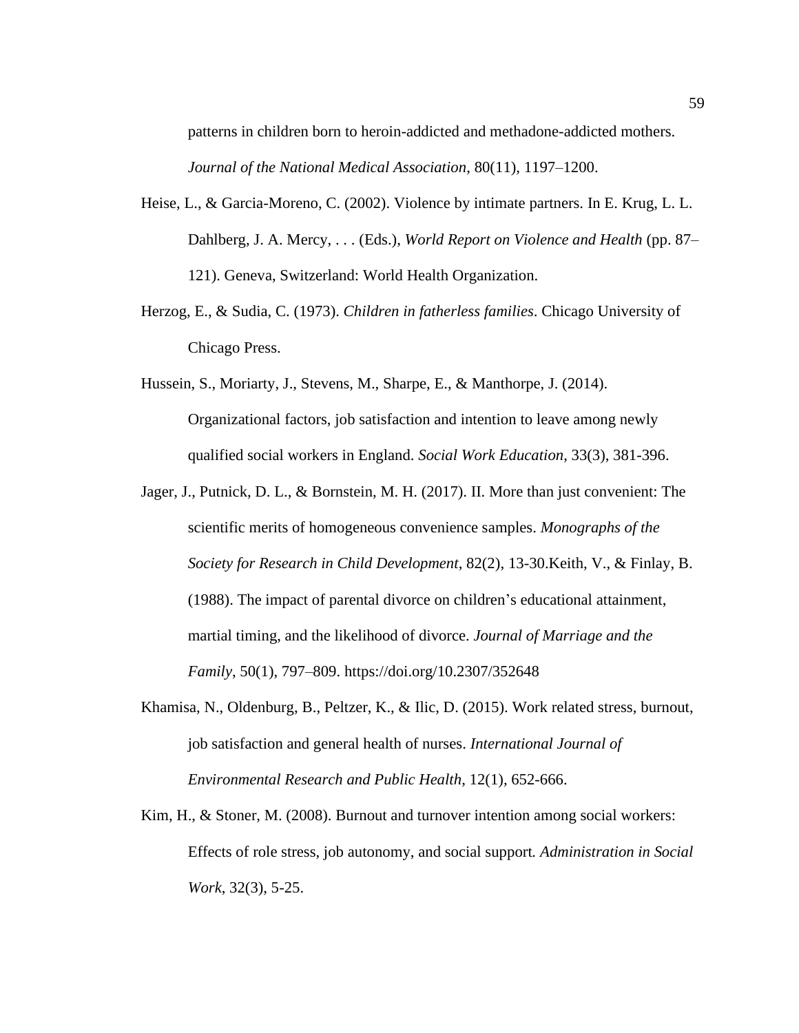patterns in children born to heroin-addicted and methadone-addicted mothers. *Journal of the National Medical Association*, 80(11), 1197–1200.

Heise, L., & Garcia-Moreno, C. (2002). Violence by intimate partners. In E. Krug, L. L. Dahlberg, J. A. Mercy, . . . (Eds.), *World Report on Violence and Health* (pp. 87–121). Geneva, Switzerland: World Health Organization.

Herzog, E., & Sudia, C. (1973). *Children in fatherless families*. Chicago University of Chicago Press.

Hussein, S., Moriarty, J., Stevens, M., Sharpe, E., & Manthorpe, J. (2014). Organizational factors, job satisfaction and intention to leave among newly qualified social workers in England. *Social Work Education*, 33(3), 381-396.

Jager, J., Putnick, D. L., & Bornstein, M. H. (2017). II. More than just convenient: The scientific merits of homogeneous convenience samples. *Monographs of the Society for Research in Child Development*, 82(2), 13-30.Keith, V., & Finlay, B. (1988). The impact of parental divorce on children's educational attainment, martial timing, and the likelihood of divorce. *Journal of Marriage and the Family*, 50(1), 797–809. https://doi.org/10.2307/352648

Khamisa, N., Oldenburg, B., Peltzer, K., & Ilic, D. (2015). Work related stress, burnout, job satisfaction and general health of nurses. *International Journal of Environmental Research and Public Health*, 12(1), 652-666.

Kim, H., & Stoner, M. (2008). Burnout and turnover intention among social workers: Effects of role stress, job autonomy, and social support. *Administration in Social Work*, 32(3), 5-25.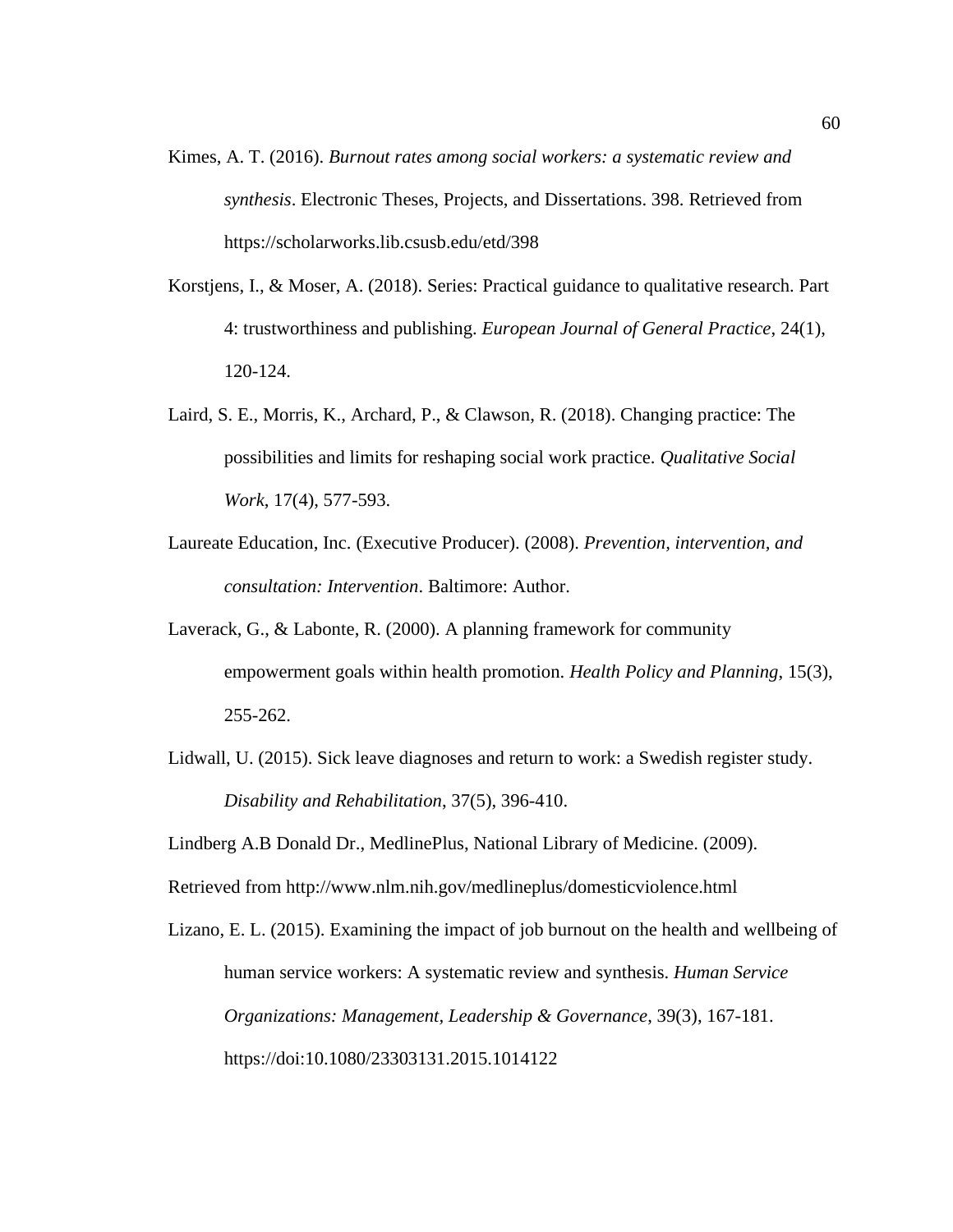Kimes, A. T. (2016). *Burnout rates among social workers: a systematic review and synthesis*. Electronic Theses, Projects, and Dissertations. 398. Retrieved from https://scholarworks.lib.csusb.edu/etd/398

Korstjens, I., & Moser, A. (2018). Series: Practical guidance to qualitative research. Part 4: trustworthiness and publishing. *European Journal of General Practice*, 24(1), 120-124.

Laird, S. E., Morris, K., Archard, P., & Clawson, R. (2018). Changing practice: The possibilities and limits for reshaping social work practice. *Qualitative Social Work*, 17(4), 577-593.

Laureate Education, Inc. (Executive Producer). (2008). *Prevention, intervention, and consultation: Intervention*. Baltimore: Author.

Laverack, G., & Labonte, R. (2000). A planning framework for community empowerment goals within health promotion. *Health Policy and Planning*, 15(3), 255-262.

Lidwall, U. (2015). Sick leave diagnoses and return to work: a Swedish register study. *Disability and Rehabilitation*, 37(5), 396-410.

Lindberg A.B Donald Dr., MedlinePlus, National Library of Medicine. (2009).

Retrieved from http://www.nlm.nih.gov/medlineplus/domesticviolence.html

Lizano, E. L. (2015). Examining the impact of job burnout on the health and wellbeing of human service workers: A systematic review and synthesis. *Human Service Organizations: Management, Leadership & Governance*, 39(3), 167-181. https://doi:10.1080/23303131.2015.1014122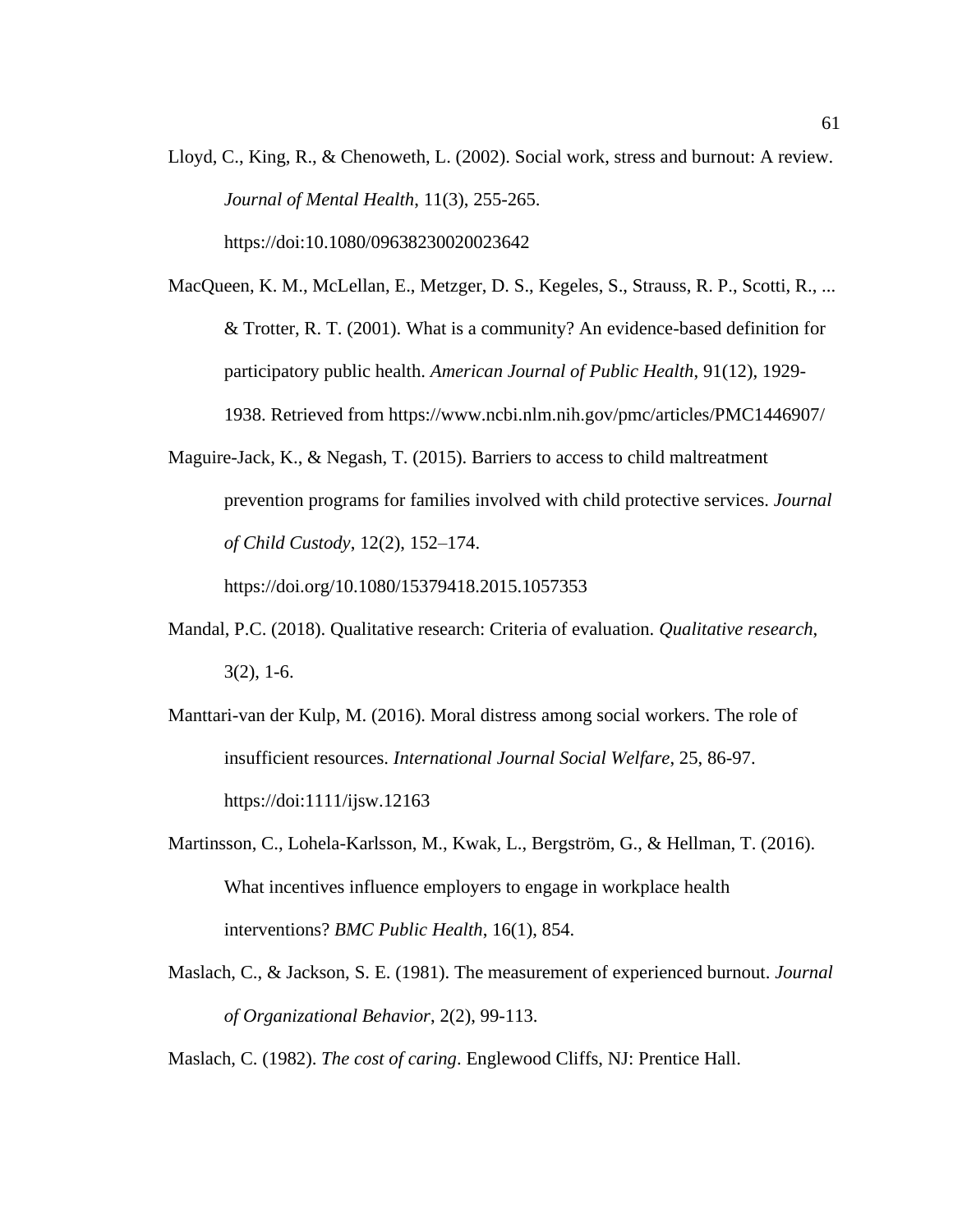Lloyd, C., King, R., & Chenoweth, L. (2002). Social work, stress and burnout: A review. *Journal of Mental Health*, 11(3), 255-265. https://doi:10.1080/09638230020023642

MacQueen, K. M., McLellan, E., Metzger, D. S., Kegeles, S., Strauss, R. P., Scotti, R., ... & Trotter, R. T. (2001). What is a community? An evidence-based definition for participatory public health. *American Journal of Public Health*, 91(12), 1929-1938. Retrieved from https://www.ncbi.nlm.nih.gov/pmc/articles/PMC1446907/

Maguire-Jack, K., & Negash, T. (2015). Barriers to access to child maltreatment prevention programs for families involved with child protective services. *Journal of Child Custody*, 12(2), 152–174. https://doi.org/10.1080/15379418.2015.1057353

Mandal, P.C. (2018). Qualitative research: Criteria of evaluation. *Qualitative research*, 3(2), 1-6.

Manttari-van der Kulp, M. (2016). Moral distress among social workers. The role of insufficient resources. *International Journal Social Welfare*, 25, 86-97. https://doi:1111/ijsw.12163

Martinsson, C., Lohela-Karlsson, M., Kwak, L., Bergström, G., & Hellman, T. (2016). What incentives influence employers to engage in workplace health interventions? *BMC Public Health*, 16(1), 854.

Maslach, C., & Jackson, S. E. (1981). The measurement of experienced burnout. *Journal of Organizational Behavior*, 2(2), 99-113.

Maslach, C. (1982). *The cost of caring*. Englewood Cliffs, NJ: Prentice Hall.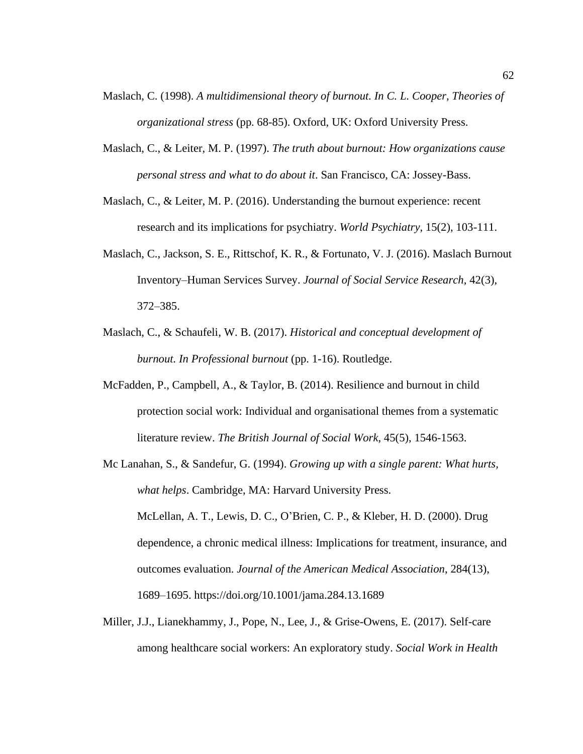Maslach, C. (1998). *A multidimensional theory of burnout. In C. L. Cooper, Theories of organizational stress* (pp. 68-85). Oxford, UK: Oxford University Press.

Maslach, C., & Leiter, M. P. (1997). *The truth about burnout: How organizations cause personal stress and what to do about it*. San Francisco, CA: Jossey-Bass.

Maslach, C., & Leiter, M. P. (2016). Understanding the burnout experience: recent research and its implications for psychiatry. *World Psychiatry*, 15(2), 103-111.

Maslach, C., Jackson, S. E., Rittschof, K. R., & Fortunato, V. J. (2016). Maslach Burnout Inventory–Human Services Survey. *Journal of Social Service Research*, 42(3), 372–385.

Maslach, C., & Schaufeli, W. B. (2017). *Historical and conceptual development of burnout. In Professional burnout* (pp. 1-16). Routledge.

McFadden, P., Campbell, A., & Taylor, B. (2014). Resilience and burnout in child protection social work: Individual and organisational themes from a systematic literature review. *The British Journal of Social Work*, 45(5), 1546-1563.

Mc Lanahan, S., & Sandefur, G. (1994). *Growing up with a single parent: What hurts, what helps*. Cambridge, MA: Harvard University Press.

McLellan, A. T., Lewis, D. C., O'Brien, C. P., & Kleber, H. D. (2000). Drug dependence, a chronic medical illness: Implications for treatment, insurance, and outcomes evaluation. *Journal of the American Medical Association*, 284(13), 1689–1695. https://doi.org/10.1001/jama.284.13.1689

Miller, J.J., Lianekhammy, J., Pope, N., Lee, J., & Grise-Owens, E. (2017). Self-care among healthcare social workers: An exploratory study. *Social Work in Health*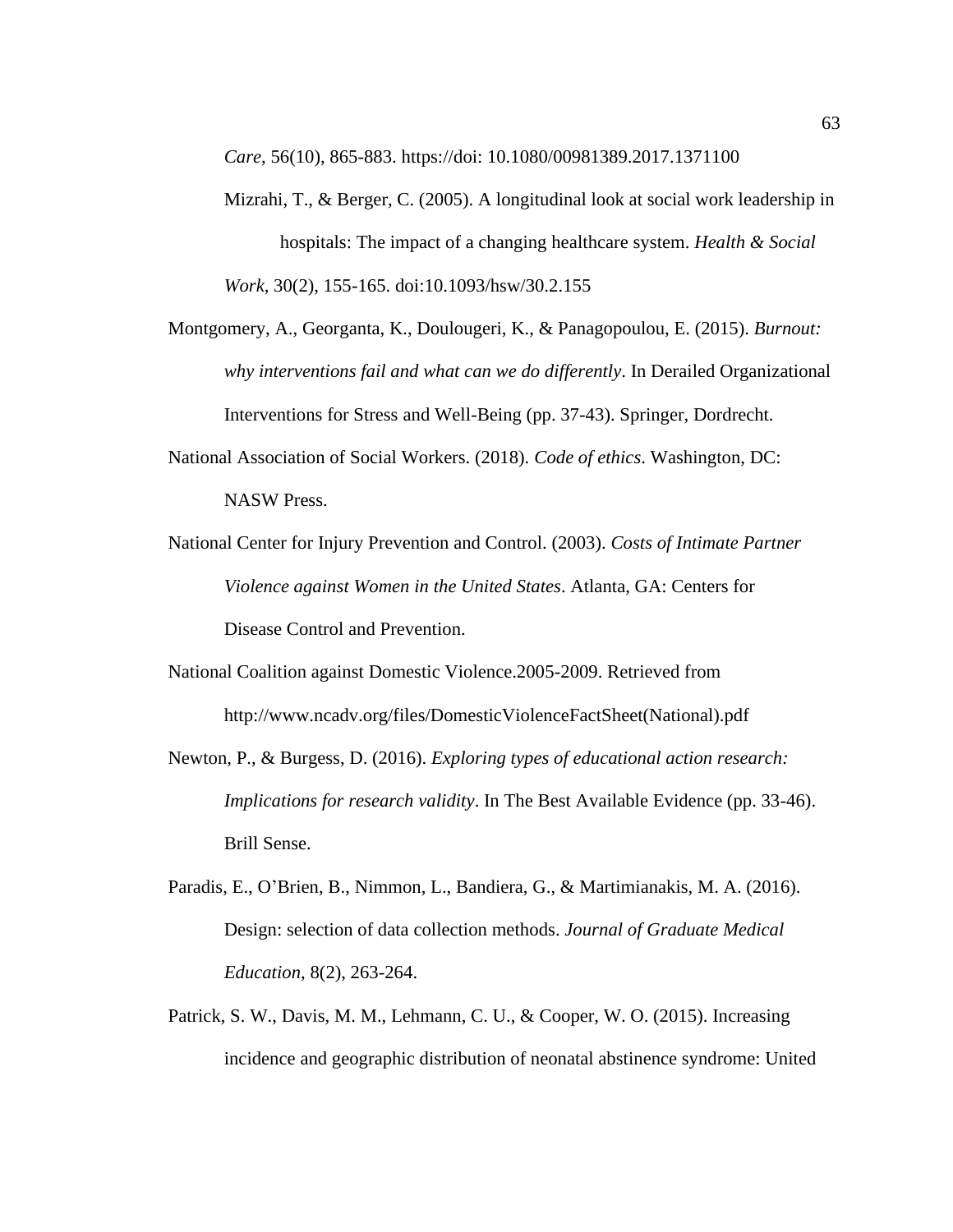*Care*, 56(10), 865-883. https://doi: 10.1080/00981389.2017.1371100

Mizrahi, T., & Berger, C. (2005). A longitudinal look at social work leadership in hospitals: The impact of a changing healthcare system. *Health & Social Work*, 30(2), 155-165. doi:10.1093/hsw/30.2.155

Montgomery, A., Georganta, K., Doulougeri, K., & Panagopoulou, E. (2015). *Burnout: why interventions fail and what can we do differently*. In Derailed Organizational Interventions for Stress and Well-Being (pp. 37-43). Springer, Dordrecht.

National Association of Social Workers. (2018). *Code of ethics*. Washington, DC: NASW Press.

National Center for Injury Prevention and Control. (2003). *Costs of Intimate Partner Violence against Women in the United States*. Atlanta, GA: Centers for Disease Control and Prevention.

National Coalition against Domestic Violence.2005-2009. Retrieved from http://www.ncadv.org/files/DomesticViolenceFactSheet(National).pdf

Newton, P., & Burgess, D. (2016). *Exploring types of educational action research: Implications for research validity*. In The Best Available Evidence (pp. 33-46). Brill Sense.

Paradis, E., O'Brien, B., Nimmon, L., Bandiera, G., & Martimianakis, M. A. (2016). Design: selection of data collection methods. *Journal of Graduate Medical Education*, 8(2), 263-264.

Patrick, S. W., Davis, M. M., Lehmann, C. U., & Cooper, W. O. (2015). Increasing incidence and geographic distribution of neonatal abstinence syndrome: United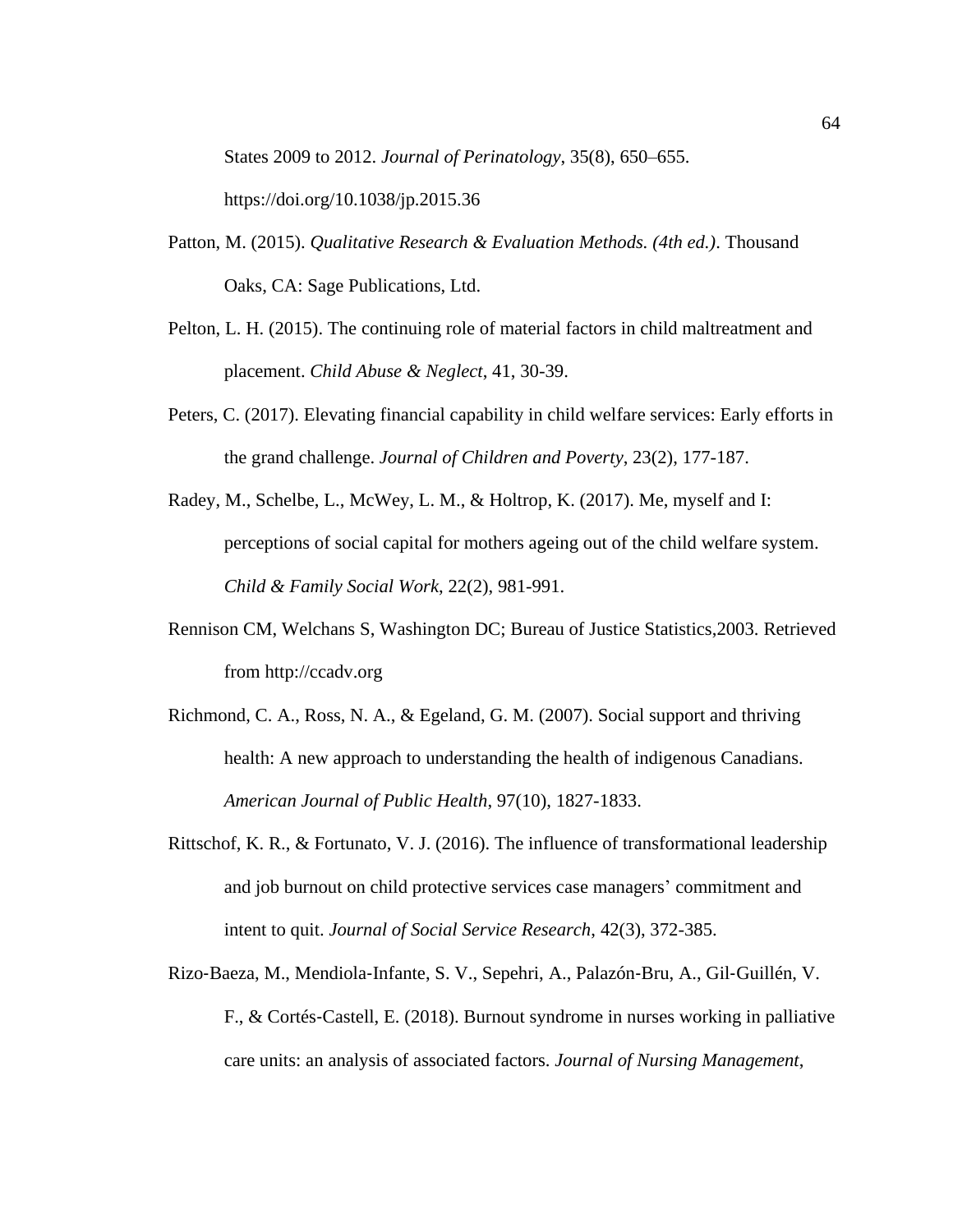States 2009 to 2012. *Journal of Perinatology*, 35(8), 650–655. https://doi.org/10.1038/jp.2015.36

Patton, M. (2015). *Qualitative Research & Evaluation Methods. (4th ed.)*. Thousand Oaks, CA: Sage Publications, Ltd.

Pelton, L. H. (2015). The continuing role of material factors in child maltreatment and placement. *Child Abuse & Neglect*, 41, 30-39.

Peters, C. (2017). Elevating financial capability in child welfare services: Early efforts in the grand challenge. *Journal of Children and Poverty*, 23(2), 177-187.

Radey, M., Schelbe, L., McWey, L. M., & Holtrop, K. (2017). Me, myself and I: perceptions of social capital for mothers ageing out of the child welfare system. *Child & Family Social Work*, 22(2), 981-991.

Rennison CM, Welchans S, Washington DC; Bureau of Justice Statistics,2003. Retrieved from http://ccadv.org

Richmond, C. A., Ross, N. A., & Egeland, G. M. (2007). Social support and thriving health: A new approach to understanding the health of indigenous Canadians. *American Journal of Public Health*, 97(10), 1827-1833.

Rittschof, K. R., & Fortunato, V. J. (2016). The influence of transformational leadership and job burnout on child protective services case managers' commitment and intent to quit. *Journal of Social Service Research*, 42(3), 372-385.

Rizo‐Baeza, M., Mendiola‐Infante, S. V., Sepehri, A., Palazón‐Bru, A., Gil‐Guillén, V. F., & Cortés‐Castell, E. (2018). Burnout syndrome in nurses working in palliative care units: an analysis of associated factors. *Journal of Nursing Management*,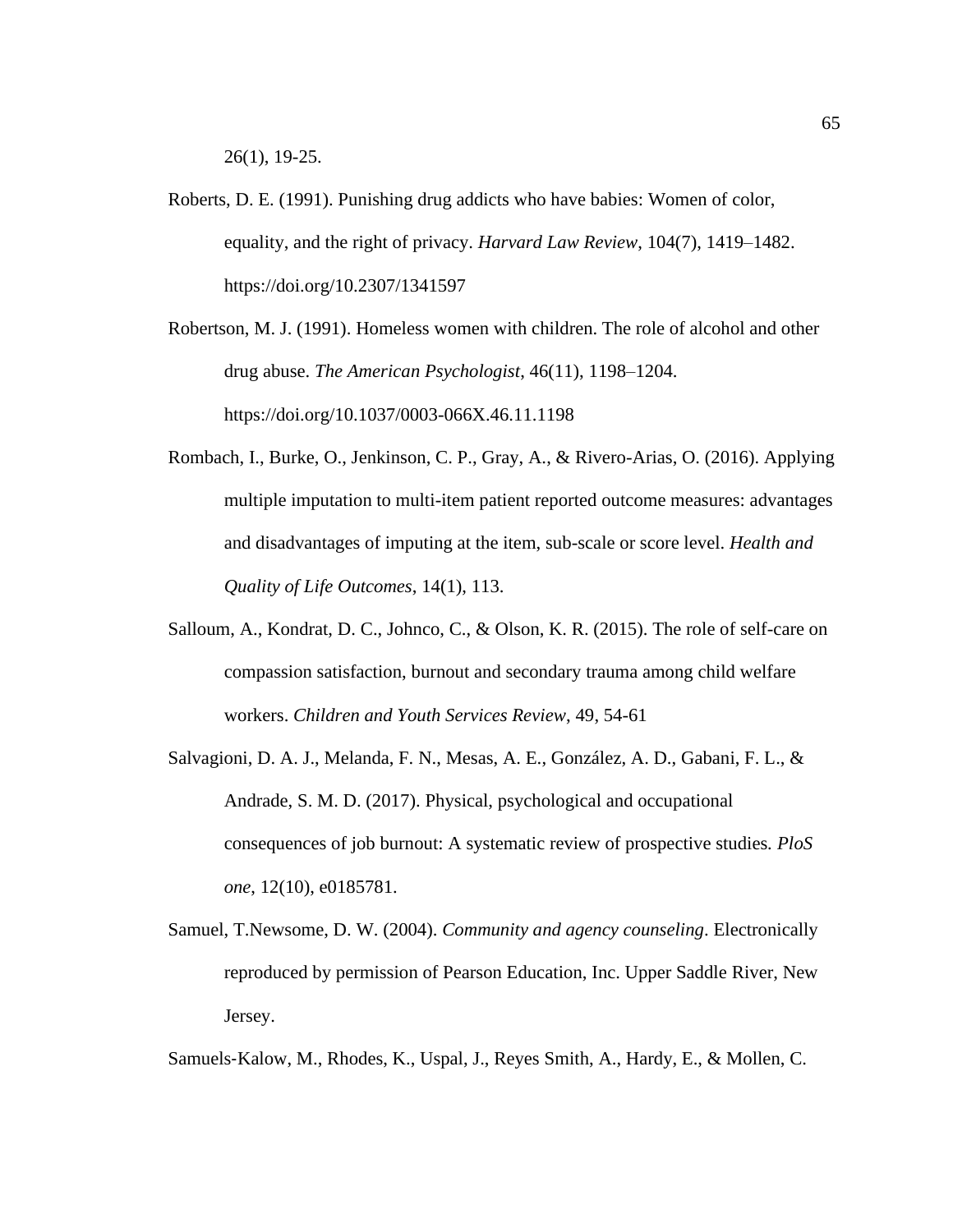26(1), 19-25.

Roberts, D. E. (1991). Punishing drug addicts who have babies: Women of color, equality, and the right of privacy. *Harvard Law Review*, 104(7), 1419–1482. https://doi.org/10.2307/1341597

Robertson, M. J. (1991). Homeless women with children. The role of alcohol and other drug abuse. *The American Psychologist*, 46(11), 1198–1204. https://doi.org/10.1037/0003-066X.46.11.1198

Rombach, I., Burke, O., Jenkinson, C. P., Gray, A., & Rivero-Arias, O. (2016). Applying multiple imputation to multi-item patient reported outcome measures: advantages and disadvantages of imputing at the item, sub-scale or score level. *Health and Quality of Life Outcomes*, 14(1), 113.

Salloum, A., Kondrat, D. C., Johnco, C., & Olson, K. R. (2015). The role of self-care on compassion satisfaction, burnout and secondary trauma among child welfare workers. *Children and Youth Services Review*, 49, 54-61

Salvagioni, D. A. J., Melanda, F. N., Mesas, A. E., González, A. D., Gabani, F. L., & Andrade, S. M. D. (2017). Physical, psychological and occupational consequences of job burnout: A systematic review of prospective studies. *PloS one*, 12(10), e0185781.

Samuel, T.Newsome, D. W. (2004). *Community and agency counseling*. Electronically reproduced by permission of Pearson Education, Inc. Upper Saddle River, New Jersey.

Samuels-Kalow, M., Rhodes, K., Uspal, J., Reyes Smith, A., Hardy, E., & Mollen, C.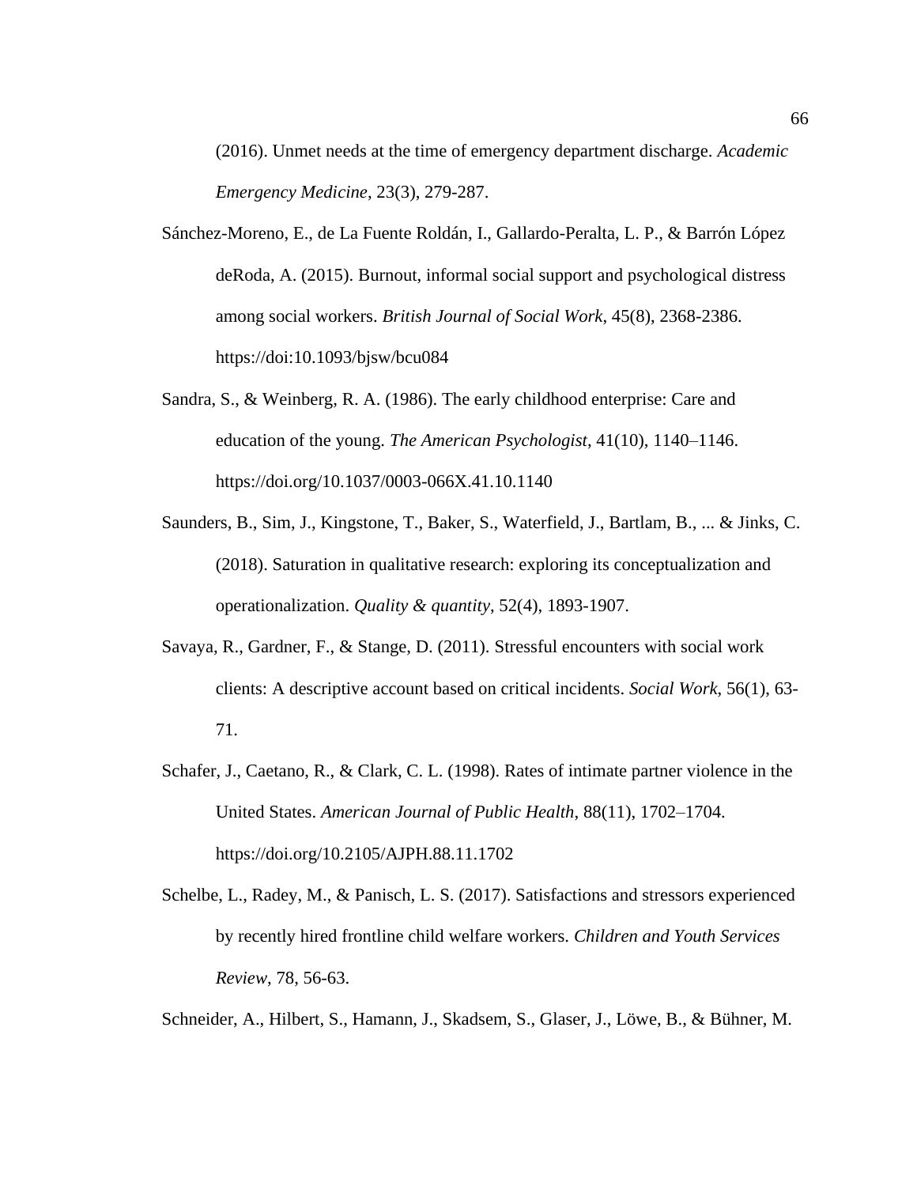(2016). Unmet needs at the time of emergency department discharge. *Academic Emergency Medicine*, 23(3), 279-287.

Sánchez-Moreno, E., de La Fuente Roldán, I., Gallardo-Peralta, L. P., & Barrón López deRoda, A. (2015). Burnout, informal social support and psychological distress among social workers. *British Journal of Social Work*, 45(8), 2368-2386. https://doi:10.1093/bjsw/bcu084

Sandra, S., & Weinberg, R. A. (1986). The early childhood enterprise: Care and education of the young. *The American Psychologist*, 41(10), 1140–1146. https://doi.org/10.1037/0003-066X.41.10.1140

Saunders, B., Sim, J., Kingstone, T., Baker, S., Waterfield, J., Bartlam, B., ... & Jinks, C. (2018). Saturation in qualitative research: exploring its conceptualization and operationalization. *Quality & quantity*, 52(4), 1893-1907.

Savaya, R., Gardner, F., & Stange, D. (2011). Stressful encounters with social work clients: A descriptive account based on critical incidents. *Social Work*, 56(1), 63-71.

Schafer, J., Caetano, R., & Clark, C. L. (1998). Rates of intimate partner violence in the United States. *American Journal of Public Health*, 88(11), 1702–1704. https://doi.org/10.2105/AJPH.88.11.1702

Schelbe, L., Radey, M., & Panisch, L. S. (2017). Satisfactions and stressors experienced by recently hired frontline child welfare workers. *Children and Youth Services Review*, 78, 56-63.

Schneider, A., Hilbert, S., Hamann, J., Skadsem, S., Glaser, J., Löwe, B., & Bühner, M.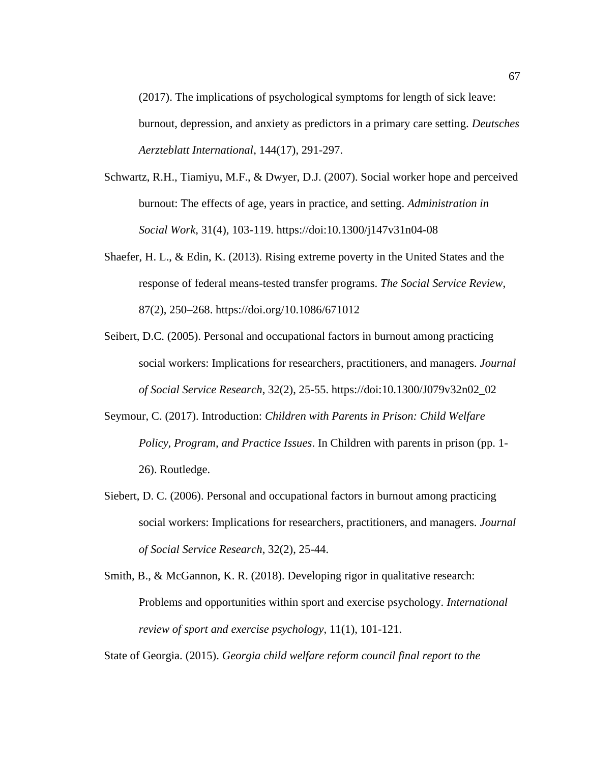(2017). The implications of psychological symptoms for length of sick leave: burnout, depression, and anxiety as predictors in a primary care setting. *Deutsches Aerzteblatt International*, 144(17), 291-297.

Schwartz, R.H., Tiamiyu, M.F., & Dwyer, D.J. (2007). Social worker hope and perceived burnout: The effects of age, years in practice, and setting. *Administration in Social Work*, 31(4), 103-119. https://doi:10.1300/j147v31n04-08

Shaefer, H. L., & Edin, K. (2013). Rising extreme poverty in the United States and the response of federal means-tested transfer programs. *The Social Service Review*, 87(2), 250–268. https://doi.org/10.1086/671012

Seibert, D.C. (2005). Personal and occupational factors in burnout among practicing social workers: Implications for researchers, practitioners, and managers. *Journal of Social Service Research*, 32(2), 25-55. https://doi:10.1300/J079v32n02_02

Seymour, C. (2017). Introduction: *Children with Parents in Prison: Child Welfare Policy, Program, and Practice Issues*. In Children with parents in prison (pp. 1-26). Routledge.

Siebert, D. C. (2006). Personal and occupational factors in burnout among practicing social workers: Implications for researchers, practitioners, and managers. *Journal of Social Service Research*, 32(2), 25-44.

Smith, B., & McGannon, K. R. (2018). Developing rigor in qualitative research: Problems and opportunities within sport and exercise psychology. *International review of sport and exercise psychology*, 11(1), 101-121.

State of Georgia. (2015). *Georgia child welfare reform council final report to the*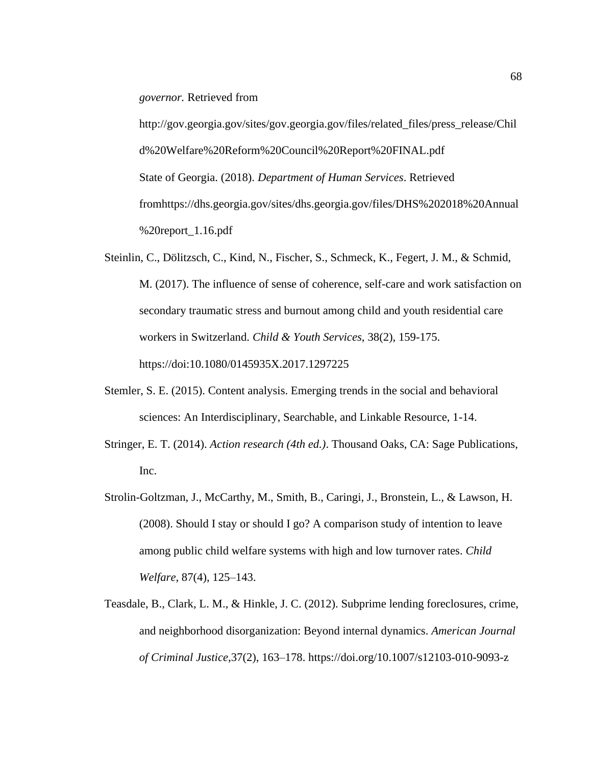*governor.* Retrieved from http://gov.georgia.gov/sites/gov.georgia.gov/files/related_files/press_release/Child%20Welfare%20Reform%20Council%20Report%20FINAL.pdf

State of Georgia. (2018). *Department of Human Services*. Retrieved fromhttps://dhs.georgia.gov/sites/dhs.georgia.gov/files/DHS%202018%20Annual%20report_1.16.pdf

Steinlin, C., Dölitzsch, C., Kind, N., Fischer, S., Schmeck, K., Fegert, J. M., & Schmid, M. (2017). The influence of sense of coherence, self-care and work satisfaction on secondary traumatic stress and burnout among child and youth residential care workers in Switzerland. *Child & Youth Services*, 38(2), 159-175. https://doi:10.1080/0145935X.2017.1297225

Stemler, S. E. (2015). Content analysis. Emerging trends in the social and behavioral sciences: An Interdisciplinary, Searchable, and Linkable Resource, 1-14.

Stringer, E. T. (2014). *Action research (4th ed.)*. Thousand Oaks, CA: Sage Publications, Inc.

Strolin-Goltzman, J., McCarthy, M., Smith, B., Caringi, J., Bronstein, L., & Lawson, H. (2008). Should I stay or should I go? A comparison study of intention to leave among public child welfare systems with high and low turnover rates. *Child Welfare*, 87(4), 125–143.

Teasdale, B., Clark, L. M., & Hinkle, J. C. (2012). Subprime lending foreclosures, crime, and neighborhood disorganization: Beyond internal dynamics. *American Journal of Criminal Justice*,37(2), 163–178. https://doi.org/10.1007/s12103-010-9093-z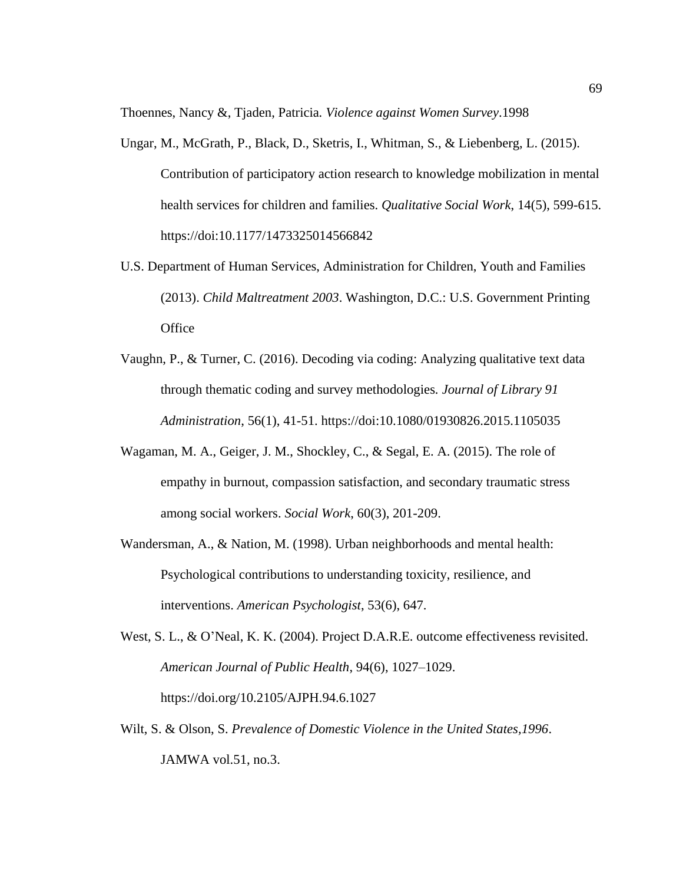Thoennes, Nancy &, Tjaden, Patricia. *Violence against Women Survey*.1998

Ungar, M., McGrath, P., Black, D., Sketris, I., Whitman, S., & Liebenberg, L. (2015). Contribution of participatory action research to knowledge mobilization in mental health services for children and families. *Qualitative Social Work*, 14(5), 599-615. https://doi:10.1177/1473325014566842

U.S. Department of Human Services, Administration for Children, Youth and Families (2013). *Child Maltreatment 2003*. Washington, D.C.: U.S. Government Printing Office

Vaughn, P., & Turner, C. (2016). Decoding via coding: Analyzing qualitative text data through thematic coding and survey methodologies. *Journal of Library 91 Administration*, 56(1), 41-51. https://doi:10.1080/01930826.2015.1105035

Wagaman, M. A., Geiger, J. M., Shockley, C., & Segal, E. A. (2015). The role of empathy in burnout, compassion satisfaction, and secondary traumatic stress among social workers. *Social Work*, 60(3), 201-209.

Wandersman, A., & Nation, M. (1998). Urban neighborhoods and mental health: Psychological contributions to understanding toxicity, resilience, and interventions. *American Psychologist*, 53(6), 647.

West, S. L., & O'Neal, K. K. (2004). Project D.A.R.E. outcome effectiveness revisited. *American Journal of Public Health*, 94(6), 1027–1029. https://doi.org/10.2105/AJPH.94.6.1027

Wilt, S. & Olson, S. *Prevalence of Domestic Violence in the United States,1996*. JAMWA vol.51, no.3.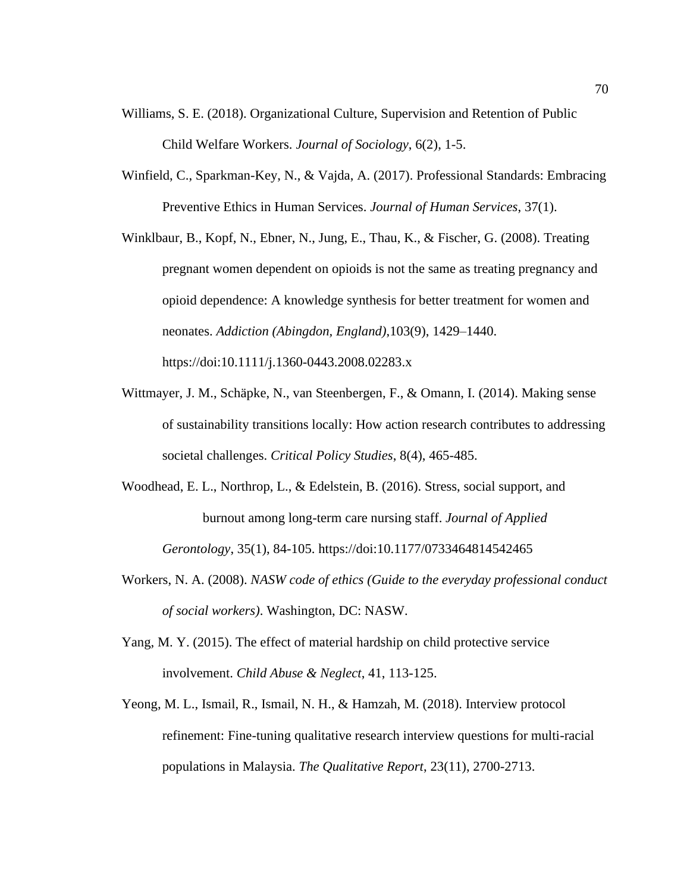Williams, S. E. (2018). Organizational Culture, Supervision and Retention of Public Child Welfare Workers. *Journal of Sociology*, 6(2), 1-5.

Winfield, C., Sparkman-Key, N., & Vajda, A. (2017). Professional Standards: Embracing Preventive Ethics in Human Services. *Journal of Human Services*, 37(1).

Winklbaur, B., Kopf, N., Ebner, N., Jung, E., Thau, K., & Fischer, G. (2008). Treating pregnant women dependent on opioids is not the same as treating pregnancy and opioid dependence: A knowledge synthesis for better treatment for women and neonates. *Addiction (Abingdon, England)*,103(9), 1429–1440. https://doi:10.1111/j.1360-0443.2008.02283.x

Wittmayer, J. M., Schäpke, N., van Steenbergen, F., & Omann, I. (2014). Making sense of sustainability transitions locally: How action research contributes to addressing societal challenges. *Critical Policy Studies*, 8(4), 465-485.

Woodhead, E. L., Northrop, L., & Edelstein, B. (2016). Stress, social support, and burnout among long-term care nursing staff. *Journal of Applied Gerontology*, 35(1), 84-105. https://doi:10.1177/0733464814542465

Workers, N. A. (2008). *NASW code of ethics (Guide to the everyday professional conduct of social workers)*. Washington, DC: NASW.

Yang, M. Y. (2015). The effect of material hardship on child protective service involvement. *Child Abuse & Neglect*, 41, 113-125.

Yeong, M. L., Ismail, R., Ismail, N. H., & Hamzah, M. (2018). Interview protocol refinement: Fine-tuning qualitative research interview questions for multi-racial populations in Malaysia. *The Qualitative Report*, 23(11), 2700-2713.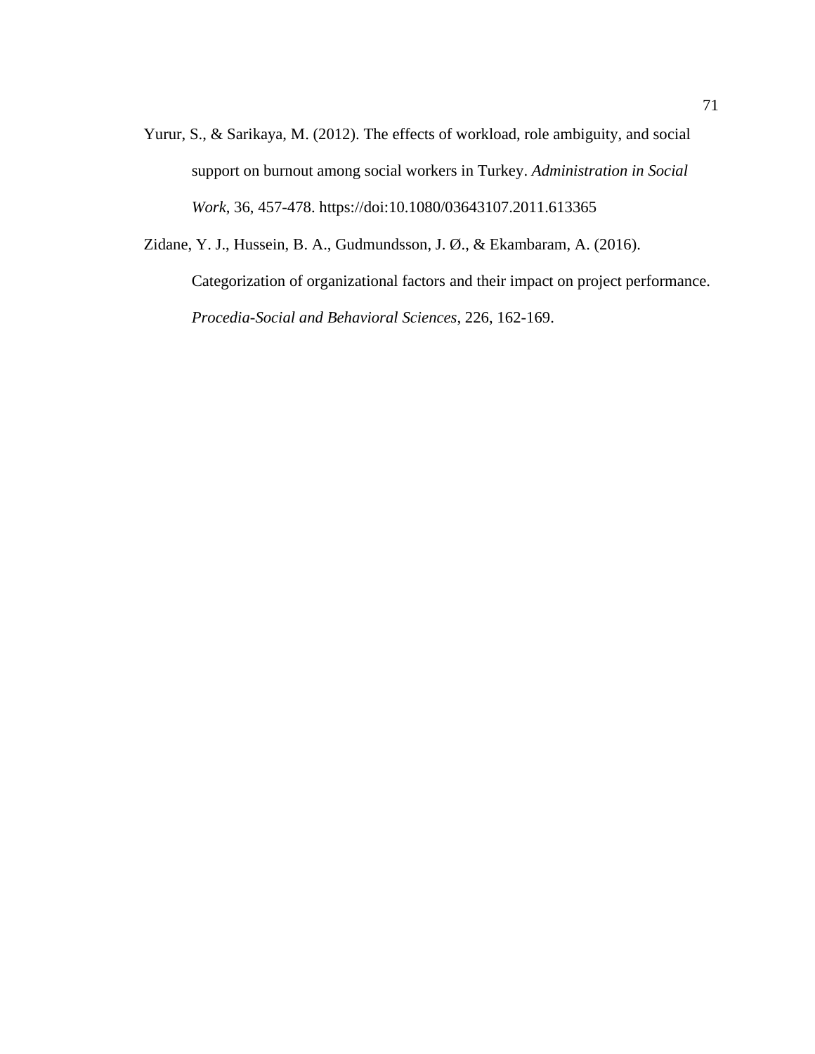Yurur, S., & Sarikaya, M. (2012). The effects of workload, role ambiguity, and social support on burnout among social workers in Turkey. *Administration in Social Work*, 36, 457-478. https://doi:10.1080/03643107.2011.613365

Zidane, Y. J., Hussein, B. A., Gudmundsson, J. Ø., & Ekambaram, A. (2016). Categorization of organizational factors and their impact on project performance. *Procedia-Social and Behavioral Sciences*, 226, 162-169.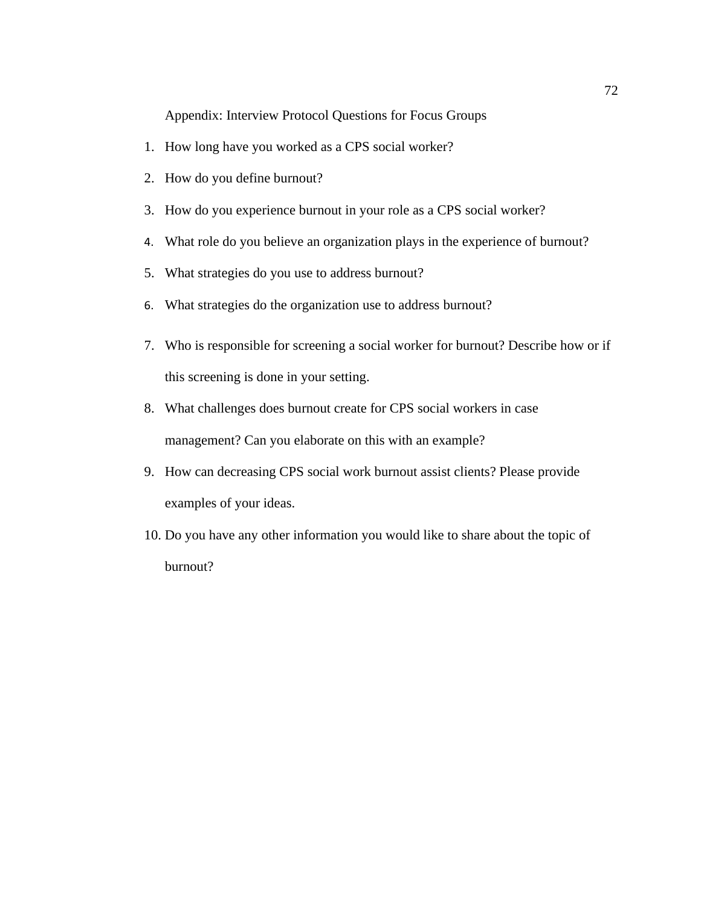## Appendix: Interview Protocol Questions for Focus Groups

1. How long have you worked as a CPS social worker?
2. How do you define burnout?
3. How do you experience burnout in your role as a CPS social worker?
4. What role do you believe an organization plays in the experience of burnout?
5. What strategies do you use to address burnout?
6. What strategies do the organization use to address burnout?
7. Who is responsible for screening a social worker for burnout? Describe how or if this screening is done in your setting.
8. What challenges does burnout create for CPS social workers in case management? Can you elaborate on this with an example?
9. How can decreasing CPS social work burnout assist clients? Please provide examples of your ideas.
10. Do you have any other information you would like to share about the topic of burnout?